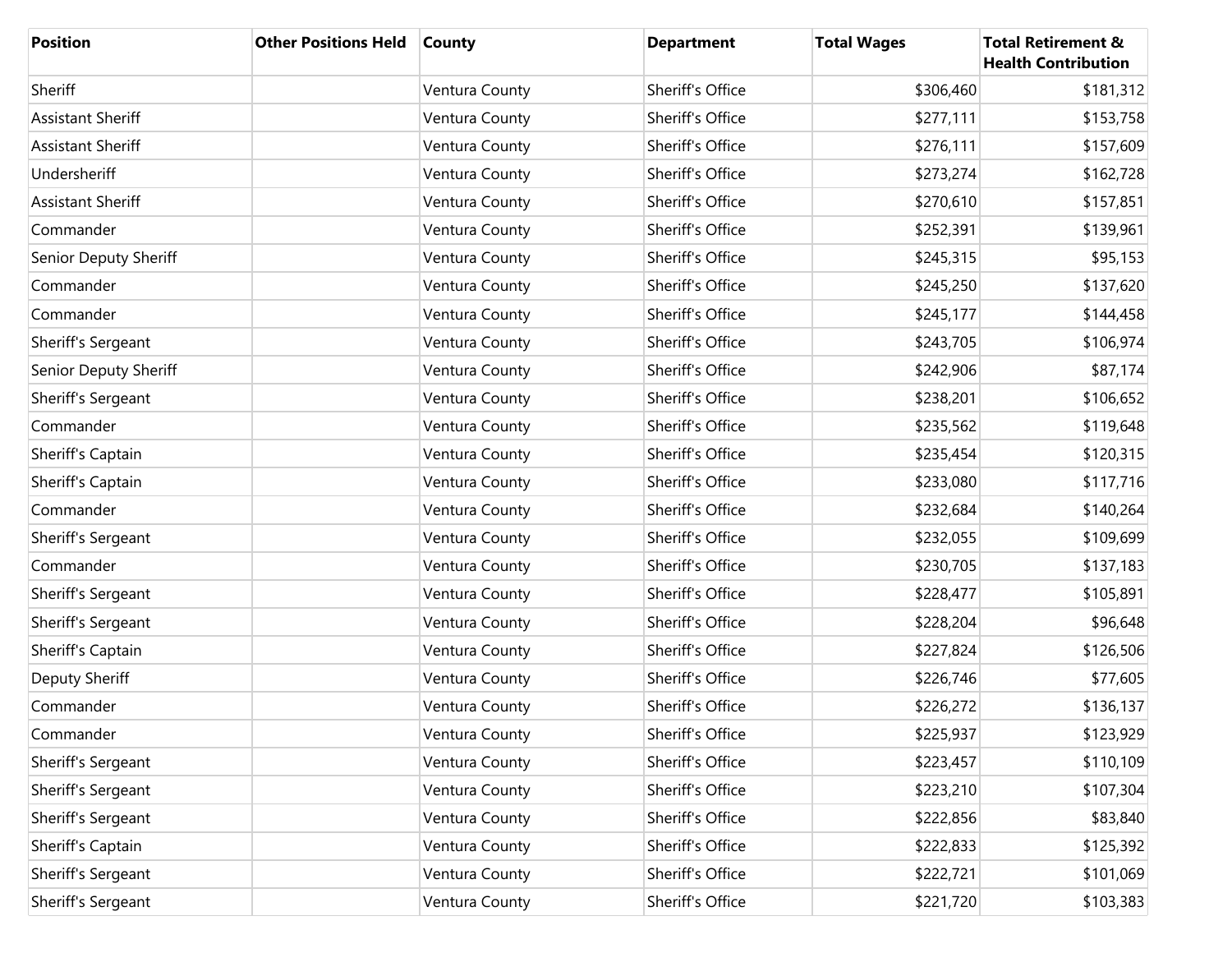| Position | Other Positions Held | County | Department | Total Wages | Total Retirement & Health Contribution |
|---|---|---|---|---|---|
| Sheriff | | Ventura County | Sheriff's Office | $306,460 | $181,312 |
| Assistant Sheriff | | Ventura County | Sheriff's Office | $277,111 | $153,758 |
| Assistant Sheriff | | Ventura County | Sheriff's Office | $276,111 | $157,609 |
| Undersheriff | | Ventura County | Sheriff's Office | $273,274 | $162,728 |
| Assistant Sheriff | | Ventura County | Sheriff's Office | $270,610 | $157,851 |
| Commander | | Ventura County | Sheriff's Office | $252,391 | $139,961 |
| Senior Deputy Sheriff | | Ventura County | Sheriff's Office | $245,315 | $95,153 |
| Commander | | Ventura County | Sheriff's Office | $245,250 | $137,620 |
| Commander | | Ventura County | Sheriff's Office | $245,177 | $144,458 |
| Sheriff's Sergeant | | Ventura County | Sheriff's Office | $243,705 | $106,974 |
| Senior Deputy Sheriff | | Ventura County | Sheriff's Office | $242,906 | $87,174 |
| Sheriff's Sergeant | | Ventura County | Sheriff's Office | $238,201 | $106,652 |
| Commander | | Ventura County | Sheriff's Office | $235,562 | $119,648 |
| Sheriff's Captain | | Ventura County | Sheriff's Office | $235,454 | $120,315 |
| Sheriff's Captain | | Ventura County | Sheriff's Office | $233,080 | $117,716 |
| Commander | | Ventura County | Sheriff's Office | $232,684 | $140,264 |
| Sheriff's Sergeant | | Ventura County | Sheriff's Office | $232,055 | $109,699 |
| Commander | | Ventura County | Sheriff's Office | $230,705 | $137,183 |
| Sheriff's Sergeant | | Ventura County | Sheriff's Office | $228,477 | $105,891 |
| Sheriff's Sergeant | | Ventura County | Sheriff's Office | $228,204 | $96,648 |
| Sheriff's Captain | | Ventura County | Sheriff's Office | $227,824 | $126,506 |
| Deputy Sheriff | | Ventura County | Sheriff's Office | $226,746 | $77,605 |
| Commander | | Ventura County | Sheriff's Office | $226,272 | $136,137 |
| Commander | | Ventura County | Sheriff's Office | $225,937 | $123,929 |
| Sheriff's Sergeant | | Ventura County | Sheriff's Office | $223,457 | $110,109 |
| Sheriff's Sergeant | | Ventura County | Sheriff's Office | $223,210 | $107,304 |
| Sheriff's Sergeant | | Ventura County | Sheriff's Office | $222,856 | $83,840 |
| Sheriff's Captain | | Ventura County | Sheriff's Office | $222,833 | $125,392 |
| Sheriff's Sergeant | | Ventura County | Sheriff's Office | $222,721 | $101,069 |
| Sheriff's Sergeant | | Ventura County | Sheriff's Office | $221,720 | $103,383 |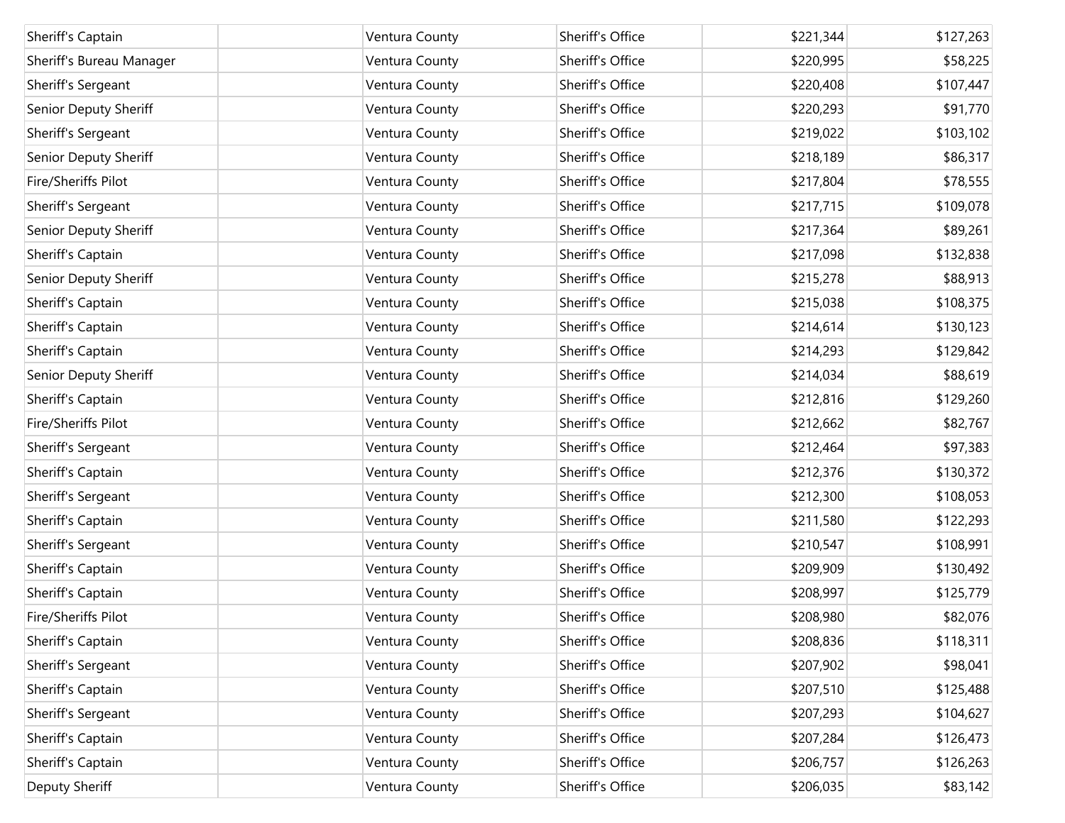| | | | | | |
|---|---|---|---|---|---|
| Sheriff's Captain | | Ventura County | Sheriff's Office | $221,344 | $127,263 |
| Sheriff's Bureau Manager | | Ventura County | Sheriff's Office | $220,995 | $58,225 |
| Sheriff's Sergeant | | Ventura County | Sheriff's Office | $220,408 | $107,447 |
| Senior Deputy Sheriff | | Ventura County | Sheriff's Office | $220,293 | $91,770 |
| Sheriff's Sergeant | | Ventura County | Sheriff's Office | $219,022 | $103,102 |
| Senior Deputy Sheriff | | Ventura County | Sheriff's Office | $218,189 | $86,317 |
| Fire/Sheriffs Pilot | | Ventura County | Sheriff's Office | $217,804 | $78,555 |
| Sheriff's Sergeant | | Ventura County | Sheriff's Office | $217,715 | $109,078 |
| Senior Deputy Sheriff | | Ventura County | Sheriff's Office | $217,364 | $89,261 |
| Sheriff's Captain | | Ventura County | Sheriff's Office | $217,098 | $132,838 |
| Senior Deputy Sheriff | | Ventura County | Sheriff's Office | $215,278 | $88,913 |
| Sheriff's Captain | | Ventura County | Sheriff's Office | $215,038 | $108,375 |
| Sheriff's Captain | | Ventura County | Sheriff's Office | $214,614 | $130,123 |
| Sheriff's Captain | | Ventura County | Sheriff's Office | $214,293 | $129,842 |
| Senior Deputy Sheriff | | Ventura County | Sheriff's Office | $214,034 | $88,619 |
| Sheriff's Captain | | Ventura County | Sheriff's Office | $212,816 | $129,260 |
| Fire/Sheriffs Pilot | | Ventura County | Sheriff's Office | $212,662 | $82,767 |
| Sheriff's Sergeant | | Ventura County | Sheriff's Office | $212,464 | $97,383 |
| Sheriff's Captain | | Ventura County | Sheriff's Office | $212,376 | $130,372 |
| Sheriff's Sergeant | | Ventura County | Sheriff's Office | $212,300 | $108,053 |
| Sheriff's Captain | | Ventura County | Sheriff's Office | $211,580 | $122,293 |
| Sheriff's Sergeant | | Ventura County | Sheriff's Office | $210,547 | $108,991 |
| Sheriff's Captain | | Ventura County | Sheriff's Office | $209,909 | $130,492 |
| Sheriff's Captain | | Ventura County | Sheriff's Office | $208,997 | $125,779 |
| Fire/Sheriffs Pilot | | Ventura County | Sheriff's Office | $208,980 | $82,076 |
| Sheriff's Captain | | Ventura County | Sheriff's Office | $208,836 | $118,311 |
| Sheriff's Sergeant | | Ventura County | Sheriff's Office | $207,902 | $98,041 |
| Sheriff's Captain | | Ventura County | Sheriff's Office | $207,510 | $125,488 |
| Sheriff's Sergeant | | Ventura County | Sheriff's Office | $207,293 | $104,627 |
| Sheriff's Captain | | Ventura County | Sheriff's Office | $207,284 | $126,473 |
| Sheriff's Captain | | Ventura County | Sheriff's Office | $206,757 | $126,263 |
| Deputy Sheriff | | Ventura County | Sheriff's Office | $206,035 | $83,142 |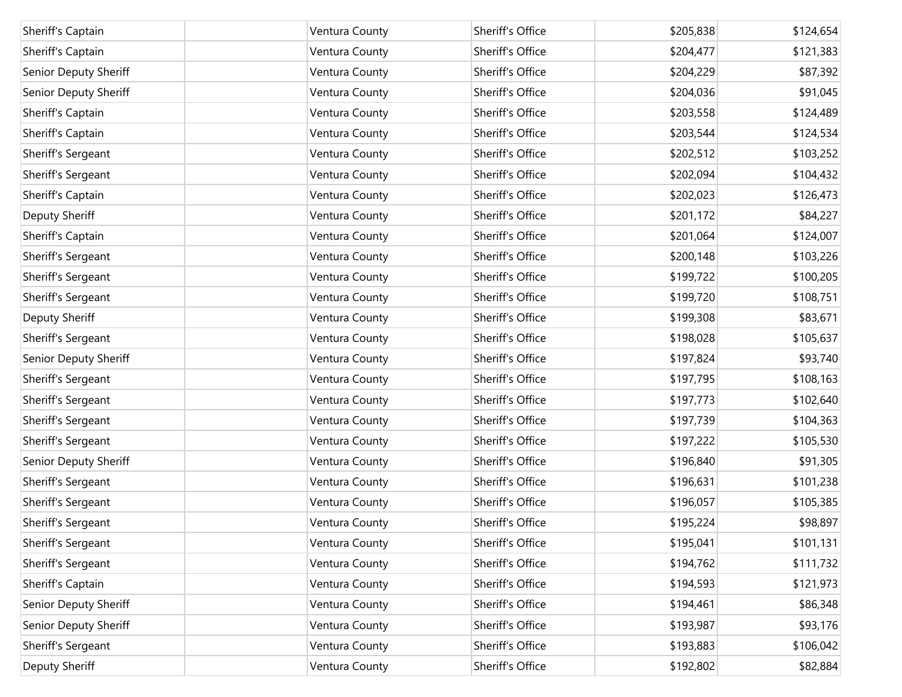| | | | | | |
|---|---|---|---|---|---|
| Sheriff's Captain | | Ventura County | Sheriff's Office | $205,838 | $124,654 |
| Sheriff's Captain | | Ventura County | Sheriff's Office | $204,477 | $121,383 |
| Senior Deputy Sheriff | | Ventura County | Sheriff's Office | $204,229 | $87,392 |
| Senior Deputy Sheriff | | Ventura County | Sheriff's Office | $204,036 | $91,045 |
| Sheriff's Captain | | Ventura County | Sheriff's Office | $203,558 | $124,489 |
| Sheriff's Captain | | Ventura County | Sheriff's Office | $203,544 | $124,534 |
| Sheriff's Sergeant | | Ventura County | Sheriff's Office | $202,512 | $103,252 |
| Sheriff's Sergeant | | Ventura County | Sheriff's Office | $202,094 | $104,432 |
| Sheriff's Captain | | Ventura County | Sheriff's Office | $202,023 | $126,473 |
| Deputy Sheriff | | Ventura County | Sheriff's Office | $201,172 | $84,227 |
| Sheriff's Captain | | Ventura County | Sheriff's Office | $201,064 | $124,007 |
| Sheriff's Sergeant | | Ventura County | Sheriff's Office | $200,148 | $103,226 |
| Sheriff's Sergeant | | Ventura County | Sheriff's Office | $199,722 | $100,205 |
| Sheriff's Sergeant | | Ventura County | Sheriff's Office | $199,720 | $108,751 |
| Deputy Sheriff | | Ventura County | Sheriff's Office | $199,308 | $83,671 |
| Sheriff's Sergeant | | Ventura County | Sheriff's Office | $198,028 | $105,637 |
| Senior Deputy Sheriff | | Ventura County | Sheriff's Office | $197,824 | $93,740 |
| Sheriff's Sergeant | | Ventura County | Sheriff's Office | $197,795 | $108,163 |
| Sheriff's Sergeant | | Ventura County | Sheriff's Office | $197,773 | $102,640 |
| Sheriff's Sergeant | | Ventura County | Sheriff's Office | $197,739 | $104,363 |
| Sheriff's Sergeant | | Ventura County | Sheriff's Office | $197,222 | $105,530 |
| Senior Deputy Sheriff | | Ventura County | Sheriff's Office | $196,840 | $91,305 |
| Sheriff's Sergeant | | Ventura County | Sheriff's Office | $196,631 | $101,238 |
| Sheriff's Sergeant | | Ventura County | Sheriff's Office | $196,057 | $105,385 |
| Sheriff's Sergeant | | Ventura County | Sheriff's Office | $195,224 | $98,897 |
| Sheriff's Sergeant | | Ventura County | Sheriff's Office | $195,041 | $101,131 |
| Sheriff's Sergeant | | Ventura County | Sheriff's Office | $194,762 | $111,732 |
| Sheriff's Captain | | Ventura County | Sheriff's Office | $194,593 | $121,973 |
| Senior Deputy Sheriff | | Ventura County | Sheriff's Office | $194,461 | $86,348 |
| Senior Deputy Sheriff | | Ventura County | Sheriff's Office | $193,987 | $93,176 |
| Sheriff's Sergeant | | Ventura County | Sheriff's Office | $193,883 | $106,042 |
| Deputy Sheriff | | Ventura County | Sheriff's Office | $192,802 | $82,884 |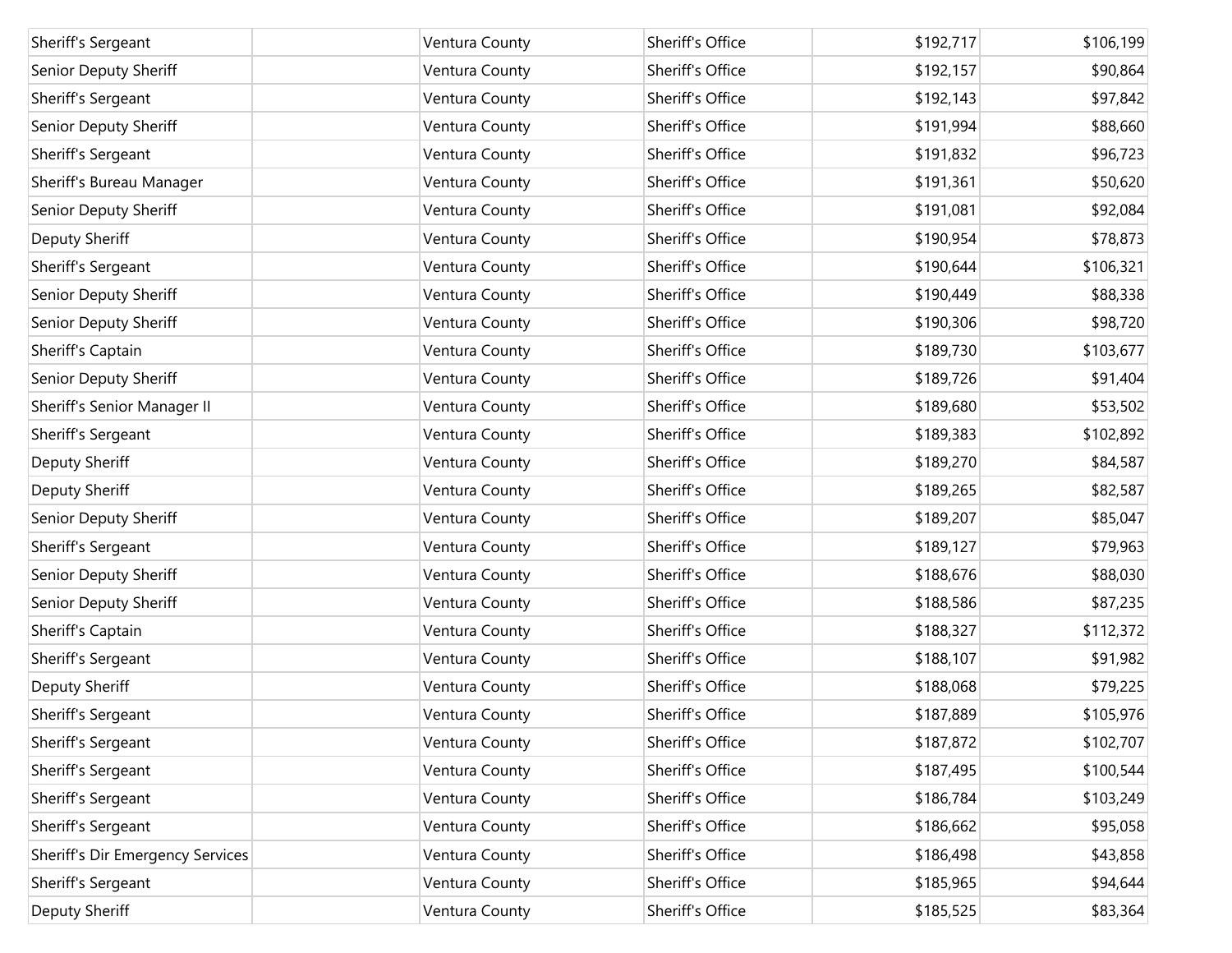| | | | | | |
|---|---|---|---|---|---|
| Sheriff's Sergeant | | Ventura County | Sheriff's Office | $192,717 | $106,199 |
| Senior Deputy Sheriff | | Ventura County | Sheriff's Office | $192,157 | $90,864 |
| Sheriff's Sergeant | | Ventura County | Sheriff's Office | $192,143 | $97,842 |
| Senior Deputy Sheriff | | Ventura County | Sheriff's Office | $191,994 | $88,660 |
| Sheriff's Sergeant | | Ventura County | Sheriff's Office | $191,832 | $96,723 |
| Sheriff's Bureau Manager | | Ventura County | Sheriff's Office | $191,361 | $50,620 |
| Senior Deputy Sheriff | | Ventura County | Sheriff's Office | $191,081 | $92,084 |
| Deputy Sheriff | | Ventura County | Sheriff's Office | $190,954 | $78,873 |
| Sheriff's Sergeant | | Ventura County | Sheriff's Office | $190,644 | $106,321 |
| Senior Deputy Sheriff | | Ventura County | Sheriff's Office | $190,449 | $88,338 |
| Senior Deputy Sheriff | | Ventura County | Sheriff's Office | $190,306 | $98,720 |
| Sheriff's Captain | | Ventura County | Sheriff's Office | $189,730 | $103,677 |
| Senior Deputy Sheriff | | Ventura County | Sheriff's Office | $189,726 | $91,404 |
| Sheriff's Senior Manager II | | Ventura County | Sheriff's Office | $189,680 | $53,502 |
| Sheriff's Sergeant | | Ventura County | Sheriff's Office | $189,383 | $102,892 |
| Deputy Sheriff | | Ventura County | Sheriff's Office | $189,270 | $84,587 |
| Deputy Sheriff | | Ventura County | Sheriff's Office | $189,265 | $82,587 |
| Senior Deputy Sheriff | | Ventura County | Sheriff's Office | $189,207 | $85,047 |
| Sheriff's Sergeant | | Ventura County | Sheriff's Office | $189,127 | $79,963 |
| Senior Deputy Sheriff | | Ventura County | Sheriff's Office | $188,676 | $88,030 |
| Senior Deputy Sheriff | | Ventura County | Sheriff's Office | $188,586 | $87,235 |
| Sheriff's Captain | | Ventura County | Sheriff's Office | $188,327 | $112,372 |
| Sheriff's Sergeant | | Ventura County | Sheriff's Office | $188,107 | $91,982 |
| Deputy Sheriff | | Ventura County | Sheriff's Office | $188,068 | $79,225 |
| Sheriff's Sergeant | | Ventura County | Sheriff's Office | $187,889 | $105,976 |
| Sheriff's Sergeant | | Ventura County | Sheriff's Office | $187,872 | $102,707 |
| Sheriff's Sergeant | | Ventura County | Sheriff's Office | $187,495 | $100,544 |
| Sheriff's Sergeant | | Ventura County | Sheriff's Office | $186,784 | $103,249 |
| Sheriff's Sergeant | | Ventura County | Sheriff's Office | $186,662 | $95,058 |
| Sheriff's Dir Emergency Services | | Ventura County | Sheriff's Office | $186,498 | $43,858 |
| Sheriff's Sergeant | | Ventura County | Sheriff's Office | $185,965 | $94,644 |
| Deputy Sheriff | | Ventura County | Sheriff's Office | $185,525 | $83,364 |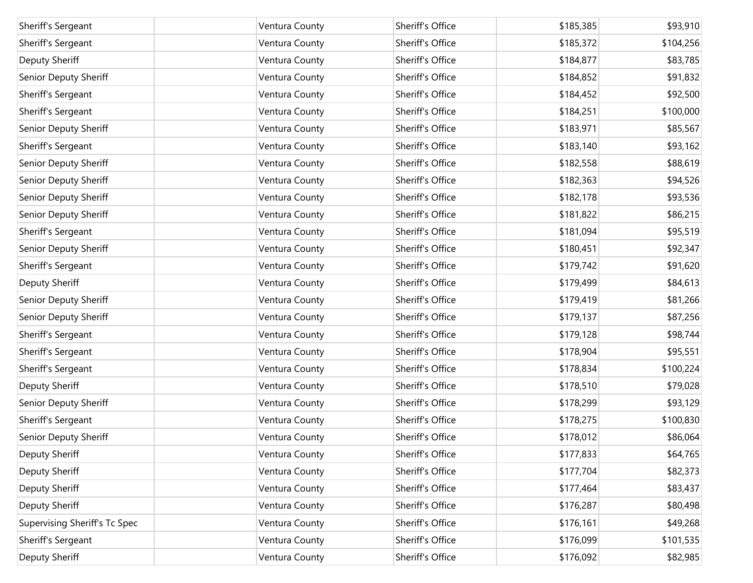| Sheriff's Sergeant | | Ventura County | Sheriff's Office | $185,385 | $93,910 |
|---|---|---|---|---|---|
| Sheriff's Sergeant | | Ventura County | Sheriff's Office | $185,372 | $104,256 |
| Deputy Sheriff | | Ventura County | Sheriff's Office | $184,877 | $83,785 |
| Senior Deputy Sheriff | | Ventura County | Sheriff's Office | $184,852 | $91,832 |
| Sheriff's Sergeant | | Ventura County | Sheriff's Office | $184,452 | $92,500 |
| Sheriff's Sergeant | | Ventura County | Sheriff's Office | $184,251 | $100,000 |
| Senior Deputy Sheriff | | Ventura County | Sheriff's Office | $183,971 | $85,567 |
| Sheriff's Sergeant | | Ventura County | Sheriff's Office | $183,140 | $93,162 |
| Senior Deputy Sheriff | | Ventura County | Sheriff's Office | $182,558 | $88,619 |
| Senior Deputy Sheriff | | Ventura County | Sheriff's Office | $182,363 | $94,526 |
| Senior Deputy Sheriff | | Ventura County | Sheriff's Office | $182,178 | $93,536 |
| Senior Deputy Sheriff | | Ventura County | Sheriff's Office | $181,822 | $86,215 |
| Sheriff's Sergeant | | Ventura County | Sheriff's Office | $181,094 | $95,519 |
| Senior Deputy Sheriff | | Ventura County | Sheriff's Office | $180,451 | $92,347 |
| Sheriff's Sergeant | | Ventura County | Sheriff's Office | $179,742 | $91,620 |
| Deputy Sheriff | | Ventura County | Sheriff's Office | $179,499 | $84,613 |
| Senior Deputy Sheriff | | Ventura County | Sheriff's Office | $179,419 | $81,266 |
| Senior Deputy Sheriff | | Ventura County | Sheriff's Office | $179,137 | $87,256 |
| Sheriff's Sergeant | | Ventura County | Sheriff's Office | $179,128 | $98,744 |
| Sheriff's Sergeant | | Ventura County | Sheriff's Office | $178,904 | $95,551 |
| Sheriff's Sergeant | | Ventura County | Sheriff's Office | $178,834 | $100,224 |
| Deputy Sheriff | | Ventura County | Sheriff's Office | $178,510 | $79,028 |
| Senior Deputy Sheriff | | Ventura County | Sheriff's Office | $178,299 | $93,129 |
| Sheriff's Sergeant | | Ventura County | Sheriff's Office | $178,275 | $100,830 |
| Senior Deputy Sheriff | | Ventura County | Sheriff's Office | $178,012 | $86,064 |
| Deputy Sheriff | | Ventura County | Sheriff's Office | $177,833 | $64,765 |
| Deputy Sheriff | | Ventura County | Sheriff's Office | $177,704 | $82,373 |
| Deputy Sheriff | | Ventura County | Sheriff's Office | $177,464 | $83,437 |
| Deputy Sheriff | | Ventura County | Sheriff's Office | $176,287 | $80,498 |
| Supervising Sheriff's Tc Spec | | Ventura County | Sheriff's Office | $176,161 | $49,268 |
| Sheriff's Sergeant | | Ventura County | Sheriff's Office | $176,099 | $101,535 |
| Deputy Sheriff | | Ventura County | Sheriff's Office | $176,092 | $82,985 |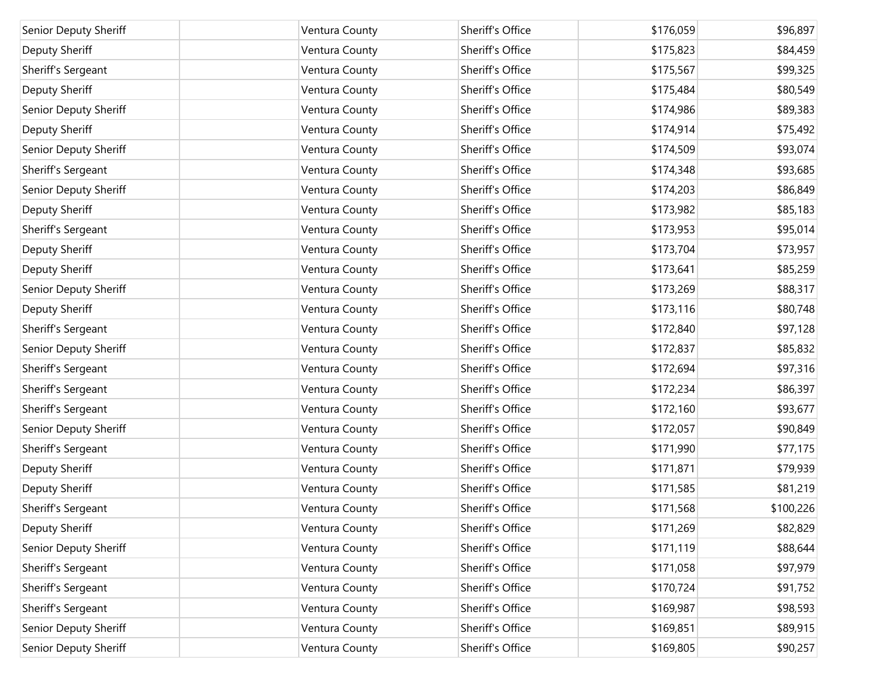| Senior Deputy Sheriff | | Ventura County | Sheriff's Office | $176,059 | $96,897 |
|---|---|---|---|---|---|
| Deputy Sheriff | | Ventura County | Sheriff's Office | $175,823 | $84,459 |
| Sheriff's Sergeant | | Ventura County | Sheriff's Office | $175,567 | $99,325 |
| Deputy Sheriff | | Ventura County | Sheriff's Office | $175,484 | $80,549 |
| Senior Deputy Sheriff | | Ventura County | Sheriff's Office | $174,986 | $89,383 |
| Deputy Sheriff | | Ventura County | Sheriff's Office | $174,914 | $75,492 |
| Senior Deputy Sheriff | | Ventura County | Sheriff's Office | $174,509 | $93,074 |
| Sheriff's Sergeant | | Ventura County | Sheriff's Office | $174,348 | $93,685 |
| Senior Deputy Sheriff | | Ventura County | Sheriff's Office | $174,203 | $86,849 |
| Deputy Sheriff | | Ventura County | Sheriff's Office | $173,982 | $85,183 |
| Sheriff's Sergeant | | Ventura County | Sheriff's Office | $173,953 | $95,014 |
| Deputy Sheriff | | Ventura County | Sheriff's Office | $173,704 | $73,957 |
| Deputy Sheriff | | Ventura County | Sheriff's Office | $173,641 | $85,259 |
| Senior Deputy Sheriff | | Ventura County | Sheriff's Office | $173,269 | $88,317 |
| Deputy Sheriff | | Ventura County | Sheriff's Office | $173,116 | $80,748 |
| Sheriff's Sergeant | | Ventura County | Sheriff's Office | $172,840 | $97,128 |
| Senior Deputy Sheriff | | Ventura County | Sheriff's Office | $172,837 | $85,832 |
| Sheriff's Sergeant | | Ventura County | Sheriff's Office | $172,694 | $97,316 |
| Sheriff's Sergeant | | Ventura County | Sheriff's Office | $172,234 | $86,397 |
| Sheriff's Sergeant | | Ventura County | Sheriff's Office | $172,160 | $93,677 |
| Senior Deputy Sheriff | | Ventura County | Sheriff's Office | $172,057 | $90,849 |
| Sheriff's Sergeant | | Ventura County | Sheriff's Office | $171,990 | $77,175 |
| Deputy Sheriff | | Ventura County | Sheriff's Office | $171,871 | $79,939 |
| Deputy Sheriff | | Ventura County | Sheriff's Office | $171,585 | $81,219 |
| Sheriff's Sergeant | | Ventura County | Sheriff's Office | $171,568 | $100,226 |
| Deputy Sheriff | | Ventura County | Sheriff's Office | $171,269 | $82,829 |
| Senior Deputy Sheriff | | Ventura County | Sheriff's Office | $171,119 | $88,644 |
| Sheriff's Sergeant | | Ventura County | Sheriff's Office | $171,058 | $97,979 |
| Sheriff's Sergeant | | Ventura County | Sheriff's Office | $170,724 | $91,752 |
| Sheriff's Sergeant | | Ventura County | Sheriff's Office | $169,987 | $98,593 |
| Senior Deputy Sheriff | | Ventura County | Sheriff's Office | $169,851 | $89,915 |
| Senior Deputy Sheriff | | Ventura County | Sheriff's Office | $169,805 | $90,257 |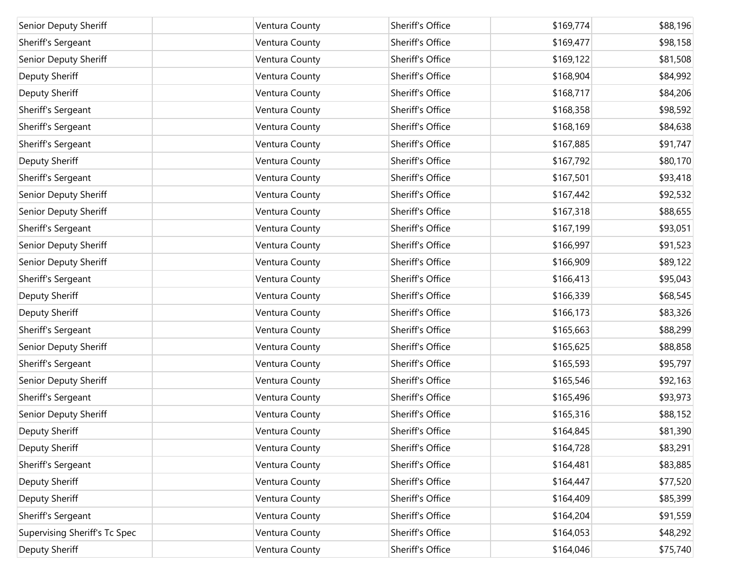| | | | | | |
|---|---|---|---|---|---|
| Senior Deputy Sheriff | | Ventura County | Sheriff's Office | $169,774 | $88,196 |
| Sheriff's Sergeant | | Ventura County | Sheriff's Office | $169,477 | $98,158 |
| Senior Deputy Sheriff | | Ventura County | Sheriff's Office | $169,122 | $81,508 |
| Deputy Sheriff | | Ventura County | Sheriff's Office | $168,904 | $84,992 |
| Deputy Sheriff | | Ventura County | Sheriff's Office | $168,717 | $84,206 |
| Sheriff's Sergeant | | Ventura County | Sheriff's Office | $168,358 | $98,592 |
| Sheriff's Sergeant | | Ventura County | Sheriff's Office | $168,169 | $84,638 |
| Sheriff's Sergeant | | Ventura County | Sheriff's Office | $167,885 | $91,747 |
| Deputy Sheriff | | Ventura County | Sheriff's Office | $167,792 | $80,170 |
| Sheriff's Sergeant | | Ventura County | Sheriff's Office | $167,501 | $93,418 |
| Senior Deputy Sheriff | | Ventura County | Sheriff's Office | $167,442 | $92,532 |
| Senior Deputy Sheriff | | Ventura County | Sheriff's Office | $167,318 | $88,655 |
| Sheriff's Sergeant | | Ventura County | Sheriff's Office | $167,199 | $93,051 |
| Senior Deputy Sheriff | | Ventura County | Sheriff's Office | $166,997 | $91,523 |
| Senior Deputy Sheriff | | Ventura County | Sheriff's Office | $166,909 | $89,122 |
| Sheriff's Sergeant | | Ventura County | Sheriff's Office | $166,413 | $95,043 |
| Deputy Sheriff | | Ventura County | Sheriff's Office | $166,339 | $68,545 |
| Deputy Sheriff | | Ventura County | Sheriff's Office | $166,173 | $83,326 |
| Sheriff's Sergeant | | Ventura County | Sheriff's Office | $165,663 | $88,299 |
| Senior Deputy Sheriff | | Ventura County | Sheriff's Office | $165,625 | $88,858 |
| Sheriff's Sergeant | | Ventura County | Sheriff's Office | $165,593 | $95,797 |
| Senior Deputy Sheriff | | Ventura County | Sheriff's Office | $165,546 | $92,163 |
| Sheriff's Sergeant | | Ventura County | Sheriff's Office | $165,496 | $93,973 |
| Senior Deputy Sheriff | | Ventura County | Sheriff's Office | $165,316 | $88,152 |
| Deputy Sheriff | | Ventura County | Sheriff's Office | $164,845 | $81,390 |
| Deputy Sheriff | | Ventura County | Sheriff's Office | $164,728 | $83,291 |
| Sheriff's Sergeant | | Ventura County | Sheriff's Office | $164,481 | $83,885 |
| Deputy Sheriff | | Ventura County | Sheriff's Office | $164,447 | $77,520 |
| Deputy Sheriff | | Ventura County | Sheriff's Office | $164,409 | $85,399 |
| Sheriff's Sergeant | | Ventura County | Sheriff's Office | $164,204 | $91,559 |
| Supervising Sheriff's Tc Spec | | Ventura County | Sheriff's Office | $164,053 | $48,292 |
| Deputy Sheriff | | Ventura County | Sheriff's Office | $164,046 | $75,740 |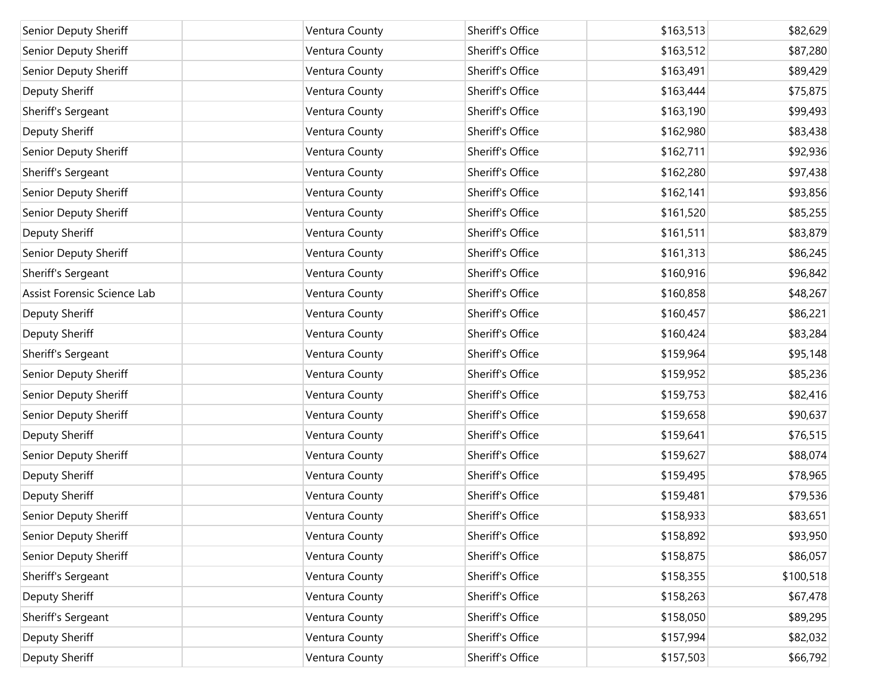| | | | | | |
|---|---|---|---|---|---|
| Senior Deputy Sheriff | | Ventura County | Sheriff's Office | $163,513 | $82,629 |
| Senior Deputy Sheriff | | Ventura County | Sheriff's Office | $163,512 | $87,280 |
| Senior Deputy Sheriff | | Ventura County | Sheriff's Office | $163,491 | $89,429 |
| Deputy Sheriff | | Ventura County | Sheriff's Office | $163,444 | $75,875 |
| Sheriff's Sergeant | | Ventura County | Sheriff's Office | $163,190 | $99,493 |
| Deputy Sheriff | | Ventura County | Sheriff's Office | $162,980 | $83,438 |
| Senior Deputy Sheriff | | Ventura County | Sheriff's Office | $162,711 | $92,936 |
| Sheriff's Sergeant | | Ventura County | Sheriff's Office | $162,280 | $97,438 |
| Senior Deputy Sheriff | | Ventura County | Sheriff's Office | $162,141 | $93,856 |
| Senior Deputy Sheriff | | Ventura County | Sheriff's Office | $161,520 | $85,255 |
| Deputy Sheriff | | Ventura County | Sheriff's Office | $161,511 | $83,879 |
| Senior Deputy Sheriff | | Ventura County | Sheriff's Office | $161,313 | $86,245 |
| Sheriff's Sergeant | | Ventura County | Sheriff's Office | $160,916 | $96,842 |
| Assist Forensic Science Lab | | Ventura County | Sheriff's Office | $160,858 | $48,267 |
| Deputy Sheriff | | Ventura County | Sheriff's Office | $160,457 | $86,221 |
| Deputy Sheriff | | Ventura County | Sheriff's Office | $160,424 | $83,284 |
| Sheriff's Sergeant | | Ventura County | Sheriff's Office | $159,964 | $95,148 |
| Senior Deputy Sheriff | | Ventura County | Sheriff's Office | $159,952 | $85,236 |
| Senior Deputy Sheriff | | Ventura County | Sheriff's Office | $159,753 | $82,416 |
| Senior Deputy Sheriff | | Ventura County | Sheriff's Office | $159,658 | $90,637 |
| Deputy Sheriff | | Ventura County | Sheriff's Office | $159,641 | $76,515 |
| Senior Deputy Sheriff | | Ventura County | Sheriff's Office | $159,627 | $88,074 |
| Deputy Sheriff | | Ventura County | Sheriff's Office | $159,495 | $78,965 |
| Deputy Sheriff | | Ventura County | Sheriff's Office | $159,481 | $79,536 |
| Senior Deputy Sheriff | | Ventura County | Sheriff's Office | $158,933 | $83,651 |
| Senior Deputy Sheriff | | Ventura County | Sheriff's Office | $158,892 | $93,950 |
| Senior Deputy Sheriff | | Ventura County | Sheriff's Office | $158,875 | $86,057 |
| Sheriff's Sergeant | | Ventura County | Sheriff's Office | $158,355 | $100,518 |
| Deputy Sheriff | | Ventura County | Sheriff's Office | $158,263 | $67,478 |
| Sheriff's Sergeant | | Ventura County | Sheriff's Office | $158,050 | $89,295 |
| Deputy Sheriff | | Ventura County | Sheriff's Office | $157,994 | $82,032 |
| Deputy Sheriff | | Ventura County | Sheriff's Office | $157,503 | $66,792 |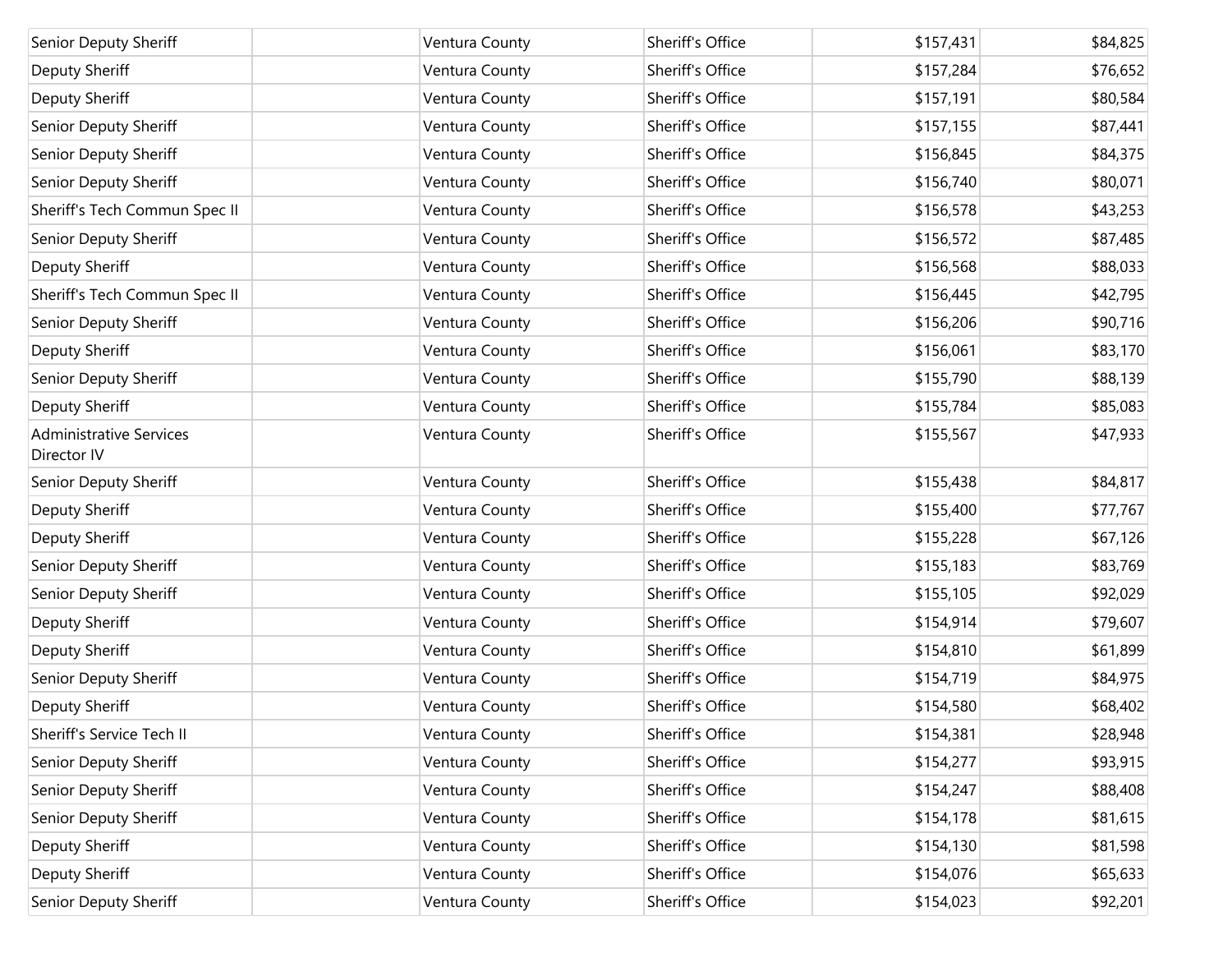| | | | | | |
|---|---|---|---|---|---|
| Senior Deputy Sheriff | | Ventura County | Sheriff's Office | $157,431 | $84,825 |
| Deputy Sheriff | | Ventura County | Sheriff's Office | $157,284 | $76,652 |
| Deputy Sheriff | | Ventura County | Sheriff's Office | $157,191 | $80,584 |
| Senior Deputy Sheriff | | Ventura County | Sheriff's Office | $157,155 | $87,441 |
| Senior Deputy Sheriff | | Ventura County | Sheriff's Office | $156,845 | $84,375 |
| Senior Deputy Sheriff | | Ventura County | Sheriff's Office | $156,740 | $80,071 |
| Sheriff's Tech Commun Spec II | | Ventura County | Sheriff's Office | $156,578 | $43,253 |
| Senior Deputy Sheriff | | Ventura County | Sheriff's Office | $156,572 | $87,485 |
| Deputy Sheriff | | Ventura County | Sheriff's Office | $156,568 | $88,033 |
| Sheriff's Tech Commun Spec II | | Ventura County | Sheriff's Office | $156,445 | $42,795 |
| Senior Deputy Sheriff | | Ventura County | Sheriff's Office | $156,206 | $90,716 |
| Deputy Sheriff | | Ventura County | Sheriff's Office | $156,061 | $83,170 |
| Senior Deputy Sheriff | | Ventura County | Sheriff's Office | $155,790 | $88,139 |
| Deputy Sheriff | | Ventura County | Sheriff's Office | $155,784 | $85,083 |
| Administrative Services Director IV | | Ventura County | Sheriff's Office | $155,567 | $47,933 |
| Senior Deputy Sheriff | | Ventura County | Sheriff's Office | $155,438 | $84,817 |
| Deputy Sheriff | | Ventura County | Sheriff's Office | $155,400 | $77,767 |
| Deputy Sheriff | | Ventura County | Sheriff's Office | $155,228 | $67,126 |
| Senior Deputy Sheriff | | Ventura County | Sheriff's Office | $155,183 | $83,769 |
| Senior Deputy Sheriff | | Ventura County | Sheriff's Office | $155,105 | $92,029 |
| Deputy Sheriff | | Ventura County | Sheriff's Office | $154,914 | $79,607 |
| Deputy Sheriff | | Ventura County | Sheriff's Office | $154,810 | $61,899 |
| Senior Deputy Sheriff | | Ventura County | Sheriff's Office | $154,719 | $84,975 |
| Deputy Sheriff | | Ventura County | Sheriff's Office | $154,580 | $68,402 |
| Sheriff's Service Tech II | | Ventura County | Sheriff's Office | $154,381 | $28,948 |
| Senior Deputy Sheriff | | Ventura County | Sheriff's Office | $154,277 | $93,915 |
| Senior Deputy Sheriff | | Ventura County | Sheriff's Office | $154,247 | $88,408 |
| Senior Deputy Sheriff | | Ventura County | Sheriff's Office | $154,178 | $81,615 |
| Deputy Sheriff | | Ventura County | Sheriff's Office | $154,130 | $81,598 |
| Deputy Sheriff | | Ventura County | Sheriff's Office | $154,076 | $65,633 |
| Senior Deputy Sheriff | | Ventura County | Sheriff's Office | $154,023 | $92,201 |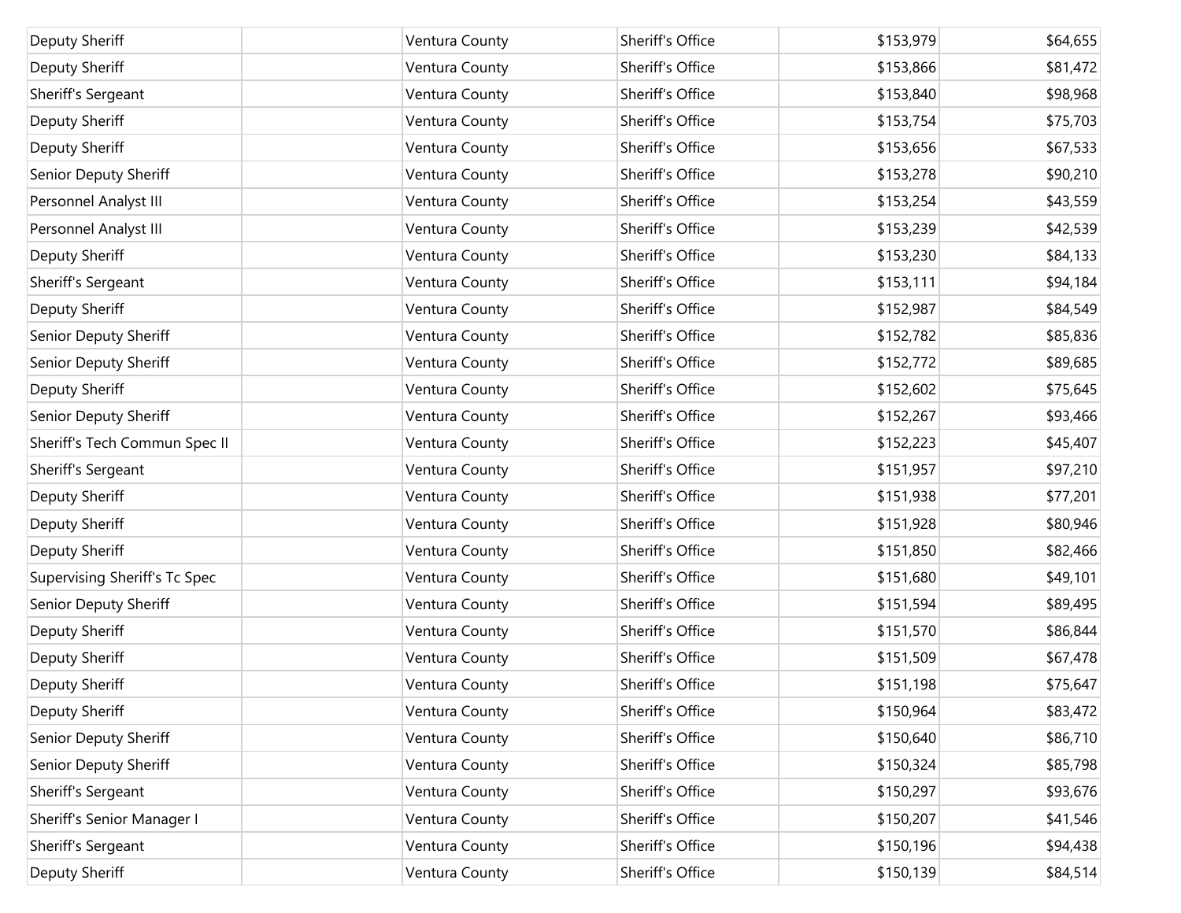| | | | | | |
|---|---|---|---|---|---|
| Deputy Sheriff | | Ventura County | Sheriff's Office | $153,979 | $64,655 |
| Deputy Sheriff | | Ventura County | Sheriff's Office | $153,866 | $81,472 |
| Sheriff's Sergeant | | Ventura County | Sheriff's Office | $153,840 | $98,968 |
| Deputy Sheriff | | Ventura County | Sheriff's Office | $153,754 | $75,703 |
| Deputy Sheriff | | Ventura County | Sheriff's Office | $153,656 | $67,533 |
| Senior Deputy Sheriff | | Ventura County | Sheriff's Office | $153,278 | $90,210 |
| Personnel Analyst III | | Ventura County | Sheriff's Office | $153,254 | $43,559 |
| Personnel Analyst III | | Ventura County | Sheriff's Office | $153,239 | $42,539 |
| Deputy Sheriff | | Ventura County | Sheriff's Office | $153,230 | $84,133 |
| Sheriff's Sergeant | | Ventura County | Sheriff's Office | $153,111 | $94,184 |
| Deputy Sheriff | | Ventura County | Sheriff's Office | $152,987 | $84,549 |
| Senior Deputy Sheriff | | Ventura County | Sheriff's Office | $152,782 | $85,836 |
| Senior Deputy Sheriff | | Ventura County | Sheriff's Office | $152,772 | $89,685 |
| Deputy Sheriff | | Ventura County | Sheriff's Office | $152,602 | $75,645 |
| Senior Deputy Sheriff | | Ventura County | Sheriff's Office | $152,267 | $93,466 |
| Sheriff's Tech Commun Spec II | | Ventura County | Sheriff's Office | $152,223 | $45,407 |
| Sheriff's Sergeant | | Ventura County | Sheriff's Office | $151,957 | $97,210 |
| Deputy Sheriff | | Ventura County | Sheriff's Office | $151,938 | $77,201 |
| Deputy Sheriff | | Ventura County | Sheriff's Office | $151,928 | $80,946 |
| Deputy Sheriff | | Ventura County | Sheriff's Office | $151,850 | $82,466 |
| Supervising Sheriff's Tc Spec | | Ventura County | Sheriff's Office | $151,680 | $49,101 |
| Senior Deputy Sheriff | | Ventura County | Sheriff's Office | $151,594 | $89,495 |
| Deputy Sheriff | | Ventura County | Sheriff's Office | $151,570 | $86,844 |
| Deputy Sheriff | | Ventura County | Sheriff's Office | $151,509 | $67,478 |
| Deputy Sheriff | | Ventura County | Sheriff's Office | $151,198 | $75,647 |
| Deputy Sheriff | | Ventura County | Sheriff's Office | $150,964 | $83,472 |
| Senior Deputy Sheriff | | Ventura County | Sheriff's Office | $150,640 | $86,710 |
| Senior Deputy Sheriff | | Ventura County | Sheriff's Office | $150,324 | $85,798 |
| Sheriff's Sergeant | | Ventura County | Sheriff's Office | $150,297 | $93,676 |
| Sheriff's Senior Manager I | | Ventura County | Sheriff's Office | $150,207 | $41,546 |
| Sheriff's Sergeant | | Ventura County | Sheriff's Office | $150,196 | $94,438 |
| Deputy Sheriff | | Ventura County | Sheriff's Office | $150,139 | $84,514 |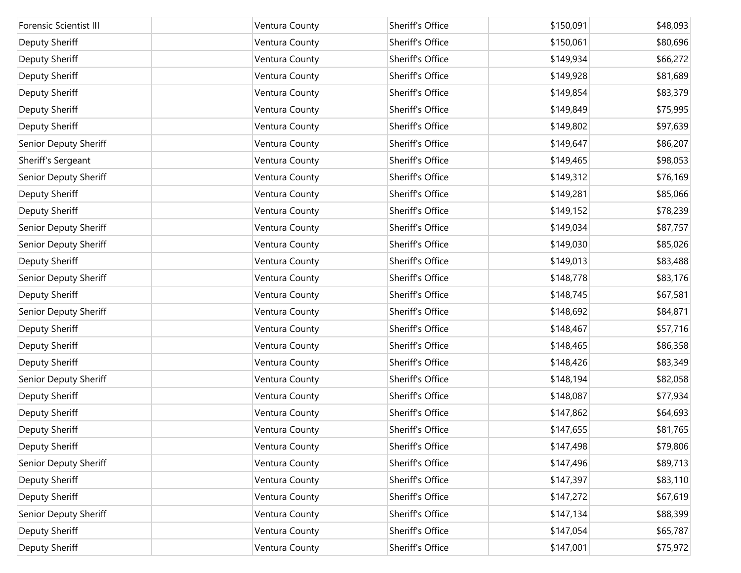| | | | | | |
|---|---|---|---|---|---|
| Forensic Scientist III | | Ventura County | Sheriff's Office | $150,091 | $48,093 |
| Deputy Sheriff | | Ventura County | Sheriff's Office | $150,061 | $80,696 |
| Deputy Sheriff | | Ventura County | Sheriff's Office | $149,934 | $66,272 |
| Deputy Sheriff | | Ventura County | Sheriff's Office | $149,928 | $81,689 |
| Deputy Sheriff | | Ventura County | Sheriff's Office | $149,854 | $83,379 |
| Deputy Sheriff | | Ventura County | Sheriff's Office | $149,849 | $75,995 |
| Deputy Sheriff | | Ventura County | Sheriff's Office | $149,802 | $97,639 |
| Senior Deputy Sheriff | | Ventura County | Sheriff's Office | $149,647 | $86,207 |
| Sheriff's Sergeant | | Ventura County | Sheriff's Office | $149,465 | $98,053 |
| Senior Deputy Sheriff | | Ventura County | Sheriff's Office | $149,312 | $76,169 |
| Deputy Sheriff | | Ventura County | Sheriff's Office | $149,281 | $85,066 |
| Deputy Sheriff | | Ventura County | Sheriff's Office | $149,152 | $78,239 |
| Senior Deputy Sheriff | | Ventura County | Sheriff's Office | $149,034 | $87,757 |
| Senior Deputy Sheriff | | Ventura County | Sheriff's Office | $149,030 | $85,026 |
| Deputy Sheriff | | Ventura County | Sheriff's Office | $149,013 | $83,488 |
| Senior Deputy Sheriff | | Ventura County | Sheriff's Office | $148,778 | $83,176 |
| Deputy Sheriff | | Ventura County | Sheriff's Office | $148,745 | $67,581 |
| Senior Deputy Sheriff | | Ventura County | Sheriff's Office | $148,692 | $84,871 |
| Deputy Sheriff | | Ventura County | Sheriff's Office | $148,467 | $57,716 |
| Deputy Sheriff | | Ventura County | Sheriff's Office | $148,465 | $86,358 |
| Deputy Sheriff | | Ventura County | Sheriff's Office | $148,426 | $83,349 |
| Senior Deputy Sheriff | | Ventura County | Sheriff's Office | $148,194 | $82,058 |
| Deputy Sheriff | | Ventura County | Sheriff's Office | $148,087 | $77,934 |
| Deputy Sheriff | | Ventura County | Sheriff's Office | $147,862 | $64,693 |
| Deputy Sheriff | | Ventura County | Sheriff's Office | $147,655 | $81,765 |
| Deputy Sheriff | | Ventura County | Sheriff's Office | $147,498 | $79,806 |
| Senior Deputy Sheriff | | Ventura County | Sheriff's Office | $147,496 | $89,713 |
| Deputy Sheriff | | Ventura County | Sheriff's Office | $147,397 | $83,110 |
| Deputy Sheriff | | Ventura County | Sheriff's Office | $147,272 | $67,619 |
| Senior Deputy Sheriff | | Ventura County | Sheriff's Office | $147,134 | $88,399 |
| Deputy Sheriff | | Ventura County | Sheriff's Office | $147,054 | $65,787 |
| Deputy Sheriff | | Ventura County | Sheriff's Office | $147,001 | $75,972 |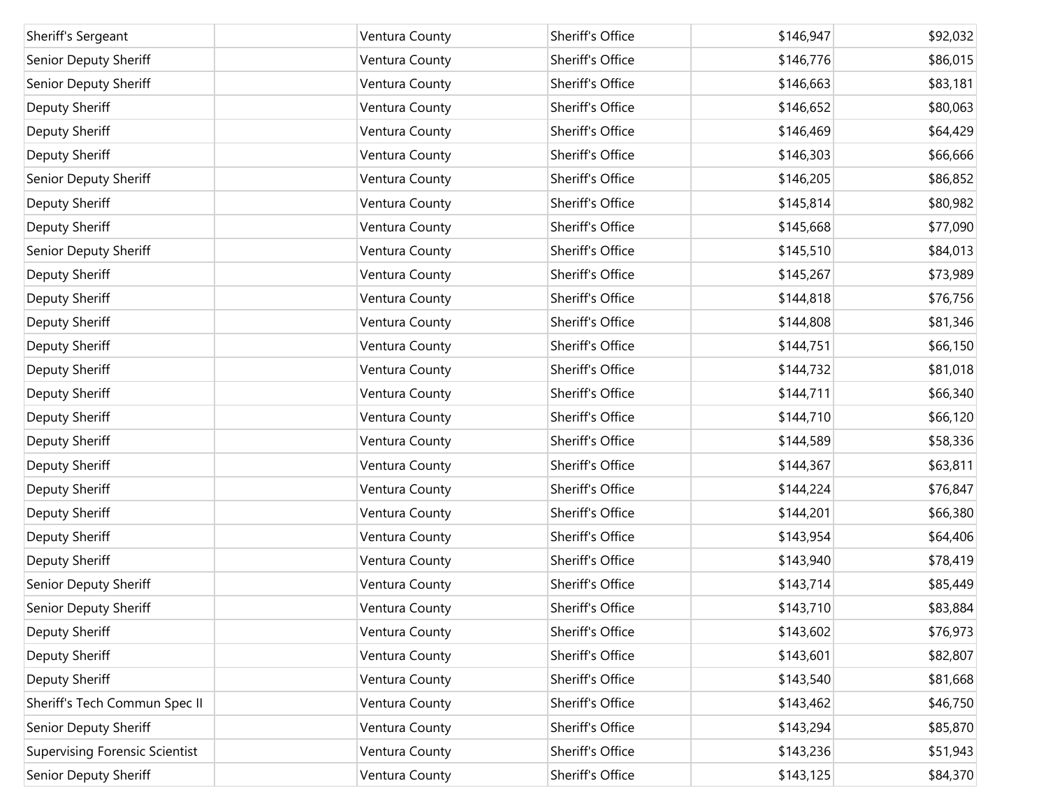| Sheriff's Sergeant | | Ventura County | Sheriff's Office | $146,947 | $92,032 |
|---|---|---|---|---|---|
| Senior Deputy Sheriff | | Ventura County | Sheriff's Office | $146,776 | $86,015 |
| Senior Deputy Sheriff | | Ventura County | Sheriff's Office | $146,663 | $83,181 |
| Deputy Sheriff | | Ventura County | Sheriff's Office | $146,652 | $80,063 |
| Deputy Sheriff | | Ventura County | Sheriff's Office | $146,469 | $64,429 |
| Deputy Sheriff | | Ventura County | Sheriff's Office | $146,303 | $66,666 |
| Senior Deputy Sheriff | | Ventura County | Sheriff's Office | $146,205 | $86,852 |
| Deputy Sheriff | | Ventura County | Sheriff's Office | $145,814 | $80,982 |
| Deputy Sheriff | | Ventura County | Sheriff's Office | $145,668 | $77,090 |
| Senior Deputy Sheriff | | Ventura County | Sheriff's Office | $145,510 | $84,013 |
| Deputy Sheriff | | Ventura County | Sheriff's Office | $145,267 | $73,989 |
| Deputy Sheriff | | Ventura County | Sheriff's Office | $144,818 | $76,756 |
| Deputy Sheriff | | Ventura County | Sheriff's Office | $144,808 | $81,346 |
| Deputy Sheriff | | Ventura County | Sheriff's Office | $144,751 | $66,150 |
| Deputy Sheriff | | Ventura County | Sheriff's Office | $144,732 | $81,018 |
| Deputy Sheriff | | Ventura County | Sheriff's Office | $144,711 | $66,340 |
| Deputy Sheriff | | Ventura County | Sheriff's Office | $144,710 | $66,120 |
| Deputy Sheriff | | Ventura County | Sheriff's Office | $144,589 | $58,336 |
| Deputy Sheriff | | Ventura County | Sheriff's Office | $144,367 | $63,811 |
| Deputy Sheriff | | Ventura County | Sheriff's Office | $144,224 | $76,847 |
| Deputy Sheriff | | Ventura County | Sheriff's Office | $144,201 | $66,380 |
| Deputy Sheriff | | Ventura County | Sheriff's Office | $143,954 | $64,406 |
| Deputy Sheriff | | Ventura County | Sheriff's Office | $143,940 | $78,419 |
| Senior Deputy Sheriff | | Ventura County | Sheriff's Office | $143,714 | $85,449 |
| Senior Deputy Sheriff | | Ventura County | Sheriff's Office | $143,710 | $83,884 |
| Deputy Sheriff | | Ventura County | Sheriff's Office | $143,602 | $76,973 |
| Deputy Sheriff | | Ventura County | Sheriff's Office | $143,601 | $82,807 |
| Deputy Sheriff | | Ventura County | Sheriff's Office | $143,540 | $81,668 |
| Sheriff's Tech Commun Spec II | | Ventura County | Sheriff's Office | $143,462 | $46,750 |
| Senior Deputy Sheriff | | Ventura County | Sheriff's Office | $143,294 | $85,870 |
| Supervising Forensic Scientist | | Ventura County | Sheriff's Office | $143,236 | $51,943 |
| Senior Deputy Sheriff | | Ventura County | Sheriff's Office | $143,125 | $84,370 |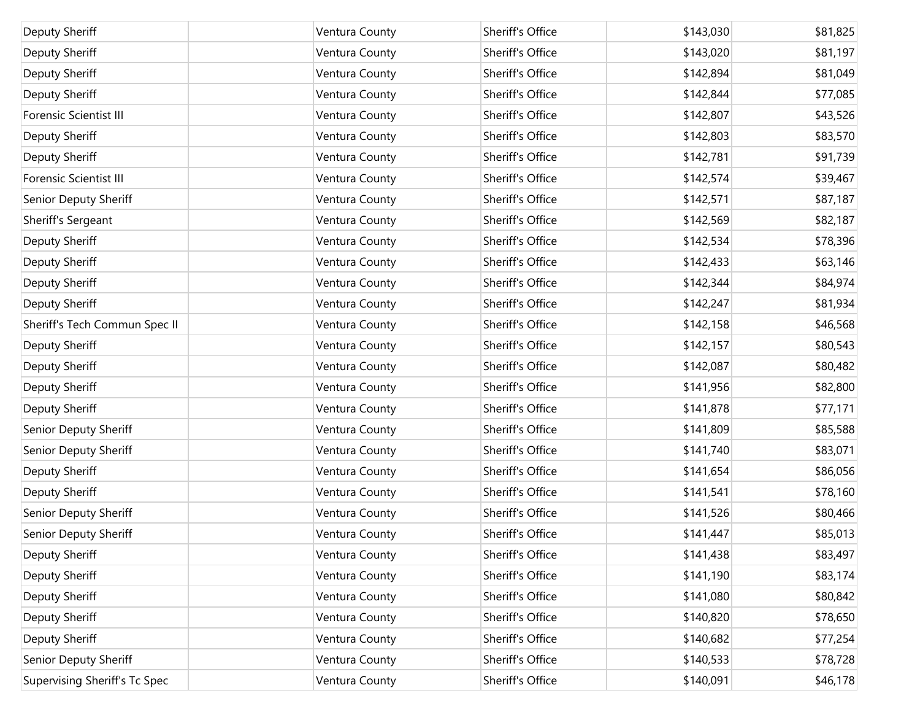| | | | | | |
|---|---|---|---|---|---|
| Deputy Sheriff | | Ventura County | Sheriff's Office | $143,030 | $81,825 |
| Deputy Sheriff | | Ventura County | Sheriff's Office | $143,020 | $81,197 |
| Deputy Sheriff | | Ventura County | Sheriff's Office | $142,894 | $81,049 |
| Deputy Sheriff | | Ventura County | Sheriff's Office | $142,844 | $77,085 |
| Forensic Scientist III | | Ventura County | Sheriff's Office | $142,807 | $43,526 |
| Deputy Sheriff | | Ventura County | Sheriff's Office | $142,803 | $83,570 |
| Deputy Sheriff | | Ventura County | Sheriff's Office | $142,781 | $91,739 |
| Forensic Scientist III | | Ventura County | Sheriff's Office | $142,574 | $39,467 |
| Senior Deputy Sheriff | | Ventura County | Sheriff's Office | $142,571 | $87,187 |
| Sheriff's Sergeant | | Ventura County | Sheriff's Office | $142,569 | $82,187 |
| Deputy Sheriff | | Ventura County | Sheriff's Office | $142,534 | $78,396 |
| Deputy Sheriff | | Ventura County | Sheriff's Office | $142,433 | $63,146 |
| Deputy Sheriff | | Ventura County | Sheriff's Office | $142,344 | $84,974 |
| Deputy Sheriff | | Ventura County | Sheriff's Office | $142,247 | $81,934 |
| Sheriff's Tech Commun Spec II | | Ventura County | Sheriff's Office | $142,158 | $46,568 |
| Deputy Sheriff | | Ventura County | Sheriff's Office | $142,157 | $80,543 |
| Deputy Sheriff | | Ventura County | Sheriff's Office | $142,087 | $80,482 |
| Deputy Sheriff | | Ventura County | Sheriff's Office | $141,956 | $82,800 |
| Deputy Sheriff | | Ventura County | Sheriff's Office | $141,878 | $77,171 |
| Senior Deputy Sheriff | | Ventura County | Sheriff's Office | $141,809 | $85,588 |
| Senior Deputy Sheriff | | Ventura County | Sheriff's Office | $141,740 | $83,071 |
| Deputy Sheriff | | Ventura County | Sheriff's Office | $141,654 | $86,056 |
| Deputy Sheriff | | Ventura County | Sheriff's Office | $141,541 | $78,160 |
| Senior Deputy Sheriff | | Ventura County | Sheriff's Office | $141,526 | $80,466 |
| Senior Deputy Sheriff | | Ventura County | Sheriff's Office | $141,447 | $85,013 |
| Deputy Sheriff | | Ventura County | Sheriff's Office | $141,438 | $83,497 |
| Deputy Sheriff | | Ventura County | Sheriff's Office | $141,190 | $83,174 |
| Deputy Sheriff | | Ventura County | Sheriff's Office | $141,080 | $80,842 |
| Deputy Sheriff | | Ventura County | Sheriff's Office | $140,820 | $78,650 |
| Deputy Sheriff | | Ventura County | Sheriff's Office | $140,682 | $77,254 |
| Senior Deputy Sheriff | | Ventura County | Sheriff's Office | $140,533 | $78,728 |
| Supervising Sheriff's Tc Spec | | Ventura County | Sheriff's Office | $140,091 | $46,178 |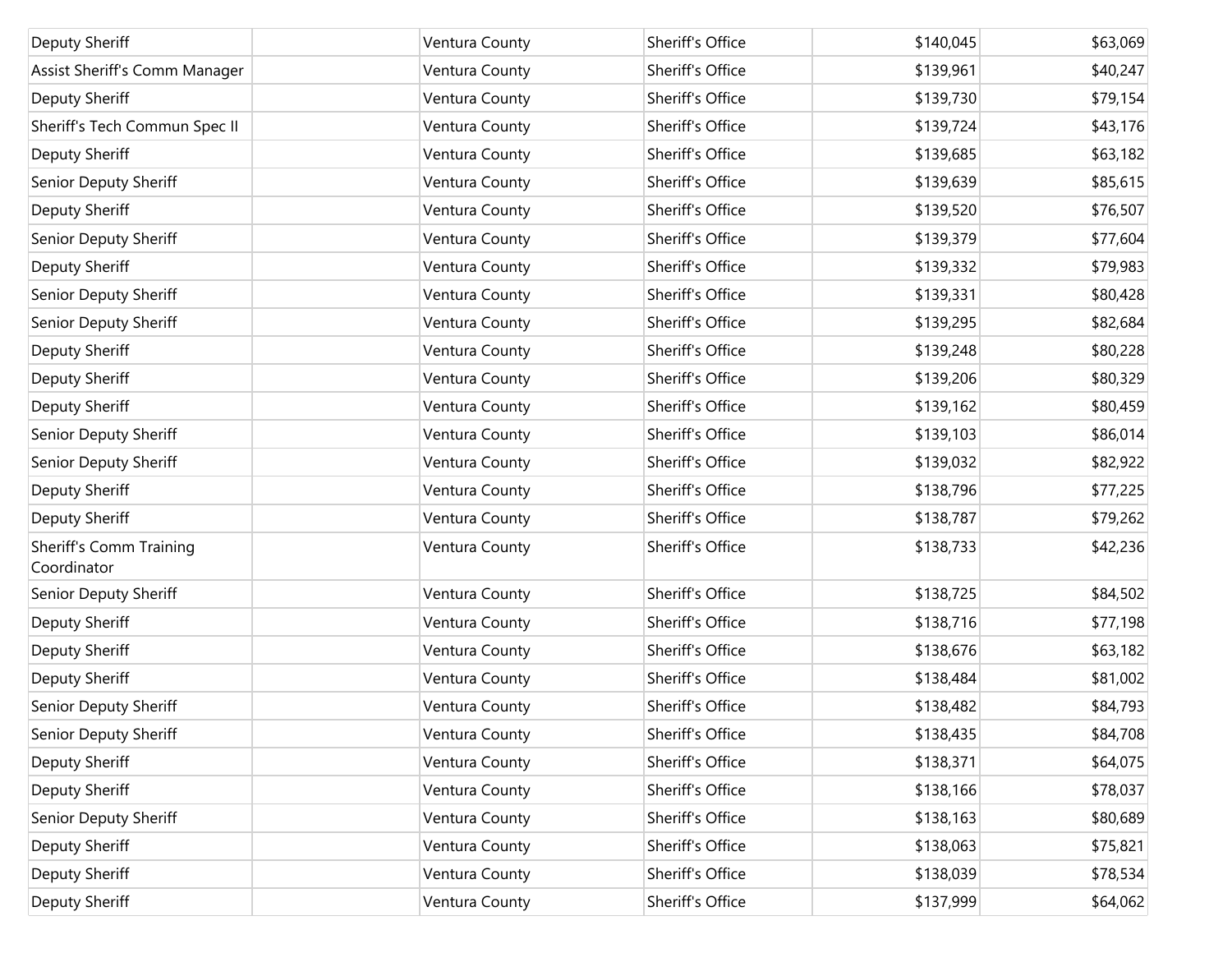| | | | | | |
|---|---|---|---|---|---|
| Deputy Sheriff | | Ventura County | Sheriff's Office | $140,045 | $63,069 |
| Assist Sheriff's Comm Manager | | Ventura County | Sheriff's Office | $139,961 | $40,247 |
| Deputy Sheriff | | Ventura County | Sheriff's Office | $139,730 | $79,154 |
| Sheriff's Tech Commun Spec II | | Ventura County | Sheriff's Office | $139,724 | $43,176 |
| Deputy Sheriff | | Ventura County | Sheriff's Office | $139,685 | $63,182 |
| Senior Deputy Sheriff | | Ventura County | Sheriff's Office | $139,639 | $85,615 |
| Deputy Sheriff | | Ventura County | Sheriff's Office | $139,520 | $76,507 |
| Senior Deputy Sheriff | | Ventura County | Sheriff's Office | $139,379 | $77,604 |
| Deputy Sheriff | | Ventura County | Sheriff's Office | $139,332 | $79,983 |
| Senior Deputy Sheriff | | Ventura County | Sheriff's Office | $139,331 | $80,428 |
| Senior Deputy Sheriff | | Ventura County | Sheriff's Office | $139,295 | $82,684 |
| Deputy Sheriff | | Ventura County | Sheriff's Office | $139,248 | $80,228 |
| Deputy Sheriff | | Ventura County | Sheriff's Office | $139,206 | $80,329 |
| Deputy Sheriff | | Ventura County | Sheriff's Office | $139,162 | $80,459 |
| Senior Deputy Sheriff | | Ventura County | Sheriff's Office | $139,103 | $86,014 |
| Senior Deputy Sheriff | | Ventura County | Sheriff's Office | $139,032 | $82,922 |
| Deputy Sheriff | | Ventura County | Sheriff's Office | $138,796 | $77,225 |
| Deputy Sheriff | | Ventura County | Sheriff's Office | $138,787 | $79,262 |
| Sheriff's Comm Training Coordinator | | Ventura County | Sheriff's Office | $138,733 | $42,236 |
| Senior Deputy Sheriff | | Ventura County | Sheriff's Office | $138,725 | $84,502 |
| Deputy Sheriff | | Ventura County | Sheriff's Office | $138,716 | $77,198 |
| Deputy Sheriff | | Ventura County | Sheriff's Office | $138,676 | $63,182 |
| Deputy Sheriff | | Ventura County | Sheriff's Office | $138,484 | $81,002 |
| Senior Deputy Sheriff | | Ventura County | Sheriff's Office | $138,482 | $84,793 |
| Senior Deputy Sheriff | | Ventura County | Sheriff's Office | $138,435 | $84,708 |
| Deputy Sheriff | | Ventura County | Sheriff's Office | $138,371 | $64,075 |
| Deputy Sheriff | | Ventura County | Sheriff's Office | $138,166 | $78,037 |
| Senior Deputy Sheriff | | Ventura County | Sheriff's Office | $138,163 | $80,689 |
| Deputy Sheriff | | Ventura County | Sheriff's Office | $138,063 | $75,821 |
| Deputy Sheriff | | Ventura County | Sheriff's Office | $138,039 | $78,534 |
| Deputy Sheriff | | Ventura County | Sheriff's Office | $137,999 | $64,062 |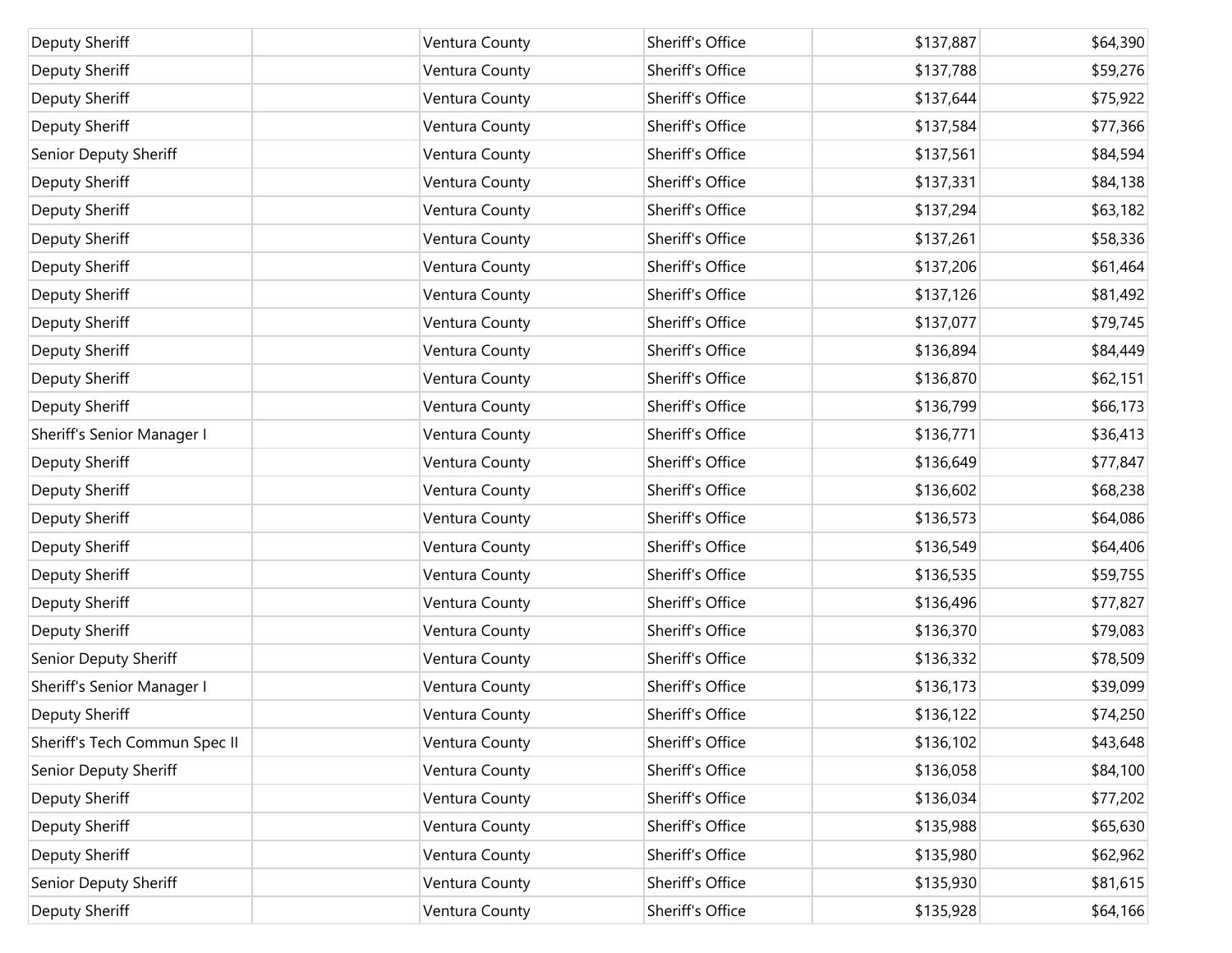| | | | | | |
|---|---|---|---|---|---|
| Deputy Sheriff | | Ventura County | Sheriff's Office | $137,887 | $64,390 |
| Deputy Sheriff | | Ventura County | Sheriff's Office | $137,788 | $59,276 |
| Deputy Sheriff | | Ventura County | Sheriff's Office | $137,644 | $75,922 |
| Deputy Sheriff | | Ventura County | Sheriff's Office | $137,584 | $77,366 |
| Senior Deputy Sheriff | | Ventura County | Sheriff's Office | $137,561 | $84,594 |
| Deputy Sheriff | | Ventura County | Sheriff's Office | $137,331 | $84,138 |
| Deputy Sheriff | | Ventura County | Sheriff's Office | $137,294 | $63,182 |
| Deputy Sheriff | | Ventura County | Sheriff's Office | $137,261 | $58,336 |
| Deputy Sheriff | | Ventura County | Sheriff's Office | $137,206 | $61,464 |
| Deputy Sheriff | | Ventura County | Sheriff's Office | $137,126 | $81,492 |
| Deputy Sheriff | | Ventura County | Sheriff's Office | $137,077 | $79,745 |
| Deputy Sheriff | | Ventura County | Sheriff's Office | $136,894 | $84,449 |
| Deputy Sheriff | | Ventura County | Sheriff's Office | $136,870 | $62,151 |
| Deputy Sheriff | | Ventura County | Sheriff's Office | $136,799 | $66,173 |
| Sheriff's Senior Manager I | | Ventura County | Sheriff's Office | $136,771 | $36,413 |
| Deputy Sheriff | | Ventura County | Sheriff's Office | $136,649 | $77,847 |
| Deputy Sheriff | | Ventura County | Sheriff's Office | $136,602 | $68,238 |
| Deputy Sheriff | | Ventura County | Sheriff's Office | $136,573 | $64,086 |
| Deputy Sheriff | | Ventura County | Sheriff's Office | $136,549 | $64,406 |
| Deputy Sheriff | | Ventura County | Sheriff's Office | $136,535 | $59,755 |
| Deputy Sheriff | | Ventura County | Sheriff's Office | $136,496 | $77,827 |
| Deputy Sheriff | | Ventura County | Sheriff's Office | $136,370 | $79,083 |
| Senior Deputy Sheriff | | Ventura County | Sheriff's Office | $136,332 | $78,509 |
| Sheriff's Senior Manager I | | Ventura County | Sheriff's Office | $136,173 | $39,099 |
| Deputy Sheriff | | Ventura County | Sheriff's Office | $136,122 | $74,250 |
| Sheriff's Tech Commun Spec II | | Ventura County | Sheriff's Office | $136,102 | $43,648 |
| Senior Deputy Sheriff | | Ventura County | Sheriff's Office | $136,058 | $84,100 |
| Deputy Sheriff | | Ventura County | Sheriff's Office | $136,034 | $77,202 |
| Deputy Sheriff | | Ventura County | Sheriff's Office | $135,988 | $65,630 |
| Deputy Sheriff | | Ventura County | Sheriff's Office | $135,980 | $62,962 |
| Senior Deputy Sheriff | | Ventura County | Sheriff's Office | $135,930 | $81,615 |
| Deputy Sheriff | | Ventura County | Sheriff's Office | $135,928 | $64,166 |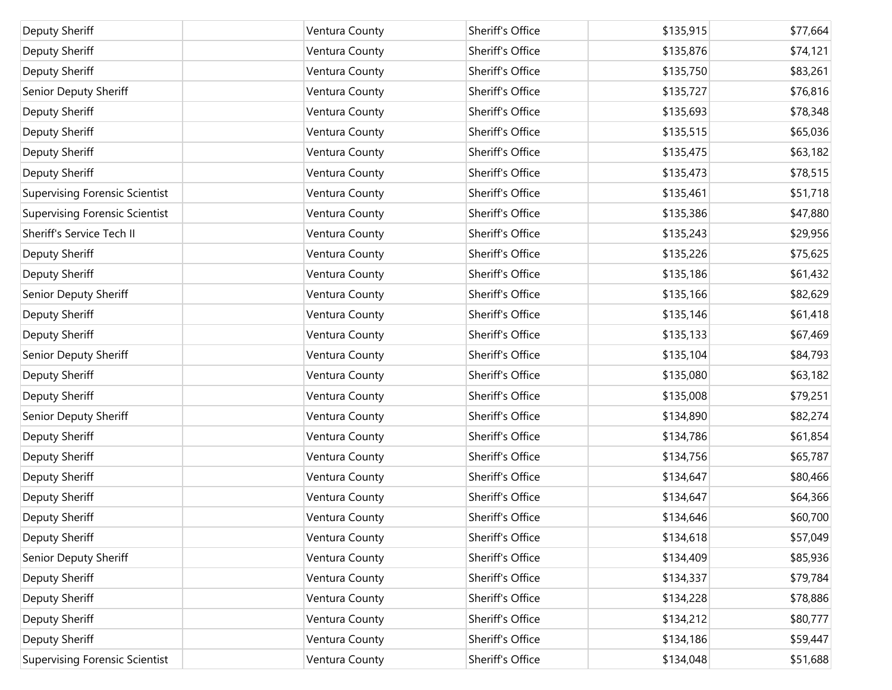| Deputy Sheriff | | Ventura County | Sheriff's Office | $135,915 | $77,664 |
|---|---|---|---|---|---|
| Deputy Sheriff | | Ventura County | Sheriff's Office | $135,876 | $74,121 |
| Deputy Sheriff | | Ventura County | Sheriff's Office | $135,750 | $83,261 |
| Senior Deputy Sheriff | | Ventura County | Sheriff's Office | $135,727 | $76,816 |
| Deputy Sheriff | | Ventura County | Sheriff's Office | $135,693 | $78,348 |
| Deputy Sheriff | | Ventura County | Sheriff's Office | $135,515 | $65,036 |
| Deputy Sheriff | | Ventura County | Sheriff's Office | $135,475 | $63,182 |
| Deputy Sheriff | | Ventura County | Sheriff's Office | $135,473 | $78,515 |
| Supervising Forensic Scientist | | Ventura County | Sheriff's Office | $135,461 | $51,718 |
| Supervising Forensic Scientist | | Ventura County | Sheriff's Office | $135,386 | $47,880 |
| Sheriff's Service Tech II | | Ventura County | Sheriff's Office | $135,243 | $29,956 |
| Deputy Sheriff | | Ventura County | Sheriff's Office | $135,226 | $75,625 |
| Deputy Sheriff | | Ventura County | Sheriff's Office | $135,186 | $61,432 |
| Senior Deputy Sheriff | | Ventura County | Sheriff's Office | $135,166 | $82,629 |
| Deputy Sheriff | | Ventura County | Sheriff's Office | $135,146 | $61,418 |
| Deputy Sheriff | | Ventura County | Sheriff's Office | $135,133 | $67,469 |
| Senior Deputy Sheriff | | Ventura County | Sheriff's Office | $135,104 | $84,793 |
| Deputy Sheriff | | Ventura County | Sheriff's Office | $135,080 | $63,182 |
| Deputy Sheriff | | Ventura County | Sheriff's Office | $135,008 | $79,251 |
| Senior Deputy Sheriff | | Ventura County | Sheriff's Office | $134,890 | $82,274 |
| Deputy Sheriff | | Ventura County | Sheriff's Office | $134,786 | $61,854 |
| Deputy Sheriff | | Ventura County | Sheriff's Office | $134,756 | $65,787 |
| Deputy Sheriff | | Ventura County | Sheriff's Office | $134,647 | $80,466 |
| Deputy Sheriff | | Ventura County | Sheriff's Office | $134,647 | $64,366 |
| Deputy Sheriff | | Ventura County | Sheriff's Office | $134,646 | $60,700 |
| Deputy Sheriff | | Ventura County | Sheriff's Office | $134,618 | $57,049 |
| Senior Deputy Sheriff | | Ventura County | Sheriff's Office | $134,409 | $85,936 |
| Deputy Sheriff | | Ventura County | Sheriff's Office | $134,337 | $79,784 |
| Deputy Sheriff | | Ventura County | Sheriff's Office | $134,228 | $78,886 |
| Deputy Sheriff | | Ventura County | Sheriff's Office | $134,212 | $80,777 |
| Deputy Sheriff | | Ventura County | Sheriff's Office | $134,186 | $59,447 |
| Supervising Forensic Scientist | | Ventura County | Sheriff's Office | $134,048 | $51,688 |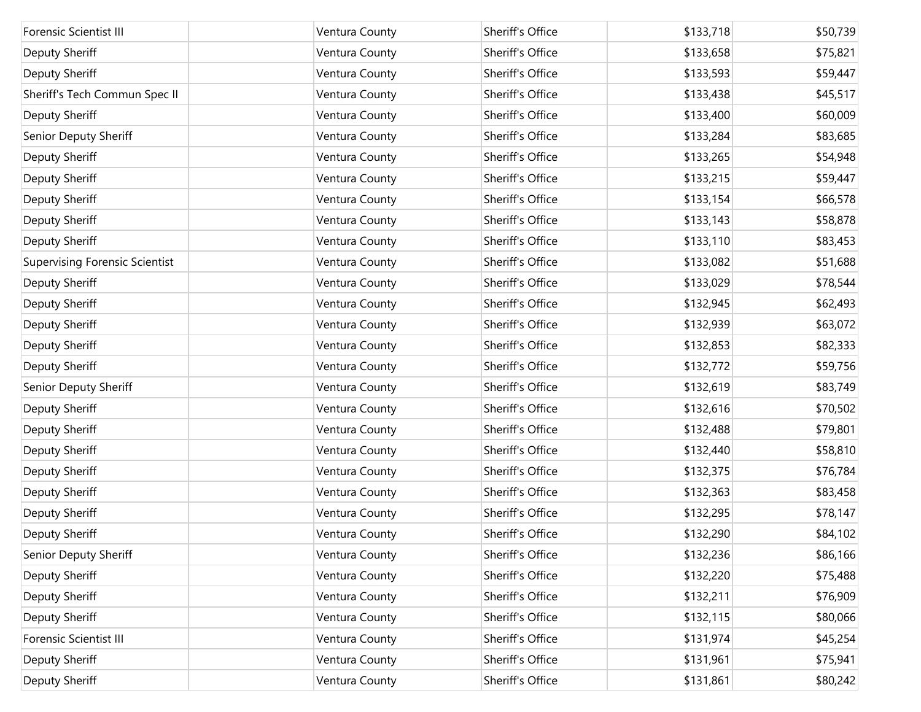| | | | | | |
|---|---|---|---|---|---|
| Forensic Scientist III | | Ventura County | Sheriff's Office | $133,718 | $50,739 |
| Deputy Sheriff | | Ventura County | Sheriff's Office | $133,658 | $75,821 |
| Deputy Sheriff | | Ventura County | Sheriff's Office | $133,593 | $59,447 |
| Sheriff's Tech Commun Spec II | | Ventura County | Sheriff's Office | $133,438 | $45,517 |
| Deputy Sheriff | | Ventura County | Sheriff's Office | $133,400 | $60,009 |
| Senior Deputy Sheriff | | Ventura County | Sheriff's Office | $133,284 | $83,685 |
| Deputy Sheriff | | Ventura County | Sheriff's Office | $133,265 | $54,948 |
| Deputy Sheriff | | Ventura County | Sheriff's Office | $133,215 | $59,447 |
| Deputy Sheriff | | Ventura County | Sheriff's Office | $133,154 | $66,578 |
| Deputy Sheriff | | Ventura County | Sheriff's Office | $133,143 | $58,878 |
| Deputy Sheriff | | Ventura County | Sheriff's Office | $133,110 | $83,453 |
| Supervising Forensic Scientist | | Ventura County | Sheriff's Office | $133,082 | $51,688 |
| Deputy Sheriff | | Ventura County | Sheriff's Office | $133,029 | $78,544 |
| Deputy Sheriff | | Ventura County | Sheriff's Office | $132,945 | $62,493 |
| Deputy Sheriff | | Ventura County | Sheriff's Office | $132,939 | $63,072 |
| Deputy Sheriff | | Ventura County | Sheriff's Office | $132,853 | $82,333 |
| Deputy Sheriff | | Ventura County | Sheriff's Office | $132,772 | $59,756 |
| Senior Deputy Sheriff | | Ventura County | Sheriff's Office | $132,619 | $83,749 |
| Deputy Sheriff | | Ventura County | Sheriff's Office | $132,616 | $70,502 |
| Deputy Sheriff | | Ventura County | Sheriff's Office | $132,488 | $79,801 |
| Deputy Sheriff | | Ventura County | Sheriff's Office | $132,440 | $58,810 |
| Deputy Sheriff | | Ventura County | Sheriff's Office | $132,375 | $76,784 |
| Deputy Sheriff | | Ventura County | Sheriff's Office | $132,363 | $83,458 |
| Deputy Sheriff | | Ventura County | Sheriff's Office | $132,295 | $78,147 |
| Deputy Sheriff | | Ventura County | Sheriff's Office | $132,290 | $84,102 |
| Senior Deputy Sheriff | | Ventura County | Sheriff's Office | $132,236 | $86,166 |
| Deputy Sheriff | | Ventura County | Sheriff's Office | $132,220 | $75,488 |
| Deputy Sheriff | | Ventura County | Sheriff's Office | $132,211 | $76,909 |
| Deputy Sheriff | | Ventura County | Sheriff's Office | $132,115 | $80,066 |
| Forensic Scientist III | | Ventura County | Sheriff's Office | $131,974 | $45,254 |
| Deputy Sheriff | | Ventura County | Sheriff's Office | $131,961 | $75,941 |
| Deputy Sheriff | | Ventura County | Sheriff's Office | $131,861 | $80,242 |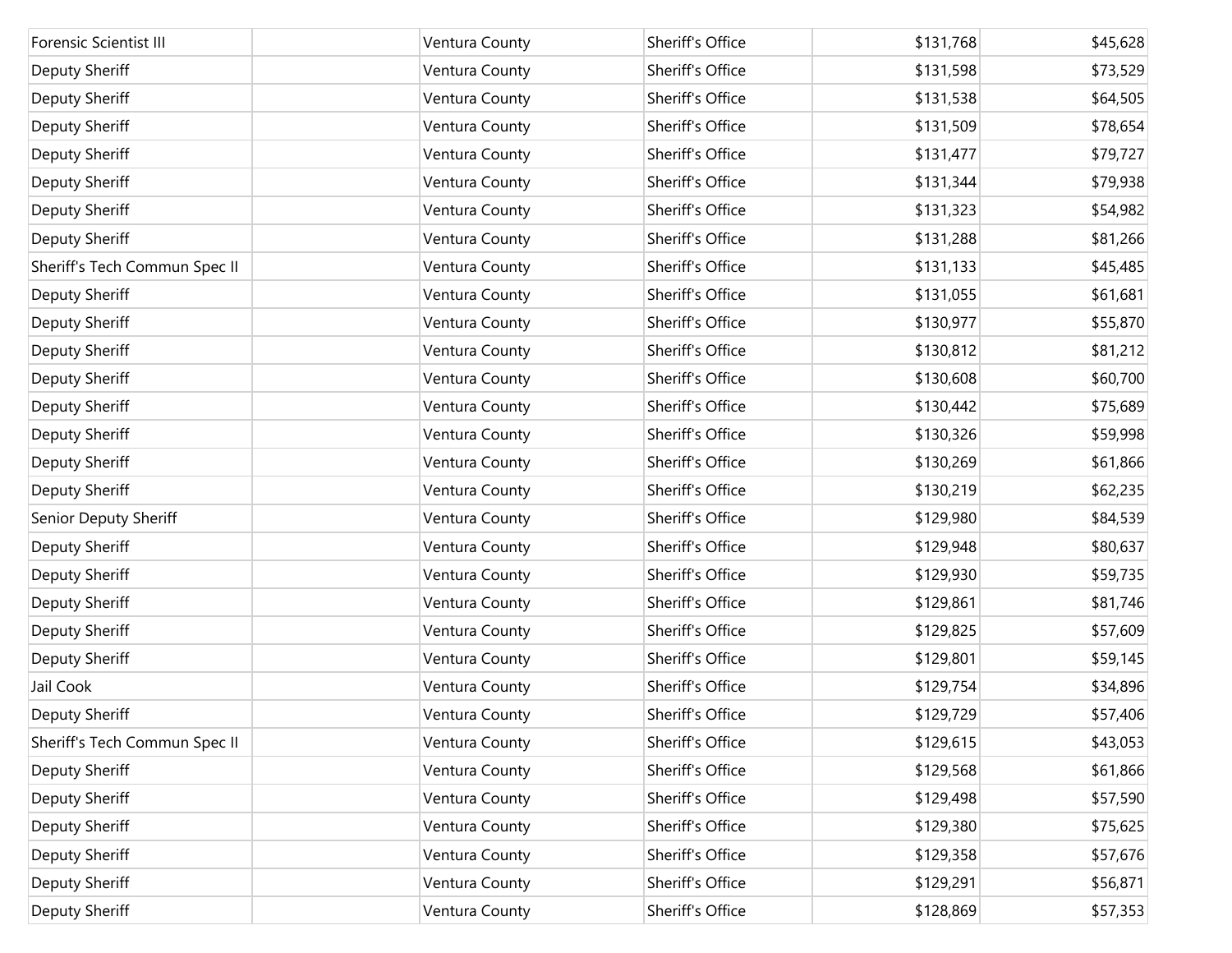| | | | | | |
|---|---|---|---|---|---|
| Forensic Scientist III | | Ventura County | Sheriff's Office | $131,768 | $45,628 |
| Deputy Sheriff | | Ventura County | Sheriff's Office | $131,598 | $73,529 |
| Deputy Sheriff | | Ventura County | Sheriff's Office | $131,538 | $64,505 |
| Deputy Sheriff | | Ventura County | Sheriff's Office | $131,509 | $78,654 |
| Deputy Sheriff | | Ventura County | Sheriff's Office | $131,477 | $79,727 |
| Deputy Sheriff | | Ventura County | Sheriff's Office | $131,344 | $79,938 |
| Deputy Sheriff | | Ventura County | Sheriff's Office | $131,323 | $54,982 |
| Deputy Sheriff | | Ventura County | Sheriff's Office | $131,288 | $81,266 |
| Sheriff's Tech Commun Spec II | | Ventura County | Sheriff's Office | $131,133 | $45,485 |
| Deputy Sheriff | | Ventura County | Sheriff's Office | $131,055 | $61,681 |
| Deputy Sheriff | | Ventura County | Sheriff's Office | $130,977 | $55,870 |
| Deputy Sheriff | | Ventura County | Sheriff's Office | $130,812 | $81,212 |
| Deputy Sheriff | | Ventura County | Sheriff's Office | $130,608 | $60,700 |
| Deputy Sheriff | | Ventura County | Sheriff's Office | $130,442 | $75,689 |
| Deputy Sheriff | | Ventura County | Sheriff's Office | $130,326 | $59,998 |
| Deputy Sheriff | | Ventura County | Sheriff's Office | $130,269 | $61,866 |
| Deputy Sheriff | | Ventura County | Sheriff's Office | $130,219 | $62,235 |
| Senior Deputy Sheriff | | Ventura County | Sheriff's Office | $129,980 | $84,539 |
| Deputy Sheriff | | Ventura County | Sheriff's Office | $129,948 | $80,637 |
| Deputy Sheriff | | Ventura County | Sheriff's Office | $129,930 | $59,735 |
| Deputy Sheriff | | Ventura County | Sheriff's Office | $129,861 | $81,746 |
| Deputy Sheriff | | Ventura County | Sheriff's Office | $129,825 | $57,609 |
| Deputy Sheriff | | Ventura County | Sheriff's Office | $129,801 | $59,145 |
| Jail Cook | | Ventura County | Sheriff's Office | $129,754 | $34,896 |
| Deputy Sheriff | | Ventura County | Sheriff's Office | $129,729 | $57,406 |
| Sheriff's Tech Commun Spec II | | Ventura County | Sheriff's Office | $129,615 | $43,053 |
| Deputy Sheriff | | Ventura County | Sheriff's Office | $129,568 | $61,866 |
| Deputy Sheriff | | Ventura County | Sheriff's Office | $129,498 | $57,590 |
| Deputy Sheriff | | Ventura County | Sheriff's Office | $129,380 | $75,625 |
| Deputy Sheriff | | Ventura County | Sheriff's Office | $129,358 | $57,676 |
| Deputy Sheriff | | Ventura County | Sheriff's Office | $129,291 | $56,871 |
| Deputy Sheriff | | Ventura County | Sheriff's Office | $128,869 | $57,353 |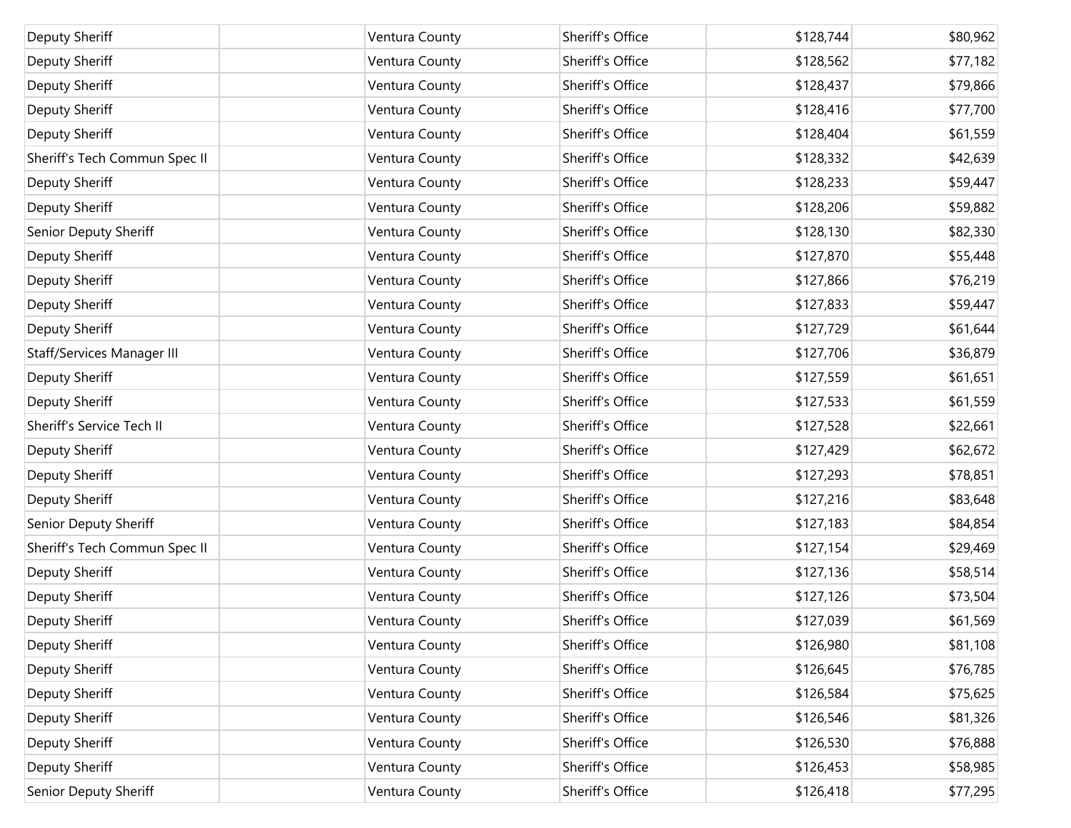| | | | | | |
|---|---|---|---|---|---|
| Deputy Sheriff | | Ventura County | Sheriff's Office | $128,744 | $80,962 |
| Deputy Sheriff | | Ventura County | Sheriff's Office | $128,562 | $77,182 |
| Deputy Sheriff | | Ventura County | Sheriff's Office | $128,437 | $79,866 |
| Deputy Sheriff | | Ventura County | Sheriff's Office | $128,416 | $77,700 |
| Deputy Sheriff | | Ventura County | Sheriff's Office | $128,404 | $61,559 |
| Sheriff's Tech Commun Spec II | | Ventura County | Sheriff's Office | $128,332 | $42,639 |
| Deputy Sheriff | | Ventura County | Sheriff's Office | $128,233 | $59,447 |
| Deputy Sheriff | | Ventura County | Sheriff's Office | $128,206 | $59,882 |
| Senior Deputy Sheriff | | Ventura County | Sheriff's Office | $128,130 | $82,330 |
| Deputy Sheriff | | Ventura County | Sheriff's Office | $127,870 | $55,448 |
| Deputy Sheriff | | Ventura County | Sheriff's Office | $127,866 | $76,219 |
| Deputy Sheriff | | Ventura County | Sheriff's Office | $127,833 | $59,447 |
| Deputy Sheriff | | Ventura County | Sheriff's Office | $127,729 | $61,644 |
| Staff/Services Manager III | | Ventura County | Sheriff's Office | $127,706 | $36,879 |
| Deputy Sheriff | | Ventura County | Sheriff's Office | $127,559 | $61,651 |
| Deputy Sheriff | | Ventura County | Sheriff's Office | $127,533 | $61,559 |
| Sheriff's Service Tech II | | Ventura County | Sheriff's Office | $127,528 | $22,661 |
| Deputy Sheriff | | Ventura County | Sheriff's Office | $127,429 | $62,672 |
| Deputy Sheriff | | Ventura County | Sheriff's Office | $127,293 | $78,851 |
| Deputy Sheriff | | Ventura County | Sheriff's Office | $127,216 | $83,648 |
| Senior Deputy Sheriff | | Ventura County | Sheriff's Office | $127,183 | $84,854 |
| Sheriff's Tech Commun Spec II | | Ventura County | Sheriff's Office | $127,154 | $29,469 |
| Deputy Sheriff | | Ventura County | Sheriff's Office | $127,136 | $58,514 |
| Deputy Sheriff | | Ventura County | Sheriff's Office | $127,126 | $73,504 |
| Deputy Sheriff | | Ventura County | Sheriff's Office | $127,039 | $61,569 |
| Deputy Sheriff | | Ventura County | Sheriff's Office | $126,980 | $81,108 |
| Deputy Sheriff | | Ventura County | Sheriff's Office | $126,645 | $76,785 |
| Deputy Sheriff | | Ventura County | Sheriff's Office | $126,584 | $75,625 |
| Deputy Sheriff | | Ventura County | Sheriff's Office | $126,546 | $81,326 |
| Deputy Sheriff | | Ventura County | Sheriff's Office | $126,530 | $76,888 |
| Deputy Sheriff | | Ventura County | Sheriff's Office | $126,453 | $58,985 |
| Senior Deputy Sheriff | | Ventura County | Sheriff's Office | $126,418 | $77,295 |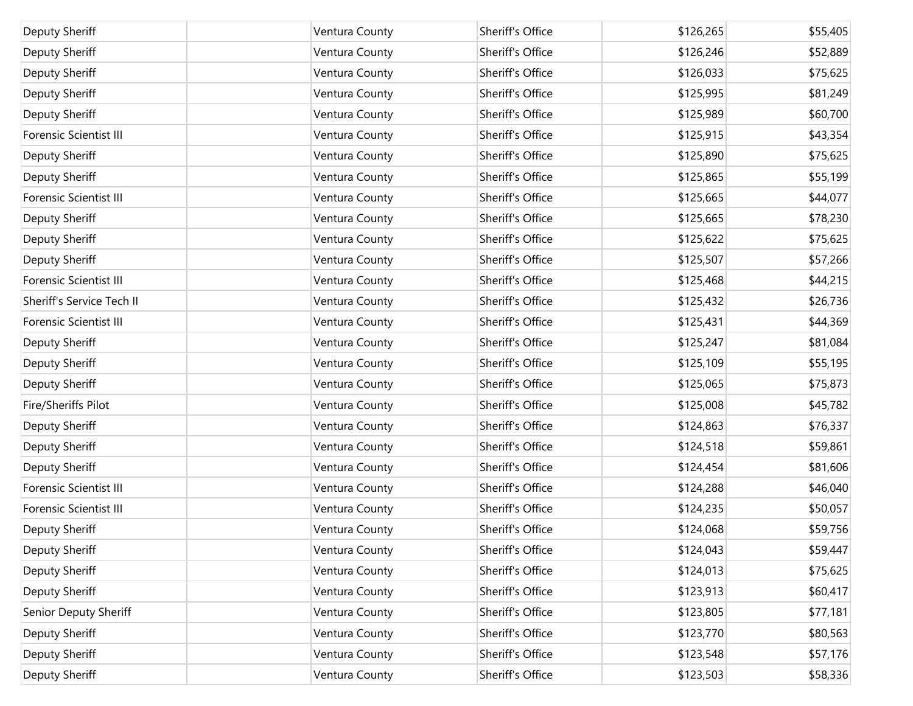| | | | | | |
|---|---|---|---|---|---|
| Deputy Sheriff | | Ventura County | Sheriff's Office | $126,265 | $55,405 |
| Deputy Sheriff | | Ventura County | Sheriff's Office | $126,246 | $52,889 |
| Deputy Sheriff | | Ventura County | Sheriff's Office | $126,033 | $75,625 |
| Deputy Sheriff | | Ventura County | Sheriff's Office | $125,995 | $81,249 |
| Deputy Sheriff | | Ventura County | Sheriff's Office | $125,989 | $60,700 |
| Forensic Scientist III | | Ventura County | Sheriff's Office | $125,915 | $43,354 |
| Deputy Sheriff | | Ventura County | Sheriff's Office | $125,890 | $75,625 |
| Deputy Sheriff | | Ventura County | Sheriff's Office | $125,865 | $55,199 |
| Forensic Scientist III | | Ventura County | Sheriff's Office | $125,665 | $44,077 |
| Deputy Sheriff | | Ventura County | Sheriff's Office | $125,665 | $78,230 |
| Deputy Sheriff | | Ventura County | Sheriff's Office | $125,622 | $75,625 |
| Deputy Sheriff | | Ventura County | Sheriff's Office | $125,507 | $57,266 |
| Forensic Scientist III | | Ventura County | Sheriff's Office | $125,468 | $44,215 |
| Sheriff's Service Tech II | | Ventura County | Sheriff's Office | $125,432 | $26,736 |
| Forensic Scientist III | | Ventura County | Sheriff's Office | $125,431 | $44,369 |
| Deputy Sheriff | | Ventura County | Sheriff's Office | $125,247 | $81,084 |
| Deputy Sheriff | | Ventura County | Sheriff's Office | $125,109 | $55,195 |
| Deputy Sheriff | | Ventura County | Sheriff's Office | $125,065 | $75,873 |
| Fire/Sheriffs Pilot | | Ventura County | Sheriff's Office | $125,008 | $45,782 |
| Deputy Sheriff | | Ventura County | Sheriff's Office | $124,863 | $76,337 |
| Deputy Sheriff | | Ventura County | Sheriff's Office | $124,518 | $59,861 |
| Deputy Sheriff | | Ventura County | Sheriff's Office | $124,454 | $81,606 |
| Forensic Scientist III | | Ventura County | Sheriff's Office | $124,288 | $46,040 |
| Forensic Scientist III | | Ventura County | Sheriff's Office | $124,235 | $50,057 |
| Deputy Sheriff | | Ventura County | Sheriff's Office | $124,068 | $59,756 |
| Deputy Sheriff | | Ventura County | Sheriff's Office | $124,043 | $59,447 |
| Deputy Sheriff | | Ventura County | Sheriff's Office | $124,013 | $75,625 |
| Deputy Sheriff | | Ventura County | Sheriff's Office | $123,913 | $60,417 |
| Senior Deputy Sheriff | | Ventura County | Sheriff's Office | $123,805 | $77,181 |
| Deputy Sheriff | | Ventura County | Sheriff's Office | $123,770 | $80,563 |
| Deputy Sheriff | | Ventura County | Sheriff's Office | $123,548 | $57,176 |
| Deputy Sheriff | | Ventura County | Sheriff's Office | $123,503 | $58,336 |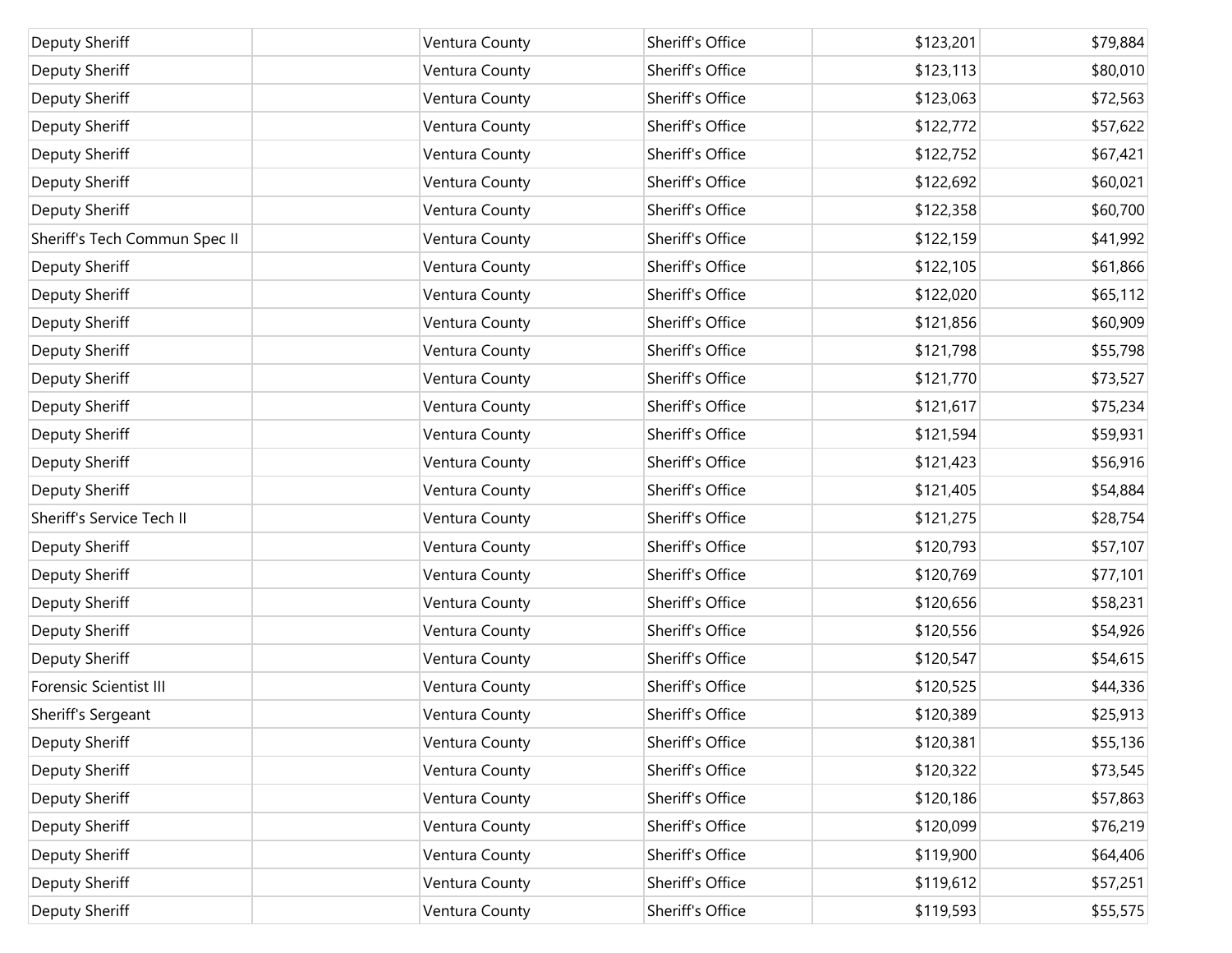| | | | | | |
|---|---|---|---|---|---|
| Deputy Sheriff | | Ventura County | Sheriff's Office | $123,201 | $79,884 |
| Deputy Sheriff | | Ventura County | Sheriff's Office | $123,113 | $80,010 |
| Deputy Sheriff | | Ventura County | Sheriff's Office | $123,063 | $72,563 |
| Deputy Sheriff | | Ventura County | Sheriff's Office | $122,772 | $57,622 |
| Deputy Sheriff | | Ventura County | Sheriff's Office | $122,752 | $67,421 |
| Deputy Sheriff | | Ventura County | Sheriff's Office | $122,692 | $60,021 |
| Deputy Sheriff | | Ventura County | Sheriff's Office | $122,358 | $60,700 |
| Sheriff's Tech Commun Spec II | | Ventura County | Sheriff's Office | $122,159 | $41,992 |
| Deputy Sheriff | | Ventura County | Sheriff's Office | $122,105 | $61,866 |
| Deputy Sheriff | | Ventura County | Sheriff's Office | $122,020 | $65,112 |
| Deputy Sheriff | | Ventura County | Sheriff's Office | $121,856 | $60,909 |
| Deputy Sheriff | | Ventura County | Sheriff's Office | $121,798 | $55,798 |
| Deputy Sheriff | | Ventura County | Sheriff's Office | $121,770 | $73,527 |
| Deputy Sheriff | | Ventura County | Sheriff's Office | $121,617 | $75,234 |
| Deputy Sheriff | | Ventura County | Sheriff's Office | $121,594 | $59,931 |
| Deputy Sheriff | | Ventura County | Sheriff's Office | $121,423 | $56,916 |
| Deputy Sheriff | | Ventura County | Sheriff's Office | $121,405 | $54,884 |
| Sheriff's Service Tech II | | Ventura County | Sheriff's Office | $121,275 | $28,754 |
| Deputy Sheriff | | Ventura County | Sheriff's Office | $120,793 | $57,107 |
| Deputy Sheriff | | Ventura County | Sheriff's Office | $120,769 | $77,101 |
| Deputy Sheriff | | Ventura County | Sheriff's Office | $120,656 | $58,231 |
| Deputy Sheriff | | Ventura County | Sheriff's Office | $120,556 | $54,926 |
| Deputy Sheriff | | Ventura County | Sheriff's Office | $120,547 | $54,615 |
| Forensic Scientist III | | Ventura County | Sheriff's Office | $120,525 | $44,336 |
| Sheriff's Sergeant | | Ventura County | Sheriff's Office | $120,389 | $25,913 |
| Deputy Sheriff | | Ventura County | Sheriff's Office | $120,381 | $55,136 |
| Deputy Sheriff | | Ventura County | Sheriff's Office | $120,322 | $73,545 |
| Deputy Sheriff | | Ventura County | Sheriff's Office | $120,186 | $57,863 |
| Deputy Sheriff | | Ventura County | Sheriff's Office | $120,099 | $76,219 |
| Deputy Sheriff | | Ventura County | Sheriff's Office | $119,900 | $64,406 |
| Deputy Sheriff | | Ventura County | Sheriff's Office | $119,612 | $57,251 |
| Deputy Sheriff | | Ventura County | Sheriff's Office | $119,593 | $55,575 |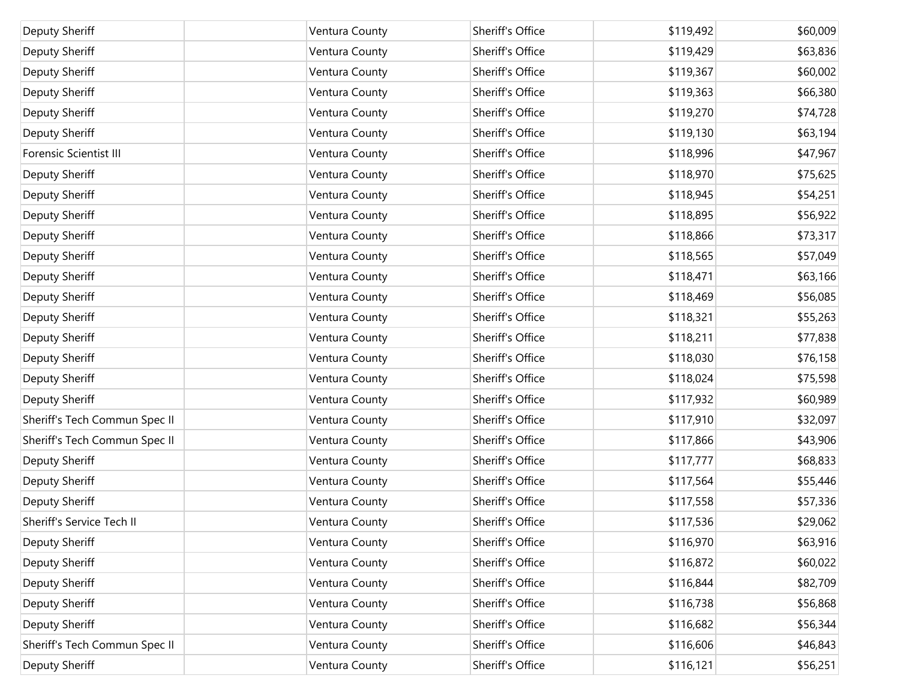| | | | | | |
|---|---|---|---|---|---|
| Deputy Sheriff | | Ventura County | Sheriff's Office | $119,492 | $60,009 |
| Deputy Sheriff | | Ventura County | Sheriff's Office | $119,429 | $63,836 |
| Deputy Sheriff | | Ventura County | Sheriff's Office | $119,367 | $60,002 |
| Deputy Sheriff | | Ventura County | Sheriff's Office | $119,363 | $66,380 |
| Deputy Sheriff | | Ventura County | Sheriff's Office | $119,270 | $74,728 |
| Deputy Sheriff | | Ventura County | Sheriff's Office | $119,130 | $63,194 |
| Forensic Scientist III | | Ventura County | Sheriff's Office | $118,996 | $47,967 |
| Deputy Sheriff | | Ventura County | Sheriff's Office | $118,970 | $75,625 |
| Deputy Sheriff | | Ventura County | Sheriff's Office | $118,945 | $54,251 |
| Deputy Sheriff | | Ventura County | Sheriff's Office | $118,895 | $56,922 |
| Deputy Sheriff | | Ventura County | Sheriff's Office | $118,866 | $73,317 |
| Deputy Sheriff | | Ventura County | Sheriff's Office | $118,565 | $57,049 |
| Deputy Sheriff | | Ventura County | Sheriff's Office | $118,471 | $63,166 |
| Deputy Sheriff | | Ventura County | Sheriff's Office | $118,469 | $56,085 |
| Deputy Sheriff | | Ventura County | Sheriff's Office | $118,321 | $55,263 |
| Deputy Sheriff | | Ventura County | Sheriff's Office | $118,211 | $77,838 |
| Deputy Sheriff | | Ventura County | Sheriff's Office | $118,030 | $76,158 |
| Deputy Sheriff | | Ventura County | Sheriff's Office | $118,024 | $75,598 |
| Deputy Sheriff | | Ventura County | Sheriff's Office | $117,932 | $60,989 |
| Sheriff's Tech Commun Spec II | | Ventura County | Sheriff's Office | $117,910 | $32,097 |
| Sheriff's Tech Commun Spec II | | Ventura County | Sheriff's Office | $117,866 | $43,906 |
| Deputy Sheriff | | Ventura County | Sheriff's Office | $117,777 | $68,833 |
| Deputy Sheriff | | Ventura County | Sheriff's Office | $117,564 | $55,446 |
| Deputy Sheriff | | Ventura County | Sheriff's Office | $117,558 | $57,336 |
| Sheriff's Service Tech II | | Ventura County | Sheriff's Office | $117,536 | $29,062 |
| Deputy Sheriff | | Ventura County | Sheriff's Office | $116,970 | $63,916 |
| Deputy Sheriff | | Ventura County | Sheriff's Office | $116,872 | $60,022 |
| Deputy Sheriff | | Ventura County | Sheriff's Office | $116,844 | $82,709 |
| Deputy Sheriff | | Ventura County | Sheriff's Office | $116,738 | $56,868 |
| Deputy Sheriff | | Ventura County | Sheriff's Office | $116,682 | $56,344 |
| Sheriff's Tech Commun Spec II | | Ventura County | Sheriff's Office | $116,606 | $46,843 |
| Deputy Sheriff | | Ventura County | Sheriff's Office | $116,121 | $56,251 |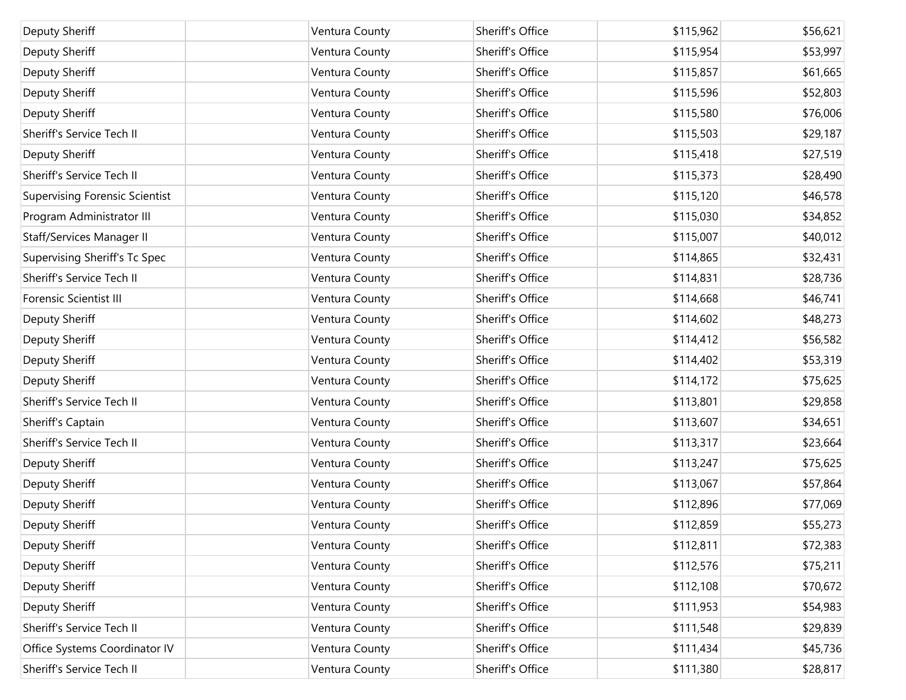| Deputy Sheriff | | Ventura County | Sheriff's Office | $115,962 | $56,621 |
|---|---|---|---|---|---|
| Deputy Sheriff | | Ventura County | Sheriff's Office | $115,954 | $53,997 |
| Deputy Sheriff | | Ventura County | Sheriff's Office | $115,857 | $61,665 |
| Deputy Sheriff | | Ventura County | Sheriff's Office | $115,596 | $52,803 |
| Deputy Sheriff | | Ventura County | Sheriff's Office | $115,580 | $76,006 |
| Sheriff's Service Tech II | | Ventura County | Sheriff's Office | $115,503 | $29,187 |
| Deputy Sheriff | | Ventura County | Sheriff's Office | $115,418 | $27,519 |
| Sheriff's Service Tech II | | Ventura County | Sheriff's Office | $115,373 | $28,490 |
| Supervising Forensic Scientist | | Ventura County | Sheriff's Office | $115,120 | $46,578 |
| Program Administrator III | | Ventura County | Sheriff's Office | $115,030 | $34,852 |
| Staff/Services Manager II | | Ventura County | Sheriff's Office | $115,007 | $40,012 |
| Supervising Sheriff's Tc Spec | | Ventura County | Sheriff's Office | $114,865 | $32,431 |
| Sheriff's Service Tech II | | Ventura County | Sheriff's Office | $114,831 | $28,736 |
| Forensic Scientist III | | Ventura County | Sheriff's Office | $114,668 | $46,741 |
| Deputy Sheriff | | Ventura County | Sheriff's Office | $114,602 | $48,273 |
| Deputy Sheriff | | Ventura County | Sheriff's Office | $114,412 | $56,582 |
| Deputy Sheriff | | Ventura County | Sheriff's Office | $114,402 | $53,319 |
| Deputy Sheriff | | Ventura County | Sheriff's Office | $114,172 | $75,625 |
| Sheriff's Service Tech II | | Ventura County | Sheriff's Office | $113,801 | $29,858 |
| Sheriff's Captain | | Ventura County | Sheriff's Office | $113,607 | $34,651 |
| Sheriff's Service Tech II | | Ventura County | Sheriff's Office | $113,317 | $23,664 |
| Deputy Sheriff | | Ventura County | Sheriff's Office | $113,247 | $75,625 |
| Deputy Sheriff | | Ventura County | Sheriff's Office | $113,067 | $57,864 |
| Deputy Sheriff | | Ventura County | Sheriff's Office | $112,896 | $77,069 |
| Deputy Sheriff | | Ventura County | Sheriff's Office | $112,859 | $55,273 |
| Deputy Sheriff | | Ventura County | Sheriff's Office | $112,811 | $72,383 |
| Deputy Sheriff | | Ventura County | Sheriff's Office | $112,576 | $75,211 |
| Deputy Sheriff | | Ventura County | Sheriff's Office | $112,108 | $70,672 |
| Deputy Sheriff | | Ventura County | Sheriff's Office | $111,953 | $54,983 |
| Sheriff's Service Tech II | | Ventura County | Sheriff's Office | $111,548 | $29,839 |
| Office Systems Coordinator IV | | Ventura County | Sheriff's Office | $111,434 | $45,736 |
| Sheriff's Service Tech II | | Ventura County | Sheriff's Office | $111,380 | $28,817 |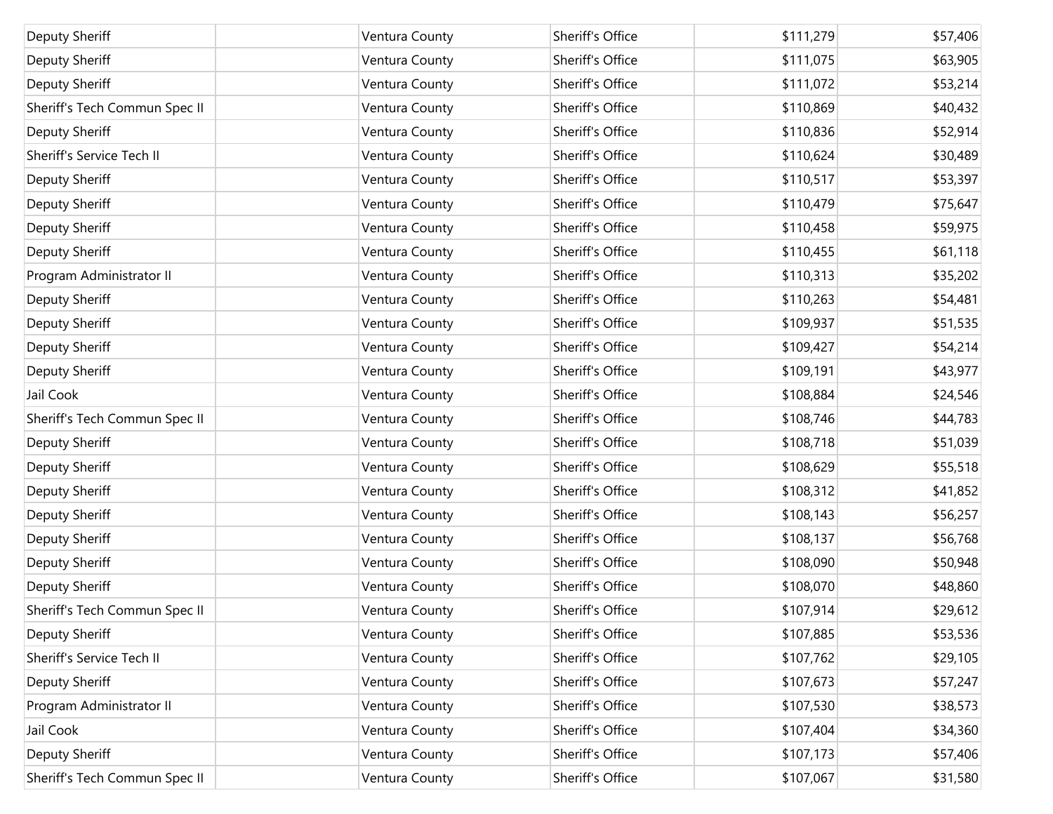| | | | | | |
|---|---|---|---|---|---|
| Deputy Sheriff | | Ventura County | Sheriff's Office | $111,279 | $57,406 |
| Deputy Sheriff | | Ventura County | Sheriff's Office | $111,075 | $63,905 |
| Deputy Sheriff | | Ventura County | Sheriff's Office | $111,072 | $53,214 |
| Sheriff's Tech Commun Spec II | | Ventura County | Sheriff's Office | $110,869 | $40,432 |
| Deputy Sheriff | | Ventura County | Sheriff's Office | $110,836 | $52,914 |
| Sheriff's Service Tech II | | Ventura County | Sheriff's Office | $110,624 | $30,489 |
| Deputy Sheriff | | Ventura County | Sheriff's Office | $110,517 | $53,397 |
| Deputy Sheriff | | Ventura County | Sheriff's Office | $110,479 | $75,647 |
| Deputy Sheriff | | Ventura County | Sheriff's Office | $110,458 | $59,975 |
| Deputy Sheriff | | Ventura County | Sheriff's Office | $110,455 | $61,118 |
| Program Administrator II | | Ventura County | Sheriff's Office | $110,313 | $35,202 |
| Deputy Sheriff | | Ventura County | Sheriff's Office | $110,263 | $54,481 |
| Deputy Sheriff | | Ventura County | Sheriff's Office | $109,937 | $51,535 |
| Deputy Sheriff | | Ventura County | Sheriff's Office | $109,427 | $54,214 |
| Deputy Sheriff | | Ventura County | Sheriff's Office | $109,191 | $43,977 |
| Jail Cook | | Ventura County | Sheriff's Office | $108,884 | $24,546 |
| Sheriff's Tech Commun Spec II | | Ventura County | Sheriff's Office | $108,746 | $44,783 |
| Deputy Sheriff | | Ventura County | Sheriff's Office | $108,718 | $51,039 |
| Deputy Sheriff | | Ventura County | Sheriff's Office | $108,629 | $55,518 |
| Deputy Sheriff | | Ventura County | Sheriff's Office | $108,312 | $41,852 |
| Deputy Sheriff | | Ventura County | Sheriff's Office | $108,143 | $56,257 |
| Deputy Sheriff | | Ventura County | Sheriff's Office | $108,137 | $56,768 |
| Deputy Sheriff | | Ventura County | Sheriff's Office | $108,090 | $50,948 |
| Deputy Sheriff | | Ventura County | Sheriff's Office | $108,070 | $48,860 |
| Sheriff's Tech Commun Spec II | | Ventura County | Sheriff's Office | $107,914 | $29,612 |
| Deputy Sheriff | | Ventura County | Sheriff's Office | $107,885 | $53,536 |
| Sheriff's Service Tech II | | Ventura County | Sheriff's Office | $107,762 | $29,105 |
| Deputy Sheriff | | Ventura County | Sheriff's Office | $107,673 | $57,247 |
| Program Administrator II | | Ventura County | Sheriff's Office | $107,530 | $38,573 |
| Jail Cook | | Ventura County | Sheriff's Office | $107,404 | $34,360 |
| Deputy Sheriff | | Ventura County | Sheriff's Office | $107,173 | $57,406 |
| Sheriff's Tech Commun Spec II | | Ventura County | Sheriff's Office | $107,067 | $31,580 |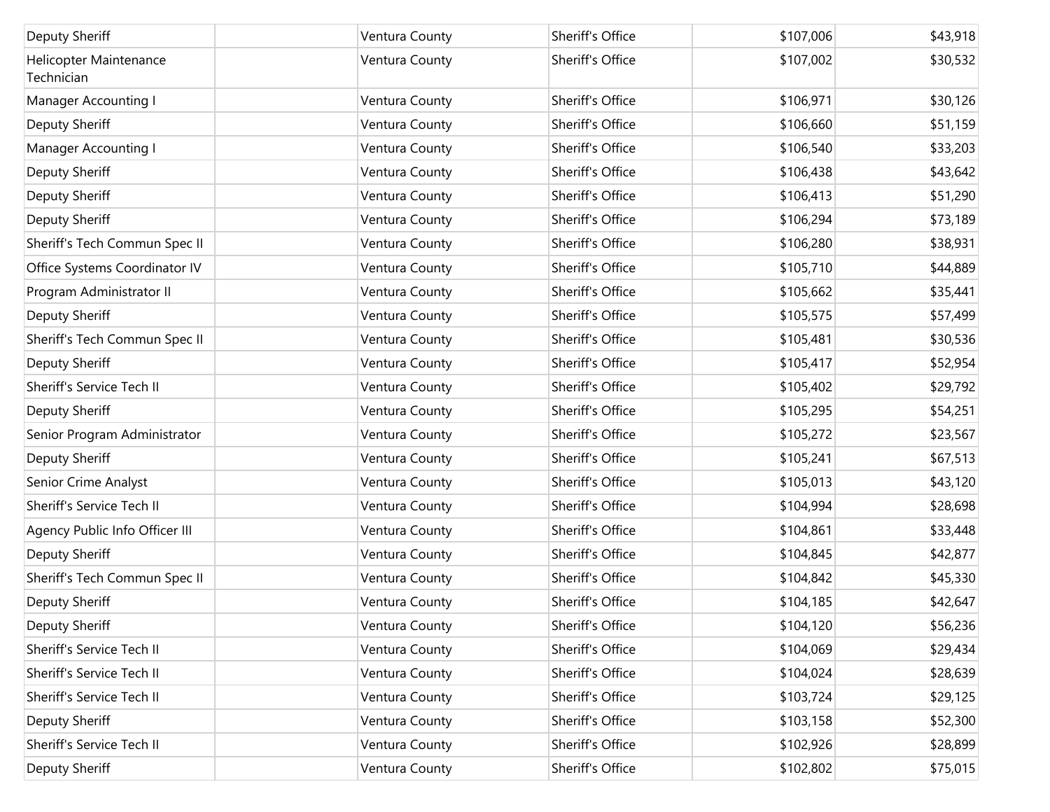| | | | | | |
|---|---|---|---|---|---|
| Deputy Sheriff | | Ventura County | Sheriff's Office | $107,006 | $43,918 |
| Helicopter Maintenance Technician | | Ventura County | Sheriff's Office | $107,002 | $30,532 |
| Manager Accounting I | | Ventura County | Sheriff's Office | $106,971 | $30,126 |
| Deputy Sheriff | | Ventura County | Sheriff's Office | $106,660 | $51,159 |
| Manager Accounting I | | Ventura County | Sheriff's Office | $106,540 | $33,203 |
| Deputy Sheriff | | Ventura County | Sheriff's Office | $106,438 | $43,642 |
| Deputy Sheriff | | Ventura County | Sheriff's Office | $106,413 | $51,290 |
| Deputy Sheriff | | Ventura County | Sheriff's Office | $106,294 | $73,189 |
| Sheriff's Tech Commun Spec II | | Ventura County | Sheriff's Office | $106,280 | $38,931 |
| Office Systems Coordinator IV | | Ventura County | Sheriff's Office | $105,710 | $44,889 |
| Program Administrator II | | Ventura County | Sheriff's Office | $105,662 | $35,441 |
| Deputy Sheriff | | Ventura County | Sheriff's Office | $105,575 | $57,499 |
| Sheriff's Tech Commun Spec II | | Ventura County | Sheriff's Office | $105,481 | $30,536 |
| Deputy Sheriff | | Ventura County | Sheriff's Office | $105,417 | $52,954 |
| Sheriff's Service Tech II | | Ventura County | Sheriff's Office | $105,402 | $29,792 |
| Deputy Sheriff | | Ventura County | Sheriff's Office | $105,295 | $54,251 |
| Senior Program Administrator | | Ventura County | Sheriff's Office | $105,272 | $23,567 |
| Deputy Sheriff | | Ventura County | Sheriff's Office | $105,241 | $67,513 |
| Senior Crime Analyst | | Ventura County | Sheriff's Office | $105,013 | $43,120 |
| Sheriff's Service Tech II | | Ventura County | Sheriff's Office | $104,994 | $28,698 |
| Agency Public Info Officer III | | Ventura County | Sheriff's Office | $104,861 | $33,448 |
| Deputy Sheriff | | Ventura County | Sheriff's Office | $104,845 | $42,877 |
| Sheriff's Tech Commun Spec II | | Ventura County | Sheriff's Office | $104,842 | $45,330 |
| Deputy Sheriff | | Ventura County | Sheriff's Office | $104,185 | $42,647 |
| Deputy Sheriff | | Ventura County | Sheriff's Office | $104,120 | $56,236 |
| Sheriff's Service Tech II | | Ventura County | Sheriff's Office | $104,069 | $29,434 |
| Sheriff's Service Tech II | | Ventura County | Sheriff's Office | $104,024 | $28,639 |
| Sheriff's Service Tech II | | Ventura County | Sheriff's Office | $103,724 | $29,125 |
| Deputy Sheriff | | Ventura County | Sheriff's Office | $103,158 | $52,300 |
| Sheriff's Service Tech II | | Ventura County | Sheriff's Office | $102,926 | $28,899 |
| Deputy Sheriff | | Ventura County | Sheriff's Office | $102,802 | $75,015 |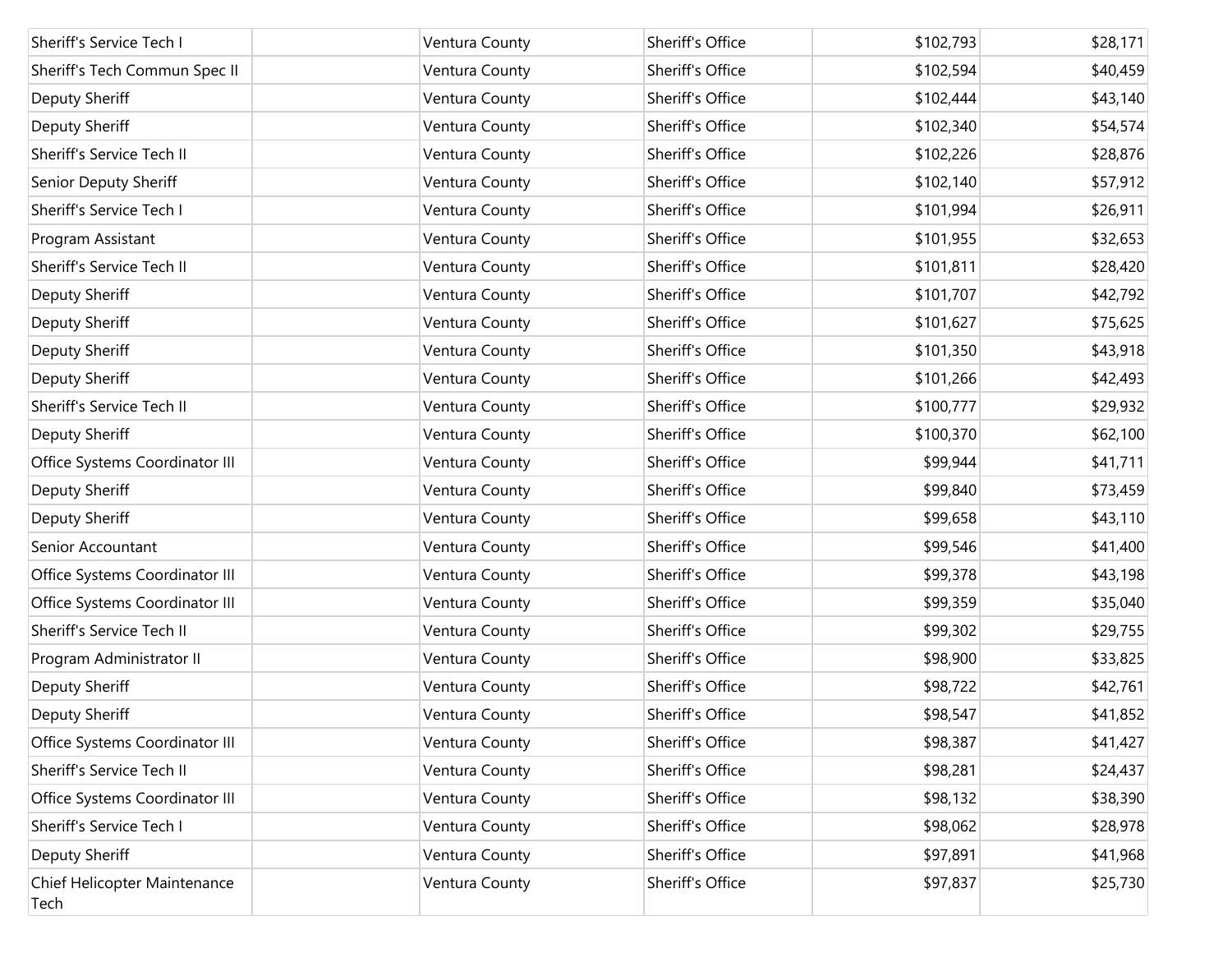| | | | | | |
|---|---|---|---|---|---|
| Sheriff's Service Tech I | | Ventura County | Sheriff's Office | $102,793 | $28,171 |
| Sheriff's Tech Commun Spec II | | Ventura County | Sheriff's Office | $102,594 | $40,459 |
| Deputy Sheriff | | Ventura County | Sheriff's Office | $102,444 | $43,140 |
| Deputy Sheriff | | Ventura County | Sheriff's Office | $102,340 | $54,574 |
| Sheriff's Service Tech II | | Ventura County | Sheriff's Office | $102,226 | $28,876 |
| Senior Deputy Sheriff | | Ventura County | Sheriff's Office | $102,140 | $57,912 |
| Sheriff's Service Tech I | | Ventura County | Sheriff's Office | $101,994 | $26,911 |
| Program Assistant | | Ventura County | Sheriff's Office | $101,955 | $32,653 |
| Sheriff's Service Tech II | | Ventura County | Sheriff's Office | $101,811 | $28,420 |
| Deputy Sheriff | | Ventura County | Sheriff's Office | $101,707 | $42,792 |
| Deputy Sheriff | | Ventura County | Sheriff's Office | $101,627 | $75,625 |
| Deputy Sheriff | | Ventura County | Sheriff's Office | $101,350 | $43,918 |
| Deputy Sheriff | | Ventura County | Sheriff's Office | $101,266 | $42,493 |
| Sheriff's Service Tech II | | Ventura County | Sheriff's Office | $100,777 | $29,932 |
| Deputy Sheriff | | Ventura County | Sheriff's Office | $100,370 | $62,100 |
| Office Systems Coordinator III | | Ventura County | Sheriff's Office | $99,944 | $41,711 |
| Deputy Sheriff | | Ventura County | Sheriff's Office | $99,840 | $73,459 |
| Deputy Sheriff | | Ventura County | Sheriff's Office | $99,658 | $43,110 |
| Senior Accountant | | Ventura County | Sheriff's Office | $99,546 | $41,400 |
| Office Systems Coordinator III | | Ventura County | Sheriff's Office | $99,378 | $43,198 |
| Office Systems Coordinator III | | Ventura County | Sheriff's Office | $99,359 | $35,040 |
| Sheriff's Service Tech II | | Ventura County | Sheriff's Office | $99,302 | $29,755 |
| Program Administrator II | | Ventura County | Sheriff's Office | $98,900 | $33,825 |
| Deputy Sheriff | | Ventura County | Sheriff's Office | $98,722 | $42,761 |
| Deputy Sheriff | | Ventura County | Sheriff's Office | $98,547 | $41,852 |
| Office Systems Coordinator III | | Ventura County | Sheriff's Office | $98,387 | $41,427 |
| Sheriff's Service Tech II | | Ventura County | Sheriff's Office | $98,281 | $24,437 |
| Office Systems Coordinator III | | Ventura County | Sheriff's Office | $98,132 | $38,390 |
| Sheriff's Service Tech I | | Ventura County | Sheriff's Office | $98,062 | $28,978 |
| Deputy Sheriff | | Ventura County | Sheriff's Office | $97,891 | $41,968 |
| Chief Helicopter Maintenance Tech | | Ventura County | Sheriff's Office | $97,837 | $25,730 |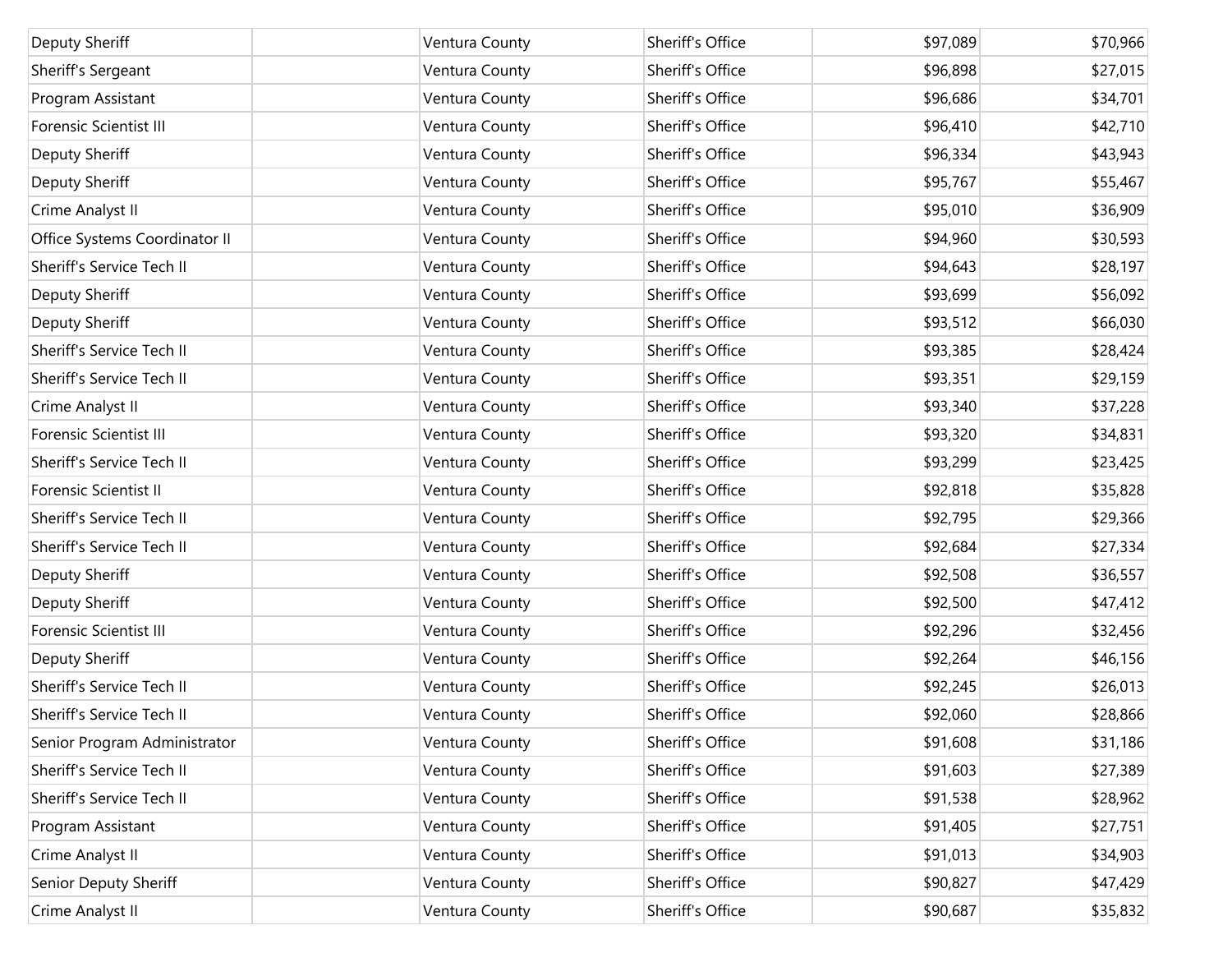| | | | | | |
|---|---|---|---|---|---|
| Deputy Sheriff | | Ventura County | Sheriff's Office | $97,089 | $70,966 |
| Sheriff's Sergeant | | Ventura County | Sheriff's Office | $96,898 | $27,015 |
| Program Assistant | | Ventura County | Sheriff's Office | $96,686 | $34,701 |
| Forensic Scientist III | | Ventura County | Sheriff's Office | $96,410 | $42,710 |
| Deputy Sheriff | | Ventura County | Sheriff's Office | $96,334 | $43,943 |
| Deputy Sheriff | | Ventura County | Sheriff's Office | $95,767 | $55,467 |
| Crime Analyst II | | Ventura County | Sheriff's Office | $95,010 | $36,909 |
| Office Systems Coordinator II | | Ventura County | Sheriff's Office | $94,960 | $30,593 |
| Sheriff's Service Tech II | | Ventura County | Sheriff's Office | $94,643 | $28,197 |
| Deputy Sheriff | | Ventura County | Sheriff's Office | $93,699 | $56,092 |
| Deputy Sheriff | | Ventura County | Sheriff's Office | $93,512 | $66,030 |
| Sheriff's Service Tech II | | Ventura County | Sheriff's Office | $93,385 | $28,424 |
| Sheriff's Service Tech II | | Ventura County | Sheriff's Office | $93,351 | $29,159 |
| Crime Analyst II | | Ventura County | Sheriff's Office | $93,340 | $37,228 |
| Forensic Scientist III | | Ventura County | Sheriff's Office | $93,320 | $34,831 |
| Sheriff's Service Tech II | | Ventura County | Sheriff's Office | $93,299 | $23,425 |
| Forensic Scientist II | | Ventura County | Sheriff's Office | $92,818 | $35,828 |
| Sheriff's Service Tech II | | Ventura County | Sheriff's Office | $92,795 | $29,366 |
| Sheriff's Service Tech II | | Ventura County | Sheriff's Office | $92,684 | $27,334 |
| Deputy Sheriff | | Ventura County | Sheriff's Office | $92,508 | $36,557 |
| Deputy Sheriff | | Ventura County | Sheriff's Office | $92,500 | $47,412 |
| Forensic Scientist III | | Ventura County | Sheriff's Office | $92,296 | $32,456 |
| Deputy Sheriff | | Ventura County | Sheriff's Office | $92,264 | $46,156 |
| Sheriff's Service Tech II | | Ventura County | Sheriff's Office | $92,245 | $26,013 |
| Sheriff's Service Tech II | | Ventura County | Sheriff's Office | $92,060 | $28,866 |
| Senior Program Administrator | | Ventura County | Sheriff's Office | $91,608 | $31,186 |
| Sheriff's Service Tech II | | Ventura County | Sheriff's Office | $91,603 | $27,389 |
| Sheriff's Service Tech II | | Ventura County | Sheriff's Office | $91,538 | $28,962 |
| Program Assistant | | Ventura County | Sheriff's Office | $91,405 | $27,751 |
| Crime Analyst II | | Ventura County | Sheriff's Office | $91,013 | $34,903 |
| Senior Deputy Sheriff | | Ventura County | Sheriff's Office | $90,827 | $47,429 |
| Crime Analyst II | | Ventura County | Sheriff's Office | $90,687 | $35,832 |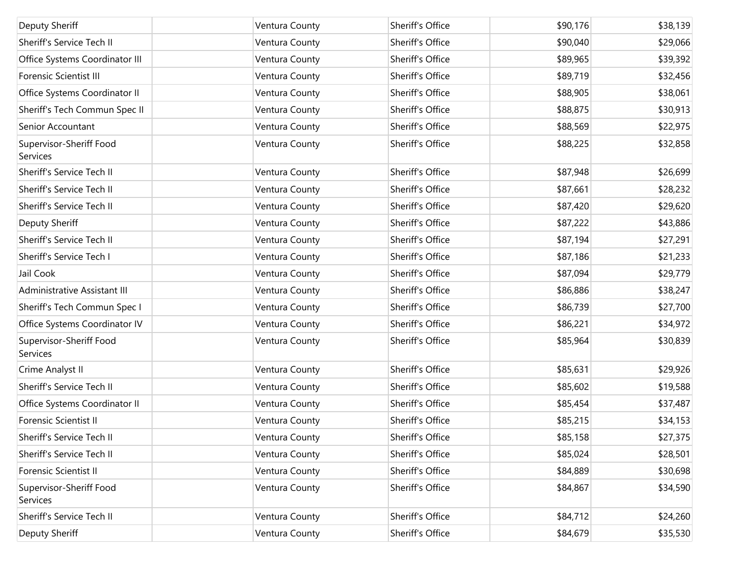| Deputy Sheriff | | Ventura County | Sheriff's Office | $90,176 | $38,139 |
|---|---|---|---|---|---|
| Sheriff's Service Tech II | | Ventura County | Sheriff's Office | $90,040 | $29,066 |
| Office Systems Coordinator III | | Ventura County | Sheriff's Office | $89,965 | $39,392 |
| Forensic Scientist III | | Ventura County | Sheriff's Office | $89,719 | $32,456 |
| Office Systems Coordinator II | | Ventura County | Sheriff's Office | $88,905 | $38,061 |
| Sheriff's Tech Commun Spec II | | Ventura County | Sheriff's Office | $88,875 | $30,913 |
| Senior Accountant | | Ventura County | Sheriff's Office | $88,569 | $22,975 |
| Supervisor-Sheriff Food Services | | Ventura County | Sheriff's Office | $88,225 | $32,858 |
| Sheriff's Service Tech II | | Ventura County | Sheriff's Office | $87,948 | $26,699 |
| Sheriff's Service Tech II | | Ventura County | Sheriff's Office | $87,661 | $28,232 |
| Sheriff's Service Tech II | | Ventura County | Sheriff's Office | $87,420 | $29,620 |
| Deputy Sheriff | | Ventura County | Sheriff's Office | $87,222 | $43,886 |
| Sheriff's Service Tech II | | Ventura County | Sheriff's Office | $87,194 | $27,291 |
| Sheriff's Service Tech I | | Ventura County | Sheriff's Office | $87,186 | $21,233 |
| Jail Cook | | Ventura County | Sheriff's Office | $87,094 | $29,779 |
| Administrative Assistant III | | Ventura County | Sheriff's Office | $86,886 | $38,247 |
| Sheriff's Tech Commun Spec I | | Ventura County | Sheriff's Office | $86,739 | $27,700 |
| Office Systems Coordinator IV | | Ventura County | Sheriff's Office | $86,221 | $34,972 |
| Supervisor-Sheriff Food Services | | Ventura County | Sheriff's Office | $85,964 | $30,839 |
| Crime Analyst II | | Ventura County | Sheriff's Office | $85,631 | $29,926 |
| Sheriff's Service Tech II | | Ventura County | Sheriff's Office | $85,602 | $19,588 |
| Office Systems Coordinator II | | Ventura County | Sheriff's Office | $85,454 | $37,487 |
| Forensic Scientist II | | Ventura County | Sheriff's Office | $85,215 | $34,153 |
| Sheriff's Service Tech II | | Ventura County | Sheriff's Office | $85,158 | $27,375 |
| Sheriff's Service Tech II | | Ventura County | Sheriff's Office | $85,024 | $28,501 |
| Forensic Scientist II | | Ventura County | Sheriff's Office | $84,889 | $30,698 |
| Supervisor-Sheriff Food Services | | Ventura County | Sheriff's Office | $84,867 | $34,590 |
| Sheriff's Service Tech II | | Ventura County | Sheriff's Office | $84,712 | $24,260 |
| Deputy Sheriff | | Ventura County | Sheriff's Office | $84,679 | $35,530 |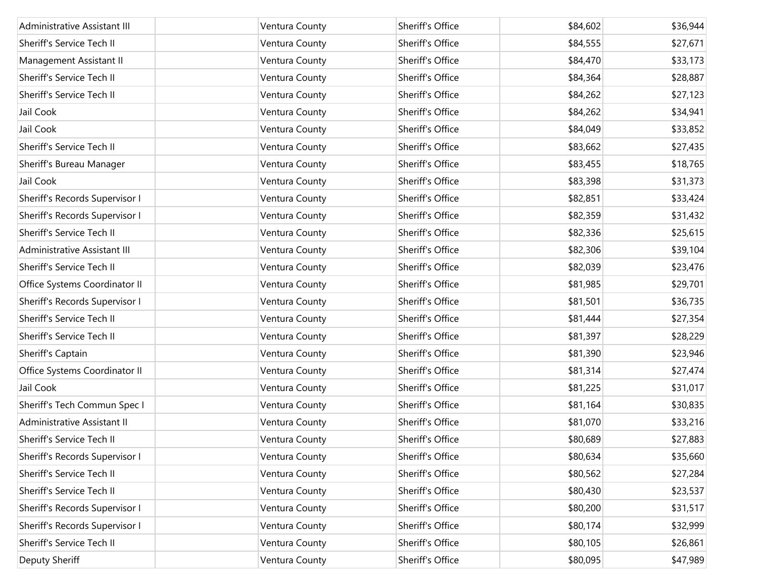| | | | | | |
|---|---|---|---|---|---|
| Administrative Assistant III | | Ventura County | Sheriff's Office | $84,602 | $36,944 |
| Sheriff's Service Tech II | | Ventura County | Sheriff's Office | $84,555 | $27,671 |
| Management Assistant II | | Ventura County | Sheriff's Office | $84,470 | $33,173 |
| Sheriff's Service Tech II | | Ventura County | Sheriff's Office | $84,364 | $28,887 |
| Sheriff's Service Tech II | | Ventura County | Sheriff's Office | $84,262 | $27,123 |
| Jail Cook | | Ventura County | Sheriff's Office | $84,262 | $34,941 |
| Jail Cook | | Ventura County | Sheriff's Office | $84,049 | $33,852 |
| Sheriff's Service Tech II | | Ventura County | Sheriff's Office | $83,662 | $27,435 |
| Sheriff's Bureau Manager | | Ventura County | Sheriff's Office | $83,455 | $18,765 |
| Jail Cook | | Ventura County | Sheriff's Office | $83,398 | $31,373 |
| Sheriff's Records Supervisor I | | Ventura County | Sheriff's Office | $82,851 | $33,424 |
| Sheriff's Records Supervisor I | | Ventura County | Sheriff's Office | $82,359 | $31,432 |
| Sheriff's Service Tech II | | Ventura County | Sheriff's Office | $82,336 | $25,615 |
| Administrative Assistant III | | Ventura County | Sheriff's Office | $82,306 | $39,104 |
| Sheriff's Service Tech II | | Ventura County | Sheriff's Office | $82,039 | $23,476 |
| Office Systems Coordinator II | | Ventura County | Sheriff's Office | $81,985 | $29,701 |
| Sheriff's Records Supervisor I | | Ventura County | Sheriff's Office | $81,501 | $36,735 |
| Sheriff's Service Tech II | | Ventura County | Sheriff's Office | $81,444 | $27,354 |
| Sheriff's Service Tech II | | Ventura County | Sheriff's Office | $81,397 | $28,229 |
| Sheriff's Captain | | Ventura County | Sheriff's Office | $81,390 | $23,946 |
| Office Systems Coordinator II | | Ventura County | Sheriff's Office | $81,314 | $27,474 |
| Jail Cook | | Ventura County | Sheriff's Office | $81,225 | $31,017 |
| Sheriff's Tech Commun Spec I | | Ventura County | Sheriff's Office | $81,164 | $30,835 |
| Administrative Assistant II | | Ventura County | Sheriff's Office | $81,070 | $33,216 |
| Sheriff's Service Tech II | | Ventura County | Sheriff's Office | $80,689 | $27,883 |
| Sheriff's Records Supervisor I | | Ventura County | Sheriff's Office | $80,634 | $35,660 |
| Sheriff's Service Tech II | | Ventura County | Sheriff's Office | $80,562 | $27,284 |
| Sheriff's Service Tech II | | Ventura County | Sheriff's Office | $80,430 | $23,537 |
| Sheriff's Records Supervisor I | | Ventura County | Sheriff's Office | $80,200 | $31,517 |
| Sheriff's Records Supervisor I | | Ventura County | Sheriff's Office | $80,174 | $32,999 |
| Sheriff's Service Tech II | | Ventura County | Sheriff's Office | $80,105 | $26,861 |
| Deputy Sheriff | | Ventura County | Sheriff's Office | $80,095 | $47,989 |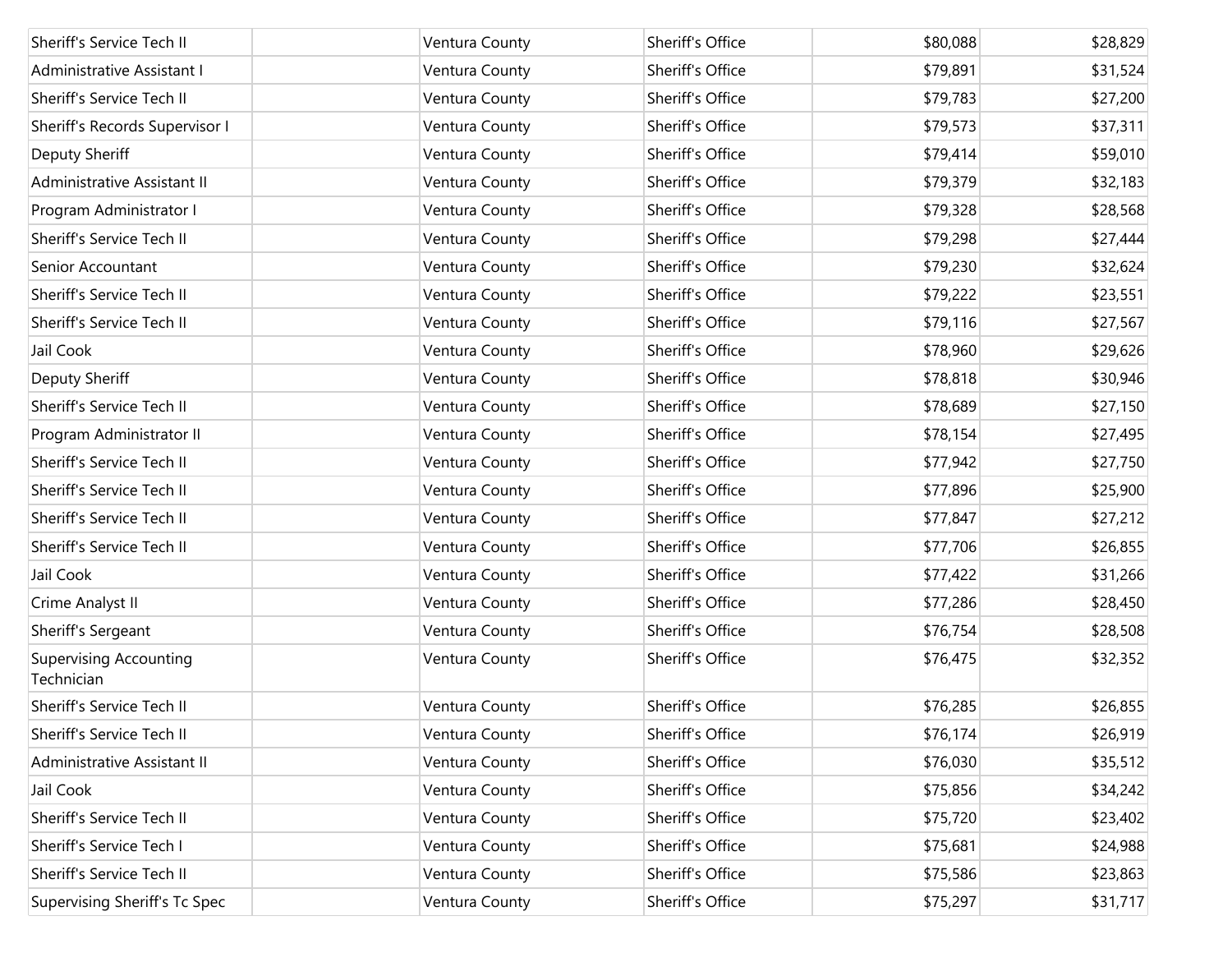| | | | | | |
|---|---|---|---|---|---|
| Sheriff's Service Tech II | | Ventura County | Sheriff's Office | $80,088 | $28,829 |
| Administrative Assistant I | | Ventura County | Sheriff's Office | $79,891 | $31,524 |
| Sheriff's Service Tech II | | Ventura County | Sheriff's Office | $79,783 | $27,200 |
| Sheriff's Records Supervisor I | | Ventura County | Sheriff's Office | $79,573 | $37,311 |
| Deputy Sheriff | | Ventura County | Sheriff's Office | $79,414 | $59,010 |
| Administrative Assistant II | | Ventura County | Sheriff's Office | $79,379 | $32,183 |
| Program Administrator I | | Ventura County | Sheriff's Office | $79,328 | $28,568 |
| Sheriff's Service Tech II | | Ventura County | Sheriff's Office | $79,298 | $27,444 |
| Senior Accountant | | Ventura County | Sheriff's Office | $79,230 | $32,624 |
| Sheriff's Service Tech II | | Ventura County | Sheriff's Office | $79,222 | $23,551 |
| Sheriff's Service Tech II | | Ventura County | Sheriff's Office | $79,116 | $27,567 |
| Jail Cook | | Ventura County | Sheriff's Office | $78,960 | $29,626 |
| Deputy Sheriff | | Ventura County | Sheriff's Office | $78,818 | $30,946 |
| Sheriff's Service Tech II | | Ventura County | Sheriff's Office | $78,689 | $27,150 |
| Program Administrator II | | Ventura County | Sheriff's Office | $78,154 | $27,495 |
| Sheriff's Service Tech II | | Ventura County | Sheriff's Office | $77,942 | $27,750 |
| Sheriff's Service Tech II | | Ventura County | Sheriff's Office | $77,896 | $25,900 |
| Sheriff's Service Tech II | | Ventura County | Sheriff's Office | $77,847 | $27,212 |
| Sheriff's Service Tech II | | Ventura County | Sheriff's Office | $77,706 | $26,855 |
| Jail Cook | | Ventura County | Sheriff's Office | $77,422 | $31,266 |
| Crime Analyst II | | Ventura County | Sheriff's Office | $77,286 | $28,450 |
| Sheriff's Sergeant | | Ventura County | Sheriff's Office | $76,754 | $28,508 |
| Supervising Accounting Technician | | Ventura County | Sheriff's Office | $76,475 | $32,352 |
| Sheriff's Service Tech II | | Ventura County | Sheriff's Office | $76,285 | $26,855 |
| Sheriff's Service Tech II | | Ventura County | Sheriff's Office | $76,174 | $26,919 |
| Administrative Assistant II | | Ventura County | Sheriff's Office | $76,030 | $35,512 |
| Jail Cook | | Ventura County | Sheriff's Office | $75,856 | $34,242 |
| Sheriff's Service Tech II | | Ventura County | Sheriff's Office | $75,720 | $23,402 |
| Sheriff's Service Tech I | | Ventura County | Sheriff's Office | $75,681 | $24,988 |
| Sheriff's Service Tech II | | Ventura County | Sheriff's Office | $75,586 | $23,863 |
| Supervising Sheriff's Tc Spec | | Ventura County | Sheriff's Office | $75,297 | $31,717 |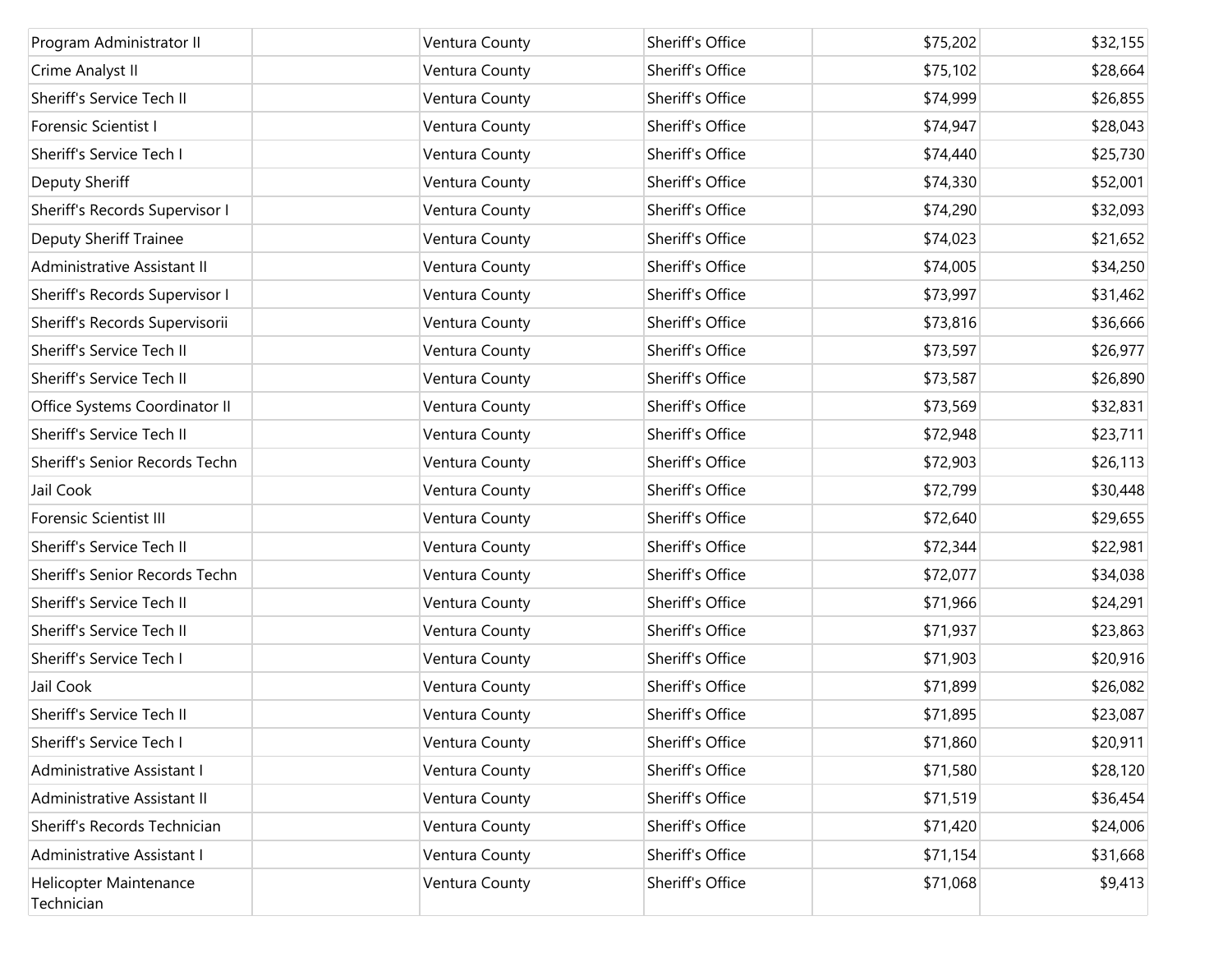| | | | | | |
|---|---|---|---|---|---|
| Program Administrator II | | Ventura County | Sheriff's Office | $75,202 | $32,155 |
| Crime Analyst II | | Ventura County | Sheriff's Office | $75,102 | $28,664 |
| Sheriff's Service Tech II | | Ventura County | Sheriff's Office | $74,999 | $26,855 |
| Forensic Scientist I | | Ventura County | Sheriff's Office | $74,947 | $28,043 |
| Sheriff's Service Tech I | | Ventura County | Sheriff's Office | $74,440 | $25,730 |
| Deputy Sheriff | | Ventura County | Sheriff's Office | $74,330 | $52,001 |
| Sheriff's Records Supervisor I | | Ventura County | Sheriff's Office | $74,290 | $32,093 |
| Deputy Sheriff Trainee | | Ventura County | Sheriff's Office | $74,023 | $21,652 |
| Administrative Assistant II | | Ventura County | Sheriff's Office | $74,005 | $34,250 |
| Sheriff's Records Supervisor I | | Ventura County | Sheriff's Office | $73,997 | $31,462 |
| Sheriff's Records Supervisorii | | Ventura County | Sheriff's Office | $73,816 | $36,666 |
| Sheriff's Service Tech II | | Ventura County | Sheriff's Office | $73,597 | $26,977 |
| Sheriff's Service Tech II | | Ventura County | Sheriff's Office | $73,587 | $26,890 |
| Office Systems Coordinator II | | Ventura County | Sheriff's Office | $73,569 | $32,831 |
| Sheriff's Service Tech II | | Ventura County | Sheriff's Office | $72,948 | $23,711 |
| Sheriff's Senior Records Techn | | Ventura County | Sheriff's Office | $72,903 | $26,113 |
| Jail Cook | | Ventura County | Sheriff's Office | $72,799 | $30,448 |
| Forensic Scientist III | | Ventura County | Sheriff's Office | $72,640 | $29,655 |
| Sheriff's Service Tech II | | Ventura County | Sheriff's Office | $72,344 | $22,981 |
| Sheriff's Senior Records Techn | | Ventura County | Sheriff's Office | $72,077 | $34,038 |
| Sheriff's Service Tech II | | Ventura County | Sheriff's Office | $71,966 | $24,291 |
| Sheriff's Service Tech II | | Ventura County | Sheriff's Office | $71,937 | $23,863 |
| Sheriff's Service Tech I | | Ventura County | Sheriff's Office | $71,903 | $20,916 |
| Jail Cook | | Ventura County | Sheriff's Office | $71,899 | $26,082 |
| Sheriff's Service Tech II | | Ventura County | Sheriff's Office | $71,895 | $23,087 |
| Sheriff's Service Tech I | | Ventura County | Sheriff's Office | $71,860 | $20,911 |
| Administrative Assistant I | | Ventura County | Sheriff's Office | $71,580 | $28,120 |
| Administrative Assistant II | | Ventura County | Sheriff's Office | $71,519 | $36,454 |
| Sheriff's Records Technician | | Ventura County | Sheriff's Office | $71,420 | $24,006 |
| Administrative Assistant I | | Ventura County | Sheriff's Office | $71,154 | $31,668 |
| Helicopter Maintenance Technician | | Ventura County | Sheriff's Office | $71,068 | $9,413 |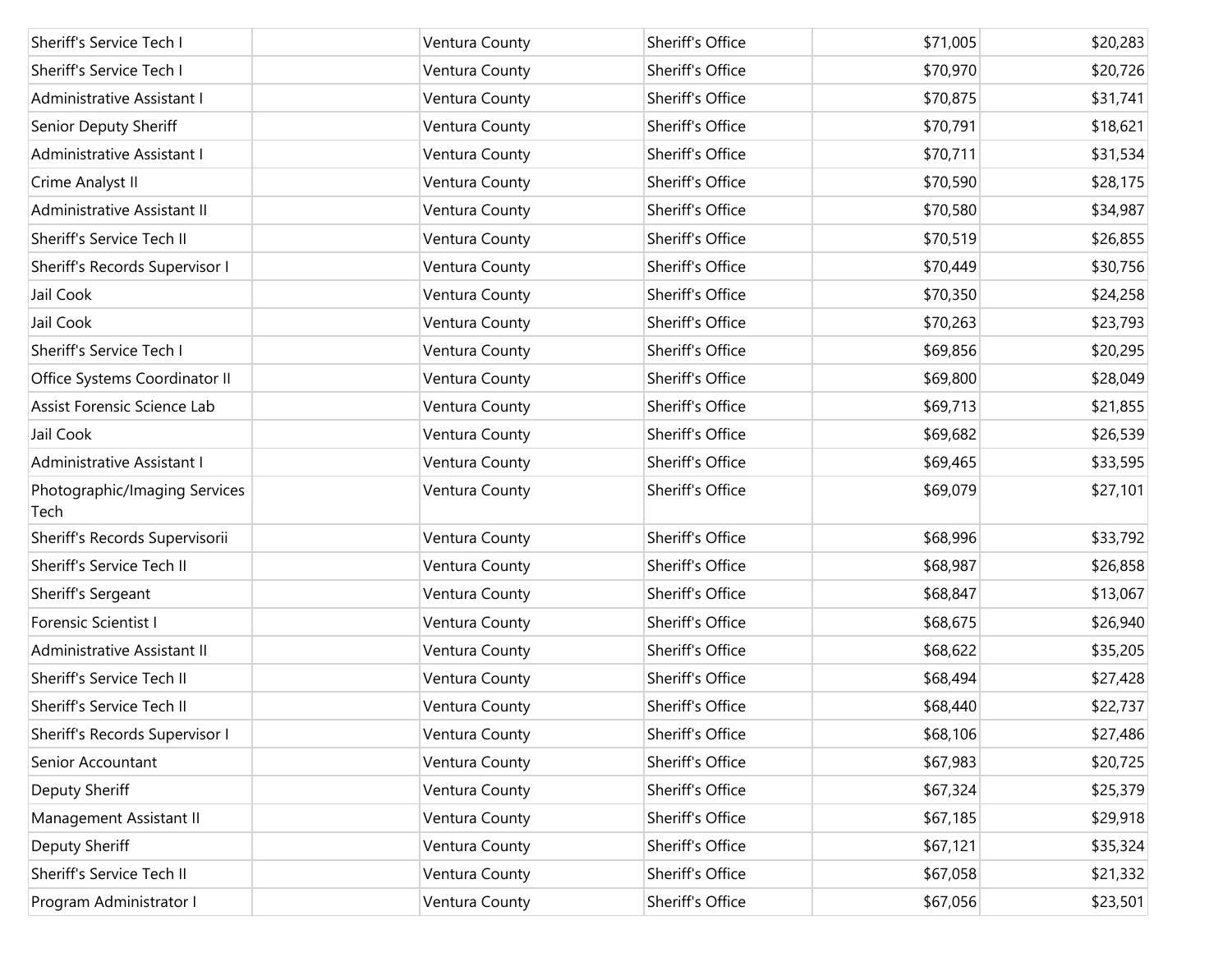| | | | | | |
|---|---|---|---|---|---|
| Sheriff's Service Tech I | | Ventura County | Sheriff's Office | $71,005 | $20,283 |
| Sheriff's Service Tech I | | Ventura County | Sheriff's Office | $70,970 | $20,726 |
| Administrative Assistant I | | Ventura County | Sheriff's Office | $70,875 | $31,741 |
| Senior Deputy Sheriff | | Ventura County | Sheriff's Office | $70,791 | $18,621 |
| Administrative Assistant I | | Ventura County | Sheriff's Office | $70,711 | $31,534 |
| Crime Analyst II | | Ventura County | Sheriff's Office | $70,590 | $28,175 |
| Administrative Assistant II | | Ventura County | Sheriff's Office | $70,580 | $34,987 |
| Sheriff's Service Tech II | | Ventura County | Sheriff's Office | $70,519 | $26,855 |
| Sheriff's Records Supervisor I | | Ventura County | Sheriff's Office | $70,449 | $30,756 |
| Jail Cook | | Ventura County | Sheriff's Office | $70,350 | $24,258 |
| Jail Cook | | Ventura County | Sheriff's Office | $70,263 | $23,793 |
| Sheriff's Service Tech I | | Ventura County | Sheriff's Office | $69,856 | $20,295 |
| Office Systems Coordinator II | | Ventura County | Sheriff's Office | $69,800 | $28,049 |
| Assist Forensic Science Lab | | Ventura County | Sheriff's Office | $69,713 | $21,855 |
| Jail Cook | | Ventura County | Sheriff's Office | $69,682 | $26,539 |
| Administrative Assistant I | | Ventura County | Sheriff's Office | $69,465 | $33,595 |
| Photographic/Imaging Services Tech | | Ventura County | Sheriff's Office | $69,079 | $27,101 |
| Sheriff's Records Supervisorii | | Ventura County | Sheriff's Office | $68,996 | $33,792 |
| Sheriff's Service Tech II | | Ventura County | Sheriff's Office | $68,987 | $26,858 |
| Sheriff's Sergeant | | Ventura County | Sheriff's Office | $68,847 | $13,067 |
| Forensic Scientist I | | Ventura County | Sheriff's Office | $68,675 | $26,940 |
| Administrative Assistant II | | Ventura County | Sheriff's Office | $68,622 | $35,205 |
| Sheriff's Service Tech II | | Ventura County | Sheriff's Office | $68,494 | $27,428 |
| Sheriff's Service Tech II | | Ventura County | Sheriff's Office | $68,440 | $22,737 |
| Sheriff's Records Supervisor I | | Ventura County | Sheriff's Office | $68,106 | $27,486 |
| Senior Accountant | | Ventura County | Sheriff's Office | $67,983 | $20,725 |
| Deputy Sheriff | | Ventura County | Sheriff's Office | $67,324 | $25,379 |
| Management Assistant II | | Ventura County | Sheriff's Office | $67,185 | $29,918 |
| Deputy Sheriff | | Ventura County | Sheriff's Office | $67,121 | $35,324 |
| Sheriff's Service Tech II | | Ventura County | Sheriff's Office | $67,058 | $21,332 |
| Program Administrator I | | Ventura County | Sheriff's Office | $67,056 | $23,501 |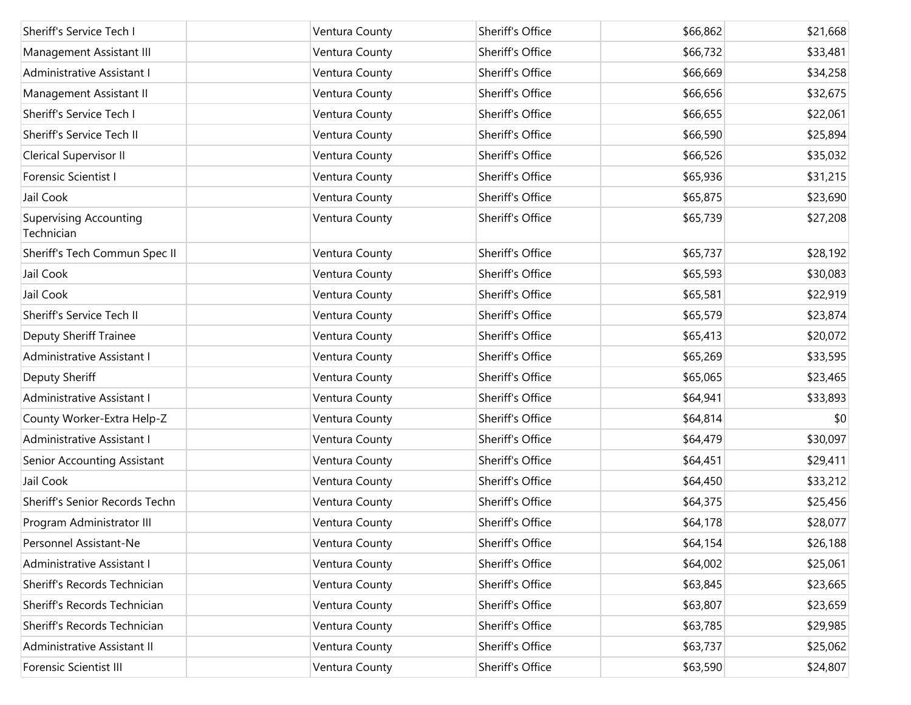| | | | | | |
|---|---|---|---|---|---|
| Sheriff's Service Tech I | | Ventura County | Sheriff's Office | $66,862 | $21,668 |
| Management Assistant III | | Ventura County | Sheriff's Office | $66,732 | $33,481 |
| Administrative Assistant I | | Ventura County | Sheriff's Office | $66,669 | $34,258 |
| Management Assistant II | | Ventura County | Sheriff's Office | $66,656 | $32,675 |
| Sheriff's Service Tech I | | Ventura County | Sheriff's Office | $66,655 | $22,061 |
| Sheriff's Service Tech II | | Ventura County | Sheriff's Office | $66,590 | $25,894 |
| Clerical Supervisor II | | Ventura County | Sheriff's Office | $66,526 | $35,032 |
| Forensic Scientist I | | Ventura County | Sheriff's Office | $65,936 | $31,215 |
| Jail Cook | | Ventura County | Sheriff's Office | $65,875 | $23,690 |
| Supervising Accounting Technician | | Ventura County | Sheriff's Office | $65,739 | $27,208 |
| Sheriff's Tech Commun Spec II | | Ventura County | Sheriff's Office | $65,737 | $28,192 |
| Jail Cook | | Ventura County | Sheriff's Office | $65,593 | $30,083 |
| Jail Cook | | Ventura County | Sheriff's Office | $65,581 | $22,919 |
| Sheriff's Service Tech II | | Ventura County | Sheriff's Office | $65,579 | $23,874 |
| Deputy Sheriff Trainee | | Ventura County | Sheriff's Office | $65,413 | $20,072 |
| Administrative Assistant I | | Ventura County | Sheriff's Office | $65,269 | $33,595 |
| Deputy Sheriff | | Ventura County | Sheriff's Office | $65,065 | $23,465 |
| Administrative Assistant I | | Ventura County | Sheriff's Office | $64,941 | $33,893 |
| County Worker-Extra Help-Z | | Ventura County | Sheriff's Office | $64,814 | $0 |
| Administrative Assistant I | | Ventura County | Sheriff's Office | $64,479 | $30,097 |
| Senior Accounting Assistant | | Ventura County | Sheriff's Office | $64,451 | $29,411 |
| Jail Cook | | Ventura County | Sheriff's Office | $64,450 | $33,212 |
| Sheriff's Senior Records Techn | | Ventura County | Sheriff's Office | $64,375 | $25,456 |
| Program Administrator III | | Ventura County | Sheriff's Office | $64,178 | $28,077 |
| Personnel Assistant-Ne | | Ventura County | Sheriff's Office | $64,154 | $26,188 |
| Administrative Assistant I | | Ventura County | Sheriff's Office | $64,002 | $25,061 |
| Sheriff's Records Technician | | Ventura County | Sheriff's Office | $63,845 | $23,665 |
| Sheriff's Records Technician | | Ventura County | Sheriff's Office | $63,807 | $23,659 |
| Sheriff's Records Technician | | Ventura County | Sheriff's Office | $63,785 | $29,985 |
| Administrative Assistant II | | Ventura County | Sheriff's Office | $63,737 | $25,062 |
| Forensic Scientist III | | Ventura County | Sheriff's Office | $63,590 | $24,807 |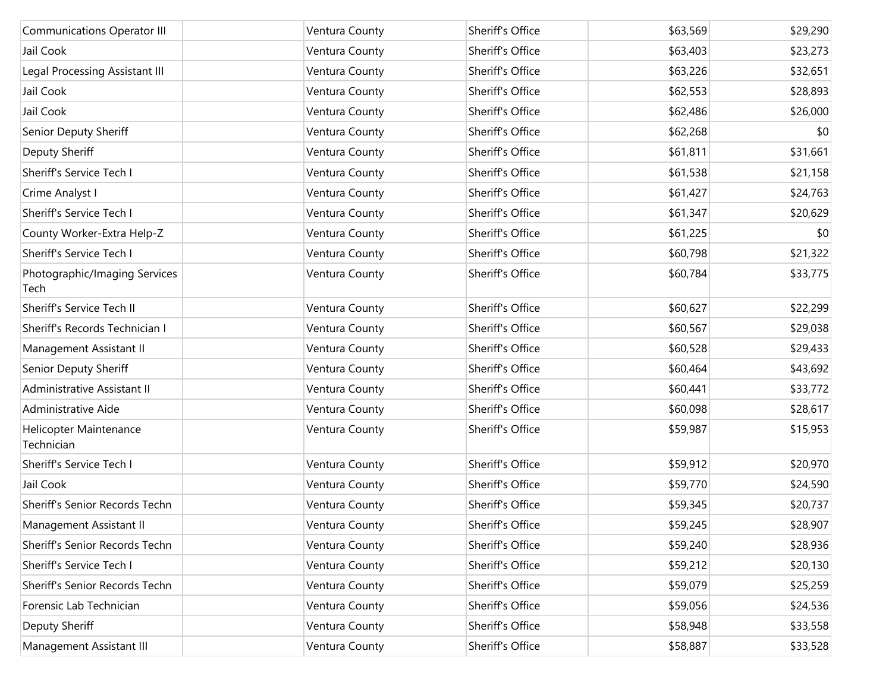| | | | | | |
|---|---|---|---|---|---|
| Communications Operator III | | Ventura County | Sheriff's Office | $63,569 | $29,290 |
| Jail Cook | | Ventura County | Sheriff's Office | $63,403 | $23,273 |
| Legal Processing Assistant III | | Ventura County | Sheriff's Office | $63,226 | $32,651 |
| Jail Cook | | Ventura County | Sheriff's Office | $62,553 | $28,893 |
| Jail Cook | | Ventura County | Sheriff's Office | $62,486 | $26,000 |
| Senior Deputy Sheriff | | Ventura County | Sheriff's Office | $62,268 | $0 |
| Deputy Sheriff | | Ventura County | Sheriff's Office | $61,811 | $31,661 |
| Sheriff's Service Tech I | | Ventura County | Sheriff's Office | $61,538 | $21,158 |
| Crime Analyst I | | Ventura County | Sheriff's Office | $61,427 | $24,763 |
| Sheriff's Service Tech I | | Ventura County | Sheriff's Office | $61,347 | $20,629 |
| County Worker-Extra Help-Z | | Ventura County | Sheriff's Office | $61,225 | $0 |
| Sheriff's Service Tech I | | Ventura County | Sheriff's Office | $60,798 | $21,322 |
| Photographic/Imaging Services Tech | | Ventura County | Sheriff's Office | $60,784 | $33,775 |
| Sheriff's Service Tech II | | Ventura County | Sheriff's Office | $60,627 | $22,299 |
| Sheriff's Records Technician I | | Ventura County | Sheriff's Office | $60,567 | $29,038 |
| Management Assistant II | | Ventura County | Sheriff's Office | $60,528 | $29,433 |
| Senior Deputy Sheriff | | Ventura County | Sheriff's Office | $60,464 | $43,692 |
| Administrative Assistant II | | Ventura County | Sheriff's Office | $60,441 | $33,772 |
| Administrative Aide | | Ventura County | Sheriff's Office | $60,098 | $28,617 |
| Helicopter Maintenance Technician | | Ventura County | Sheriff's Office | $59,987 | $15,953 |
| Sheriff's Service Tech I | | Ventura County | Sheriff's Office | $59,912 | $20,970 |
| Jail Cook | | Ventura County | Sheriff's Office | $59,770 | $24,590 |
| Sheriff's Senior Records Techn | | Ventura County | Sheriff's Office | $59,345 | $20,737 |
| Management Assistant II | | Ventura County | Sheriff's Office | $59,245 | $28,907 |
| Sheriff's Senior Records Techn | | Ventura County | Sheriff's Office | $59,240 | $28,936 |
| Sheriff's Service Tech I | | Ventura County | Sheriff's Office | $59,212 | $20,130 |
| Sheriff's Senior Records Techn | | Ventura County | Sheriff's Office | $59,079 | $25,259 |
| Forensic Lab Technician | | Ventura County | Sheriff's Office | $59,056 | $24,536 |
| Deputy Sheriff | | Ventura County | Sheriff's Office | $58,948 | $33,558 |
| Management Assistant III | | Ventura County | Sheriff's Office | $58,887 | $33,528 |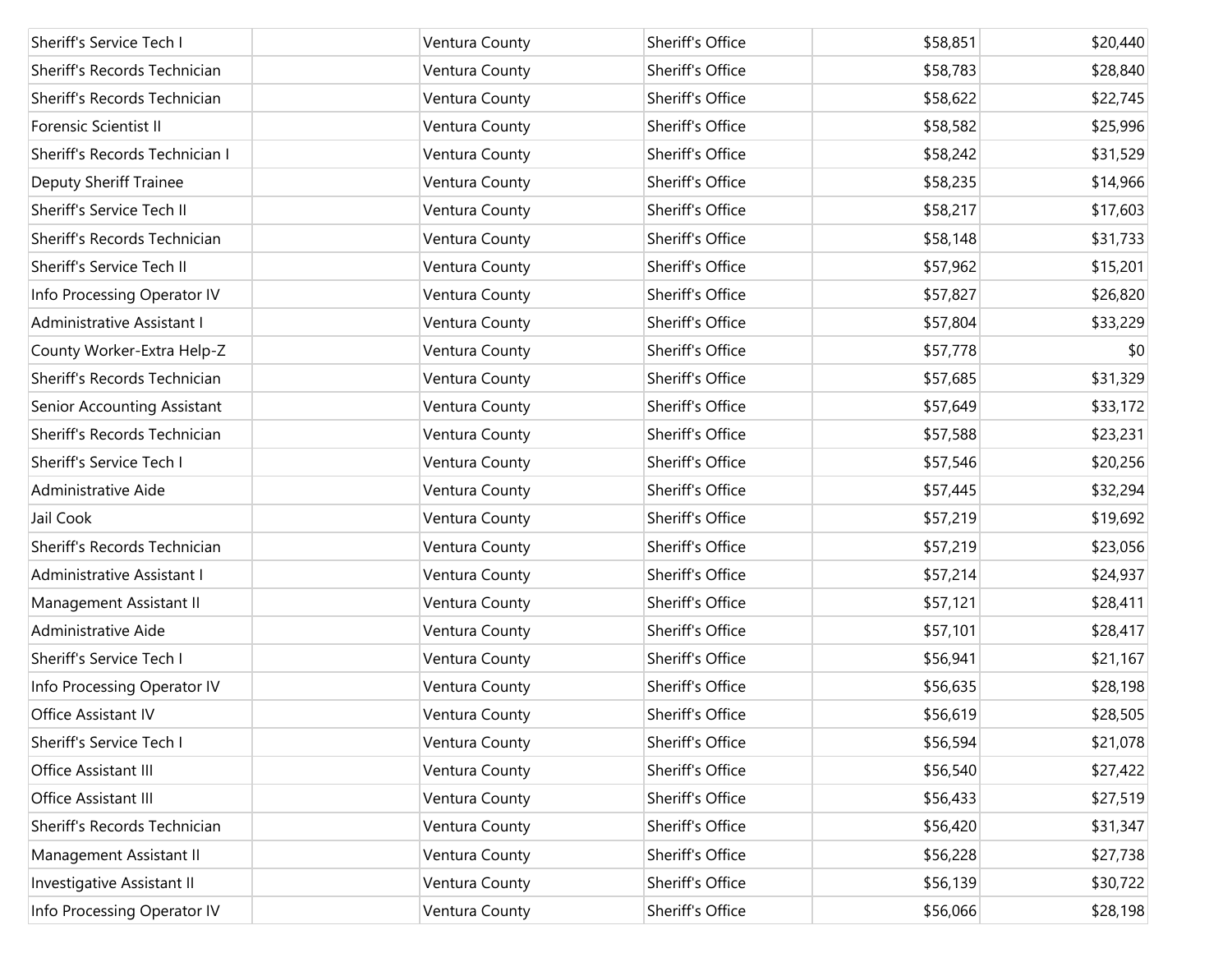| | | | | | |
|---|---|---|---|---|---|
| Sheriff's Service Tech I | | Ventura County | Sheriff's Office | $58,851 | $20,440 |
| Sheriff's Records Technician | | Ventura County | Sheriff's Office | $58,783 | $28,840 |
| Sheriff's Records Technician | | Ventura County | Sheriff's Office | $58,622 | $22,745 |
| Forensic Scientist II | | Ventura County | Sheriff's Office | $58,582 | $25,996 |
| Sheriff's Records Technician I | | Ventura County | Sheriff's Office | $58,242 | $31,529 |
| Deputy Sheriff Trainee | | Ventura County | Sheriff's Office | $58,235 | $14,966 |
| Sheriff's Service Tech II | | Ventura County | Sheriff's Office | $58,217 | $17,603 |
| Sheriff's Records Technician | | Ventura County | Sheriff's Office | $58,148 | $31,733 |
| Sheriff's Service Tech II | | Ventura County | Sheriff's Office | $57,962 | $15,201 |
| Info Processing Operator IV | | Ventura County | Sheriff's Office | $57,827 | $26,820 |
| Administrative Assistant I | | Ventura County | Sheriff's Office | $57,804 | $33,229 |
| County Worker-Extra Help-Z | | Ventura County | Sheriff's Office | $57,778 | $0 |
| Sheriff's Records Technician | | Ventura County | Sheriff's Office | $57,685 | $31,329 |
| Senior Accounting Assistant | | Ventura County | Sheriff's Office | $57,649 | $33,172 |
| Sheriff's Records Technician | | Ventura County | Sheriff's Office | $57,588 | $23,231 |
| Sheriff's Service Tech I | | Ventura County | Sheriff's Office | $57,546 | $20,256 |
| Administrative Aide | | Ventura County | Sheriff's Office | $57,445 | $32,294 |
| Jail Cook | | Ventura County | Sheriff's Office | $57,219 | $19,692 |
| Sheriff's Records Technician | | Ventura County | Sheriff's Office | $57,219 | $23,056 |
| Administrative Assistant I | | Ventura County | Sheriff's Office | $57,214 | $24,937 |
| Management Assistant II | | Ventura County | Sheriff's Office | $57,121 | $28,411 |
| Administrative Aide | | Ventura County | Sheriff's Office | $57,101 | $28,417 |
| Sheriff's Service Tech I | | Ventura County | Sheriff's Office | $56,941 | $21,167 |
| Info Processing Operator IV | | Ventura County | Sheriff's Office | $56,635 | $28,198 |
| Office Assistant IV | | Ventura County | Sheriff's Office | $56,619 | $28,505 |
| Sheriff's Service Tech I | | Ventura County | Sheriff's Office | $56,594 | $21,078 |
| Office Assistant III | | Ventura County | Sheriff's Office | $56,540 | $27,422 |
| Office Assistant III | | Ventura County | Sheriff's Office | $56,433 | $27,519 |
| Sheriff's Records Technician | | Ventura County | Sheriff's Office | $56,420 | $31,347 |
| Management Assistant II | | Ventura County | Sheriff's Office | $56,228 | $27,738 |
| Investigative Assistant II | | Ventura County | Sheriff's Office | $56,139 | $30,722 |
| Info Processing Operator IV | | Ventura County | Sheriff's Office | $56,066 | $28,198 |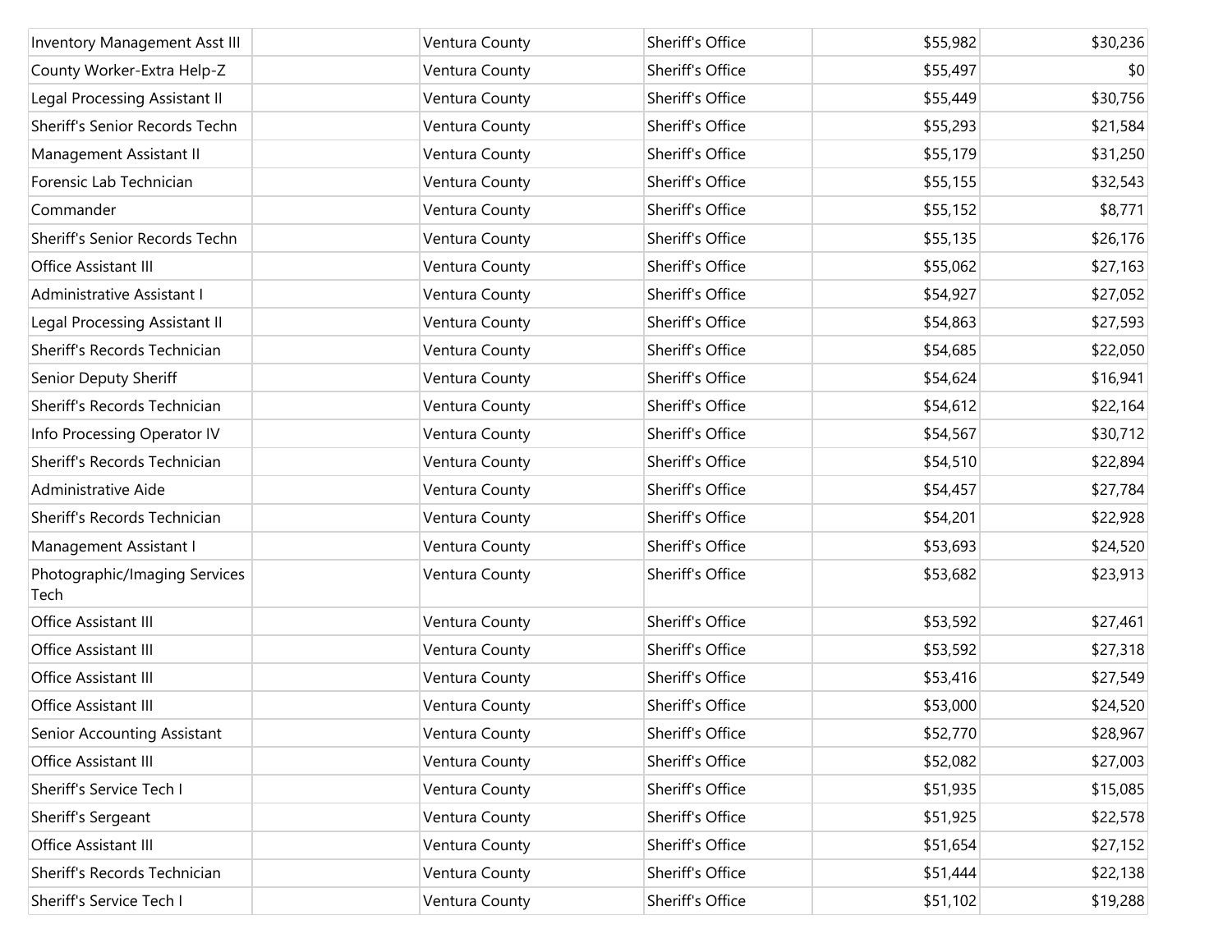| | | | | | |
|---|---|---|---|---|---|
| Inventory Management Asst III | | Ventura County | Sheriff's Office | $55,982 | $30,236 |
| County Worker-Extra Help-Z | | Ventura County | Sheriff's Office | $55,497 | $0 |
| Legal Processing Assistant II | | Ventura County | Sheriff's Office | $55,449 | $30,756 |
| Sheriff's Senior Records Techn | | Ventura County | Sheriff's Office | $55,293 | $21,584 |
| Management Assistant II | | Ventura County | Sheriff's Office | $55,179 | $31,250 |
| Forensic Lab Technician | | Ventura County | Sheriff's Office | $55,155 | $32,543 |
| Commander | | Ventura County | Sheriff's Office | $55,152 | $8,771 |
| Sheriff's Senior Records Techn | | Ventura County | Sheriff's Office | $55,135 | $26,176 |
| Office Assistant III | | Ventura County | Sheriff's Office | $55,062 | $27,163 |
| Administrative Assistant I | | Ventura County | Sheriff's Office | $54,927 | $27,052 |
| Legal Processing Assistant II | | Ventura County | Sheriff's Office | $54,863 | $27,593 |
| Sheriff's Records Technician | | Ventura County | Sheriff's Office | $54,685 | $22,050 |
| Senior Deputy Sheriff | | Ventura County | Sheriff's Office | $54,624 | $16,941 |
| Sheriff's Records Technician | | Ventura County | Sheriff's Office | $54,612 | $22,164 |
| Info Processing Operator IV | | Ventura County | Sheriff's Office | $54,567 | $30,712 |
| Sheriff's Records Technician | | Ventura County | Sheriff's Office | $54,510 | $22,894 |
| Administrative Aide | | Ventura County | Sheriff's Office | $54,457 | $27,784 |
| Sheriff's Records Technician | | Ventura County | Sheriff's Office | $54,201 | $22,928 |
| Management Assistant I | | Ventura County | Sheriff's Office | $53,693 | $24,520 |
| Photographic/Imaging Services Tech | | Ventura County | Sheriff's Office | $53,682 | $23,913 |
| Office Assistant III | | Ventura County | Sheriff's Office | $53,592 | $27,461 |
| Office Assistant III | | Ventura County | Sheriff's Office | $53,592 | $27,318 |
| Office Assistant III | | Ventura County | Sheriff's Office | $53,416 | $27,549 |
| Office Assistant III | | Ventura County | Sheriff's Office | $53,000 | $24,520 |
| Senior Accounting Assistant | | Ventura County | Sheriff's Office | $52,770 | $28,967 |
| Office Assistant III | | Ventura County | Sheriff's Office | $52,082 | $27,003 |
| Sheriff's Service Tech I | | Ventura County | Sheriff's Office | $51,935 | $15,085 |
| Sheriff's Sergeant | | Ventura County | Sheriff's Office | $51,925 | $22,578 |
| Office Assistant III | | Ventura County | Sheriff's Office | $51,654 | $27,152 |
| Sheriff's Records Technician | | Ventura County | Sheriff's Office | $51,444 | $22,138 |
| Sheriff's Service Tech I | | Ventura County | Sheriff's Office | $51,102 | $19,288 |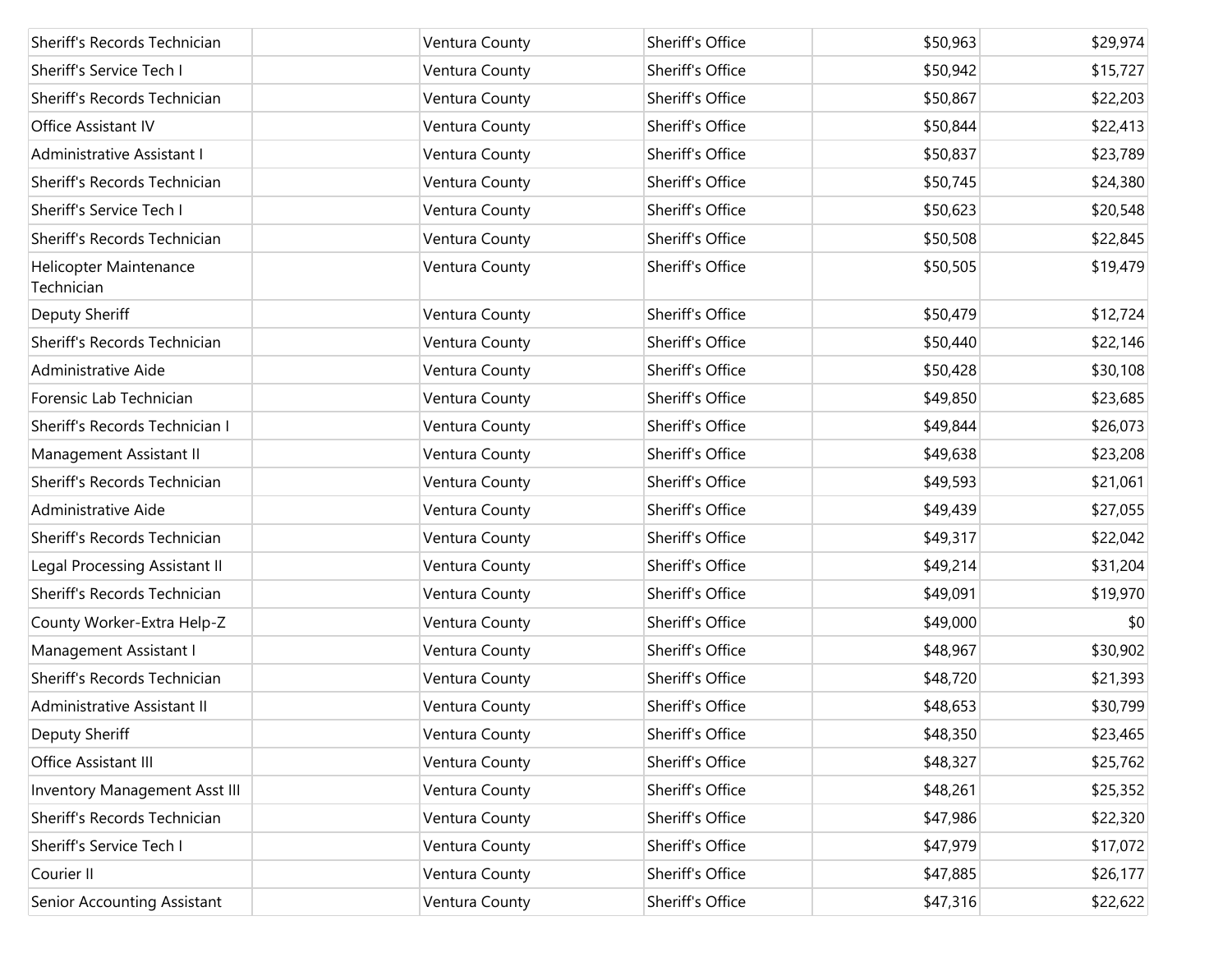| | | | | | |
|---|---|---|---|---|---|
| Sheriff's Records Technician | | Ventura County | Sheriff's Office | $50,963 | $29,974 |
| Sheriff's Service Tech I | | Ventura County | Sheriff's Office | $50,942 | $15,727 |
| Sheriff's Records Technician | | Ventura County | Sheriff's Office | $50,867 | $22,203 |
| Office Assistant IV | | Ventura County | Sheriff's Office | $50,844 | $22,413 |
| Administrative Assistant I | | Ventura County | Sheriff's Office | $50,837 | $23,789 |
| Sheriff's Records Technician | | Ventura County | Sheriff's Office | $50,745 | $24,380 |
| Sheriff's Service Tech I | | Ventura County | Sheriff's Office | $50,623 | $20,548 |
| Sheriff's Records Technician | | Ventura County | Sheriff's Office | $50,508 | $22,845 |
| Helicopter Maintenance Technician | | Ventura County | Sheriff's Office | $50,505 | $19,479 |
| Deputy Sheriff | | Ventura County | Sheriff's Office | $50,479 | $12,724 |
| Sheriff's Records Technician | | Ventura County | Sheriff's Office | $50,440 | $22,146 |
| Administrative Aide | | Ventura County | Sheriff's Office | $50,428 | $30,108 |
| Forensic Lab Technician | | Ventura County | Sheriff's Office | $49,850 | $23,685 |
| Sheriff's Records Technician I | | Ventura County | Sheriff's Office | $49,844 | $26,073 |
| Management Assistant II | | Ventura County | Sheriff's Office | $49,638 | $23,208 |
| Sheriff's Records Technician | | Ventura County | Sheriff's Office | $49,593 | $21,061 |
| Administrative Aide | | Ventura County | Sheriff's Office | $49,439 | $27,055 |
| Sheriff's Records Technician | | Ventura County | Sheriff's Office | $49,317 | $22,042 |
| Legal Processing Assistant II | | Ventura County | Sheriff's Office | $49,214 | $31,204 |
| Sheriff's Records Technician | | Ventura County | Sheriff's Office | $49,091 | $19,970 |
| County Worker-Extra Help-Z | | Ventura County | Sheriff's Office | $49,000 | $0 |
| Management Assistant I | | Ventura County | Sheriff's Office | $48,967 | $30,902 |
| Sheriff's Records Technician | | Ventura County | Sheriff's Office | $48,720 | $21,393 |
| Administrative Assistant II | | Ventura County | Sheriff's Office | $48,653 | $30,799 |
| Deputy Sheriff | | Ventura County | Sheriff's Office | $48,350 | $23,465 |
| Office Assistant III | | Ventura County | Sheriff's Office | $48,327 | $25,762 |
| Inventory Management Asst III | | Ventura County | Sheriff's Office | $48,261 | $25,352 |
| Sheriff's Records Technician | | Ventura County | Sheriff's Office | $47,986 | $22,320 |
| Sheriff's Service Tech I | | Ventura County | Sheriff's Office | $47,979 | $17,072 |
| Courier II | | Ventura County | Sheriff's Office | $47,885 | $26,177 |
| Senior Accounting Assistant | | Ventura County | Sheriff's Office | $47,316 | $22,622 |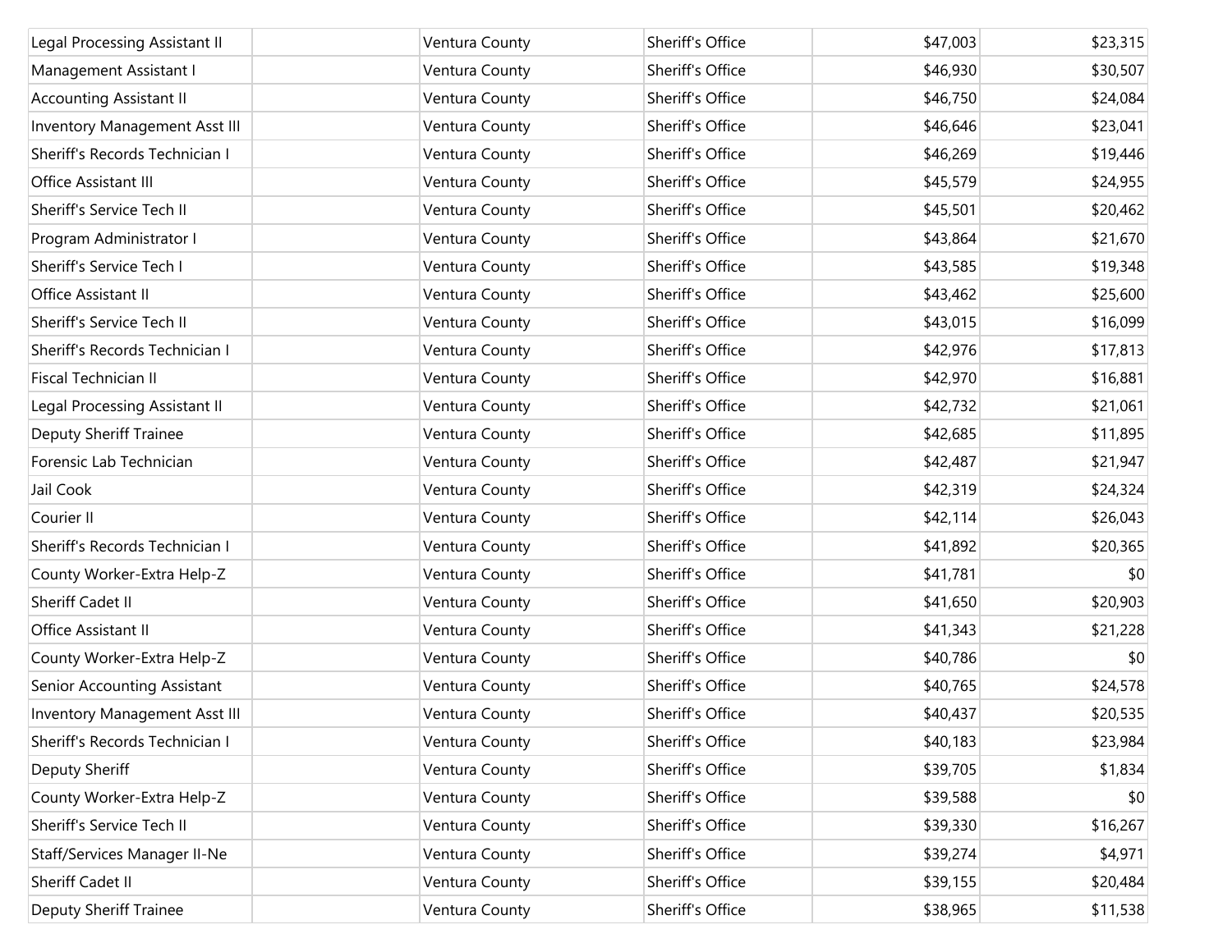| | | | | | |
|---|---|---|---|---|---|
| Legal Processing Assistant II | | Ventura County | Sheriff's Office | $47,003 | $23,315 |
| Management Assistant I | | Ventura County | Sheriff's Office | $46,930 | $30,507 |
| Accounting Assistant II | | Ventura County | Sheriff's Office | $46,750 | $24,084 |
| Inventory Management Asst III | | Ventura County | Sheriff's Office | $46,646 | $23,041 |
| Sheriff's Records Technician I | | Ventura County | Sheriff's Office | $46,269 | $19,446 |
| Office Assistant III | | Ventura County | Sheriff's Office | $45,579 | $24,955 |
| Sheriff's Service Tech II | | Ventura County | Sheriff's Office | $45,501 | $20,462 |
| Program Administrator I | | Ventura County | Sheriff's Office | $43,864 | $21,670 |
| Sheriff's Service Tech I | | Ventura County | Sheriff's Office | $43,585 | $19,348 |
| Office Assistant II | | Ventura County | Sheriff's Office | $43,462 | $25,600 |
| Sheriff's Service Tech II | | Ventura County | Sheriff's Office | $43,015 | $16,099 |
| Sheriff's Records Technician I | | Ventura County | Sheriff's Office | $42,976 | $17,813 |
| Fiscal Technician II | | Ventura County | Sheriff's Office | $42,970 | $16,881 |
| Legal Processing Assistant II | | Ventura County | Sheriff's Office | $42,732 | $21,061 |
| Deputy Sheriff Trainee | | Ventura County | Sheriff's Office | $42,685 | $11,895 |
| Forensic Lab Technician | | Ventura County | Sheriff's Office | $42,487 | $21,947 |
| Jail Cook | | Ventura County | Sheriff's Office | $42,319 | $24,324 |
| Courier II | | Ventura County | Sheriff's Office | $42,114 | $26,043 |
| Sheriff's Records Technician I | | Ventura County | Sheriff's Office | $41,892 | $20,365 |
| County Worker-Extra Help-Z | | Ventura County | Sheriff's Office | $41,781 | $0 |
| Sheriff Cadet II | | Ventura County | Sheriff's Office | $41,650 | $20,903 |
| Office Assistant II | | Ventura County | Sheriff's Office | $41,343 | $21,228 |
| County Worker-Extra Help-Z | | Ventura County | Sheriff's Office | $40,786 | $0 |
| Senior Accounting Assistant | | Ventura County | Sheriff's Office | $40,765 | $24,578 |
| Inventory Management Asst III | | Ventura County | Sheriff's Office | $40,437 | $20,535 |
| Sheriff's Records Technician I | | Ventura County | Sheriff's Office | $40,183 | $23,984 |
| Deputy Sheriff | | Ventura County | Sheriff's Office | $39,705 | $1,834 |
| County Worker-Extra Help-Z | | Ventura County | Sheriff's Office | $39,588 | $0 |
| Sheriff's Service Tech II | | Ventura County | Sheriff's Office | $39,330 | $16,267 |
| Staff/Services Manager II-Ne | | Ventura County | Sheriff's Office | $39,274 | $4,971 |
| Sheriff Cadet II | | Ventura County | Sheriff's Office | $39,155 | $20,484 |
| Deputy Sheriff Trainee | | Ventura County | Sheriff's Office | $38,965 | $11,538 |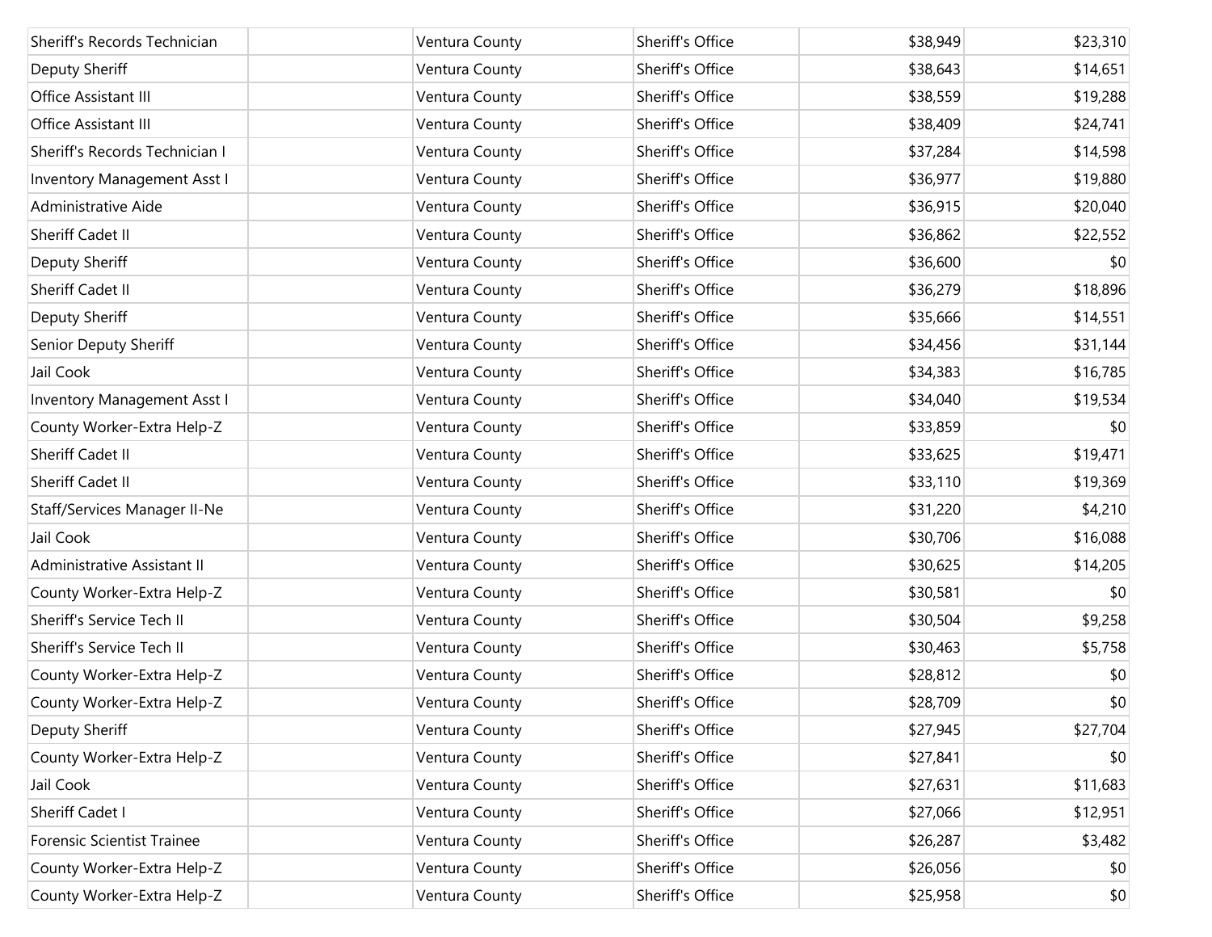| | | | | | |
|---|---|---|---|---|---|
| Sheriff's Records Technician | | Ventura County | Sheriff's Office | $38,949 | $23,310 |
| Deputy Sheriff | | Ventura County | Sheriff's Office | $38,643 | $14,651 |
| Office Assistant III | | Ventura County | Sheriff's Office | $38,559 | $19,288 |
| Office Assistant III | | Ventura County | Sheriff's Office | $38,409 | $24,741 |
| Sheriff's Records Technician I | | Ventura County | Sheriff's Office | $37,284 | $14,598 |
| Inventory Management Asst I | | Ventura County | Sheriff's Office | $36,977 | $19,880 |
| Administrative Aide | | Ventura County | Sheriff's Office | $36,915 | $20,040 |
| Sheriff Cadet II | | Ventura County | Sheriff's Office | $36,862 | $22,552 |
| Deputy Sheriff | | Ventura County | Sheriff's Office | $36,600 | $0 |
| Sheriff Cadet II | | Ventura County | Sheriff's Office | $36,279 | $18,896 |
| Deputy Sheriff | | Ventura County | Sheriff's Office | $35,666 | $14,551 |
| Senior Deputy Sheriff | | Ventura County | Sheriff's Office | $34,456 | $31,144 |
| Jail Cook | | Ventura County | Sheriff's Office | $34,383 | $16,785 |
| Inventory Management Asst I | | Ventura County | Sheriff's Office | $34,040 | $19,534 |
| County Worker-Extra Help-Z | | Ventura County | Sheriff's Office | $33,859 | $0 |
| Sheriff Cadet II | | Ventura County | Sheriff's Office | $33,625 | $19,471 |
| Sheriff Cadet II | | Ventura County | Sheriff's Office | $33,110 | $19,369 |
| Staff/Services Manager II-Ne | | Ventura County | Sheriff's Office | $31,220 | $4,210 |
| Jail Cook | | Ventura County | Sheriff's Office | $30,706 | $16,088 |
| Administrative Assistant II | | Ventura County | Sheriff's Office | $30,625 | $14,205 |
| County Worker-Extra Help-Z | | Ventura County | Sheriff's Office | $30,581 | $0 |
| Sheriff's Service Tech II | | Ventura County | Sheriff's Office | $30,504 | $9,258 |
| Sheriff's Service Tech II | | Ventura County | Sheriff's Office | $30,463 | $5,758 |
| County Worker-Extra Help-Z | | Ventura County | Sheriff's Office | $28,812 | $0 |
| County Worker-Extra Help-Z | | Ventura County | Sheriff's Office | $28,709 | $0 |
| Deputy Sheriff | | Ventura County | Sheriff's Office | $27,945 | $27,704 |
| County Worker-Extra Help-Z | | Ventura County | Sheriff's Office | $27,841 | $0 |
| Jail Cook | | Ventura County | Sheriff's Office | $27,631 | $11,683 |
| Sheriff Cadet I | | Ventura County | Sheriff's Office | $27,066 | $12,951 |
| Forensic Scientist Trainee | | Ventura County | Sheriff's Office | $26,287 | $3,482 |
| County Worker-Extra Help-Z | | Ventura County | Sheriff's Office | $26,056 | $0 |
| County Worker-Extra Help-Z | | Ventura County | Sheriff's Office | $25,958 | $0 |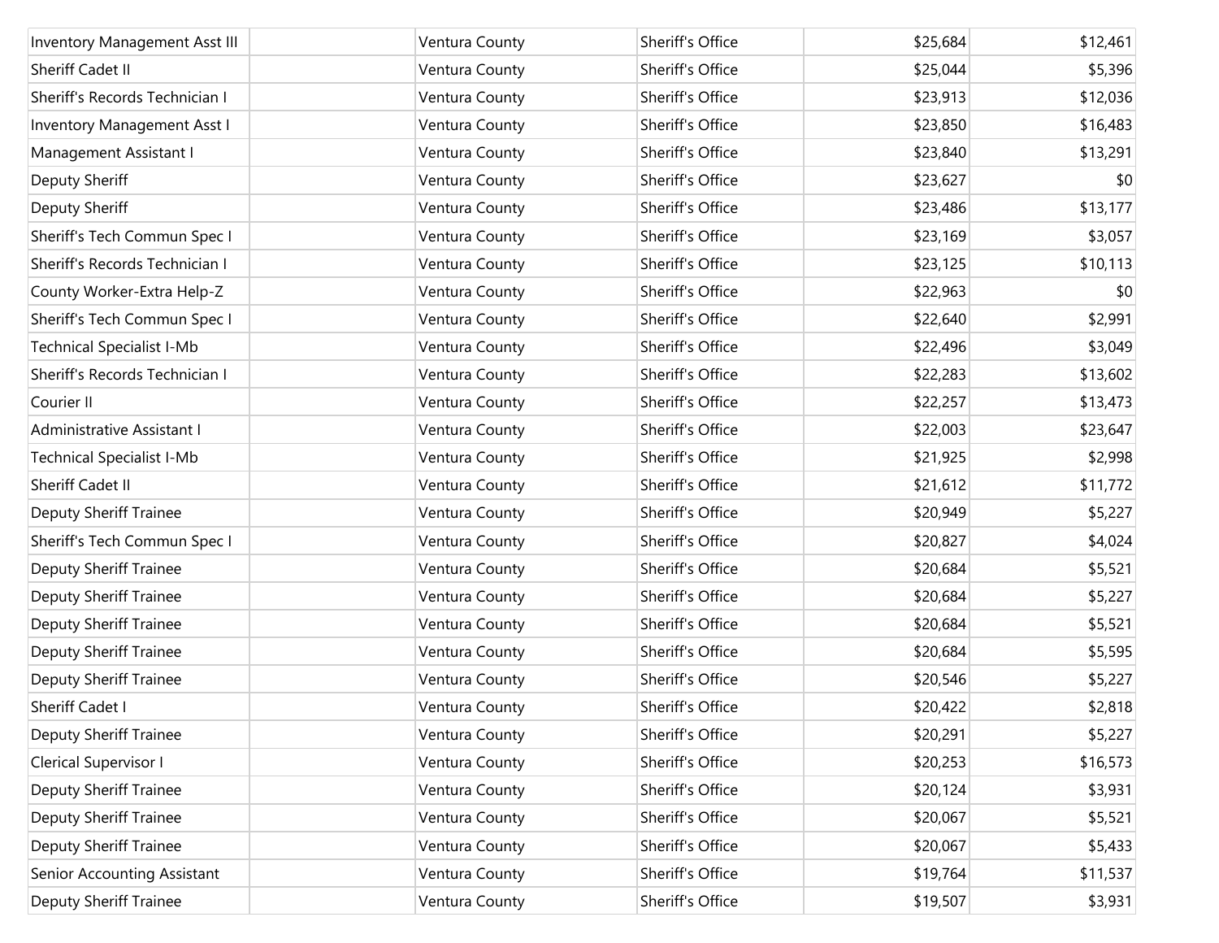| | | | | | |
|---|---|---|---|---|---|
| Inventory Management Asst III | | Ventura County | Sheriff's Office | $25,684 | $12,461 |
| Sheriff Cadet II | | Ventura County | Sheriff's Office | $25,044 | $5,396 |
| Sheriff's Records Technician I | | Ventura County | Sheriff's Office | $23,913 | $12,036 |
| Inventory Management Asst I | | Ventura County | Sheriff's Office | $23,850 | $16,483 |
| Management Assistant I | | Ventura County | Sheriff's Office | $23,840 | $13,291 |
| Deputy Sheriff | | Ventura County | Sheriff's Office | $23,627 | $0 |
| Deputy Sheriff | | Ventura County | Sheriff's Office | $23,486 | $13,177 |
| Sheriff's Tech Commun Spec I | | Ventura County | Sheriff's Office | $23,169 | $3,057 |
| Sheriff's Records Technician I | | Ventura County | Sheriff's Office | $23,125 | $10,113 |
| County Worker-Extra Help-Z | | Ventura County | Sheriff's Office | $22,963 | $0 |
| Sheriff's Tech Commun Spec I | | Ventura County | Sheriff's Office | $22,640 | $2,991 |
| Technical Specialist I-Mb | | Ventura County | Sheriff's Office | $22,496 | $3,049 |
| Sheriff's Records Technician I | | Ventura County | Sheriff's Office | $22,283 | $13,602 |
| Courier II | | Ventura County | Sheriff's Office | $22,257 | $13,473 |
| Administrative Assistant I | | Ventura County | Sheriff's Office | $22,003 | $23,647 |
| Technical Specialist I-Mb | | Ventura County | Sheriff's Office | $21,925 | $2,998 |
| Sheriff Cadet II | | Ventura County | Sheriff's Office | $21,612 | $11,772 |
| Deputy Sheriff Trainee | | Ventura County | Sheriff's Office | $20,949 | $5,227 |
| Sheriff's Tech Commun Spec I | | Ventura County | Sheriff's Office | $20,827 | $4,024 |
| Deputy Sheriff Trainee | | Ventura County | Sheriff's Office | $20,684 | $5,521 |
| Deputy Sheriff Trainee | | Ventura County | Sheriff's Office | $20,684 | $5,227 |
| Deputy Sheriff Trainee | | Ventura County | Sheriff's Office | $20,684 | $5,521 |
| Deputy Sheriff Trainee | | Ventura County | Sheriff's Office | $20,684 | $5,595 |
| Deputy Sheriff Trainee | | Ventura County | Sheriff's Office | $20,546 | $5,227 |
| Sheriff Cadet I | | Ventura County | Sheriff's Office | $20,422 | $2,818 |
| Deputy Sheriff Trainee | | Ventura County | Sheriff's Office | $20,291 | $5,227 |
| Clerical Supervisor I | | Ventura County | Sheriff's Office | $20,253 | $16,573 |
| Deputy Sheriff Trainee | | Ventura County | Sheriff's Office | $20,124 | $3,931 |
| Deputy Sheriff Trainee | | Ventura County | Sheriff's Office | $20,067 | $5,521 |
| Deputy Sheriff Trainee | | Ventura County | Sheriff's Office | $20,067 | $5,433 |
| Senior Accounting Assistant | | Ventura County | Sheriff's Office | $19,764 | $11,537 |
| Deputy Sheriff Trainee | | Ventura County | Sheriff's Office | $19,507 | $3,931 |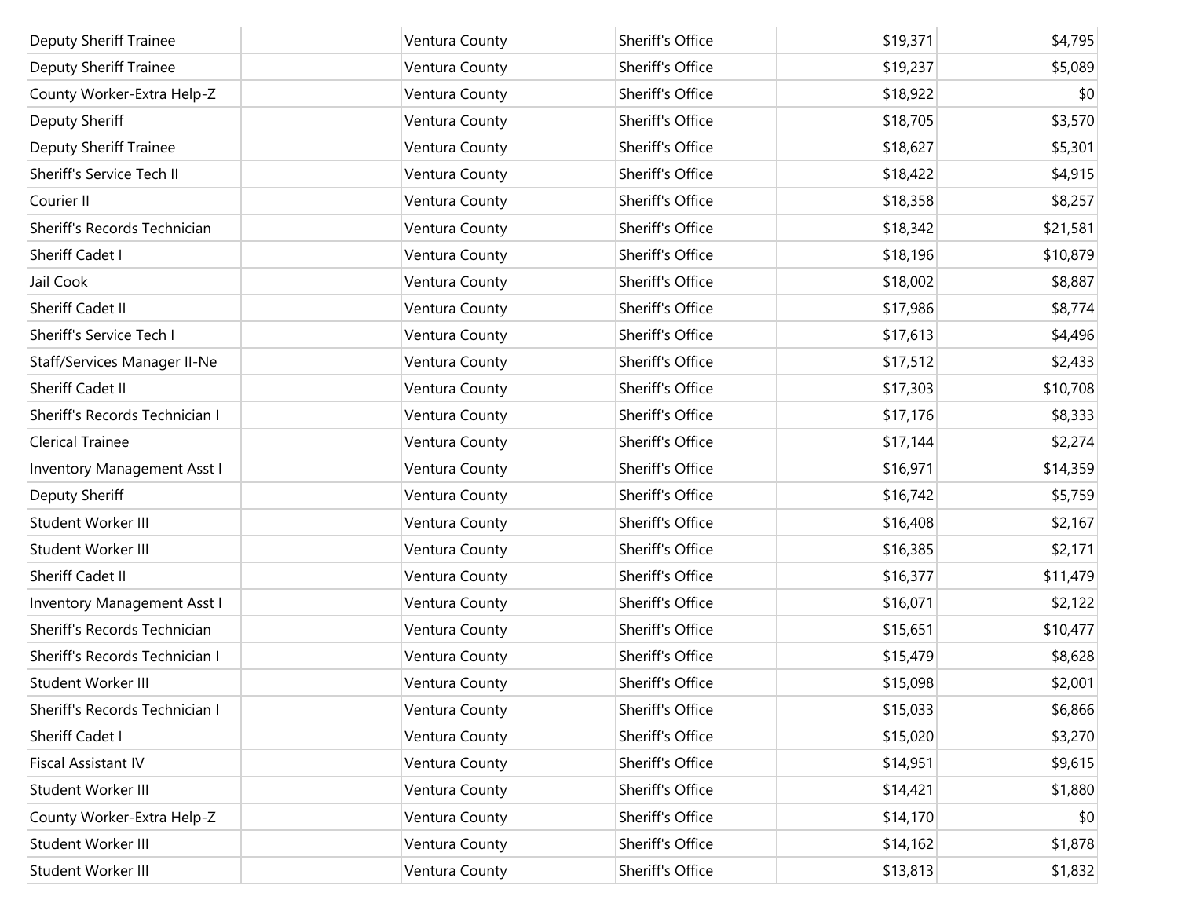| | | | | | |
|---|---|---|---|---|---|
| Deputy Sheriff Trainee | | Ventura County | Sheriff's Office | $19,371 | $4,795 |
| Deputy Sheriff Trainee | | Ventura County | Sheriff's Office | $19,237 | $5,089 |
| County Worker-Extra Help-Z | | Ventura County | Sheriff's Office | $18,922 | $0 |
| Deputy Sheriff | | Ventura County | Sheriff's Office | $18,705 | $3,570 |
| Deputy Sheriff Trainee | | Ventura County | Sheriff's Office | $18,627 | $5,301 |
| Sheriff's Service Tech II | | Ventura County | Sheriff's Office | $18,422 | $4,915 |
| Courier II | | Ventura County | Sheriff's Office | $18,358 | $8,257 |
| Sheriff's Records Technician | | Ventura County | Sheriff's Office | $18,342 | $21,581 |
| Sheriff Cadet I | | Ventura County | Sheriff's Office | $18,196 | $10,879 |
| Jail Cook | | Ventura County | Sheriff's Office | $18,002 | $8,887 |
| Sheriff Cadet II | | Ventura County | Sheriff's Office | $17,986 | $8,774 |
| Sheriff's Service Tech I | | Ventura County | Sheriff's Office | $17,613 | $4,496 |
| Staff/Services Manager II-Ne | | Ventura County | Sheriff's Office | $17,512 | $2,433 |
| Sheriff Cadet II | | Ventura County | Sheriff's Office | $17,303 | $10,708 |
| Sheriff's Records Technician I | | Ventura County | Sheriff's Office | $17,176 | $8,333 |
| Clerical Trainee | | Ventura County | Sheriff's Office | $17,144 | $2,274 |
| Inventory Management Asst I | | Ventura County | Sheriff's Office | $16,971 | $14,359 |
| Deputy Sheriff | | Ventura County | Sheriff's Office | $16,742 | $5,759 |
| Student Worker III | | Ventura County | Sheriff's Office | $16,408 | $2,167 |
| Student Worker III | | Ventura County | Sheriff's Office | $16,385 | $2,171 |
| Sheriff Cadet II | | Ventura County | Sheriff's Office | $16,377 | $11,479 |
| Inventory Management Asst I | | Ventura County | Sheriff's Office | $16,071 | $2,122 |
| Sheriff's Records Technician | | Ventura County | Sheriff's Office | $15,651 | $10,477 |
| Sheriff's Records Technician I | | Ventura County | Sheriff's Office | $15,479 | $8,628 |
| Student Worker III | | Ventura County | Sheriff's Office | $15,098 | $2,001 |
| Sheriff's Records Technician I | | Ventura County | Sheriff's Office | $15,033 | $6,866 |
| Sheriff Cadet I | | Ventura County | Sheriff's Office | $15,020 | $3,270 |
| Fiscal Assistant IV | | Ventura County | Sheriff's Office | $14,951 | $9,615 |
| Student Worker III | | Ventura County | Sheriff's Office | $14,421 | $1,880 |
| County Worker-Extra Help-Z | | Ventura County | Sheriff's Office | $14,170 | $0 |
| Student Worker III | | Ventura County | Sheriff's Office | $14,162 | $1,878 |
| Student Worker III | | Ventura County | Sheriff's Office | $13,813 | $1,832 |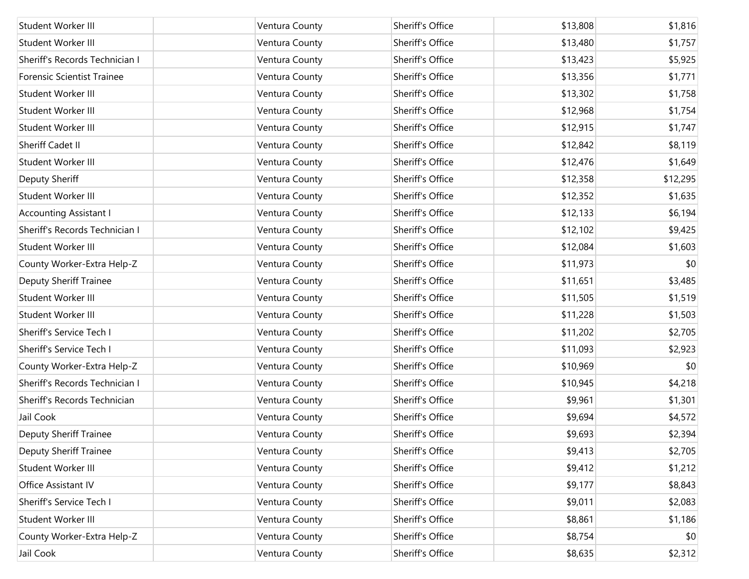| | | | | | |
|---|---|---|---|---|---|
| Student Worker III | | Ventura County | Sheriff's Office | $13,808 | $1,816 |
| Student Worker III | | Ventura County | Sheriff's Office | $13,480 | $1,757 |
| Sheriff's Records Technician I | | Ventura County | Sheriff's Office | $13,423 | $5,925 |
| Forensic Scientist Trainee | | Ventura County | Sheriff's Office | $13,356 | $1,771 |
| Student Worker III | | Ventura County | Sheriff's Office | $13,302 | $1,758 |
| Student Worker III | | Ventura County | Sheriff's Office | $12,968 | $1,754 |
| Student Worker III | | Ventura County | Sheriff's Office | $12,915 | $1,747 |
| Sheriff Cadet II | | Ventura County | Sheriff's Office | $12,842 | $8,119 |
| Student Worker III | | Ventura County | Sheriff's Office | $12,476 | $1,649 |
| Deputy Sheriff | | Ventura County | Sheriff's Office | $12,358 | $12,295 |
| Student Worker III | | Ventura County | Sheriff's Office | $12,352 | $1,635 |
| Accounting Assistant I | | Ventura County | Sheriff's Office | $12,133 | $6,194 |
| Sheriff's Records Technician I | | Ventura County | Sheriff's Office | $12,102 | $9,425 |
| Student Worker III | | Ventura County | Sheriff's Office | $12,084 | $1,603 |
| County Worker-Extra Help-Z | | Ventura County | Sheriff's Office | $11,973 | $0 |
| Deputy Sheriff Trainee | | Ventura County | Sheriff's Office | $11,651 | $3,485 |
| Student Worker III | | Ventura County | Sheriff's Office | $11,505 | $1,519 |
| Student Worker III | | Ventura County | Sheriff's Office | $11,228 | $1,503 |
| Sheriff's Service Tech I | | Ventura County | Sheriff's Office | $11,202 | $2,705 |
| Sheriff's Service Tech I | | Ventura County | Sheriff's Office | $11,093 | $2,923 |
| County Worker-Extra Help-Z | | Ventura County | Sheriff's Office | $10,969 | $0 |
| Sheriff's Records Technician I | | Ventura County | Sheriff's Office | $10,945 | $4,218 |
| Sheriff's Records Technician | | Ventura County | Sheriff's Office | $9,961 | $1,301 |
| Jail Cook | | Ventura County | Sheriff's Office | $9,694 | $4,572 |
| Deputy Sheriff Trainee | | Ventura County | Sheriff's Office | $9,693 | $2,394 |
| Deputy Sheriff Trainee | | Ventura County | Sheriff's Office | $9,413 | $2,705 |
| Student Worker III | | Ventura County | Sheriff's Office | $9,412 | $1,212 |
| Office Assistant IV | | Ventura County | Sheriff's Office | $9,177 | $8,843 |
| Sheriff's Service Tech I | | Ventura County | Sheriff's Office | $9,011 | $2,083 |
| Student Worker III | | Ventura County | Sheriff's Office | $8,861 | $1,186 |
| County Worker-Extra Help-Z | | Ventura County | Sheriff's Office | $8,754 | $0 |
| Jail Cook | | Ventura County | Sheriff's Office | $8,635 | $2,312 |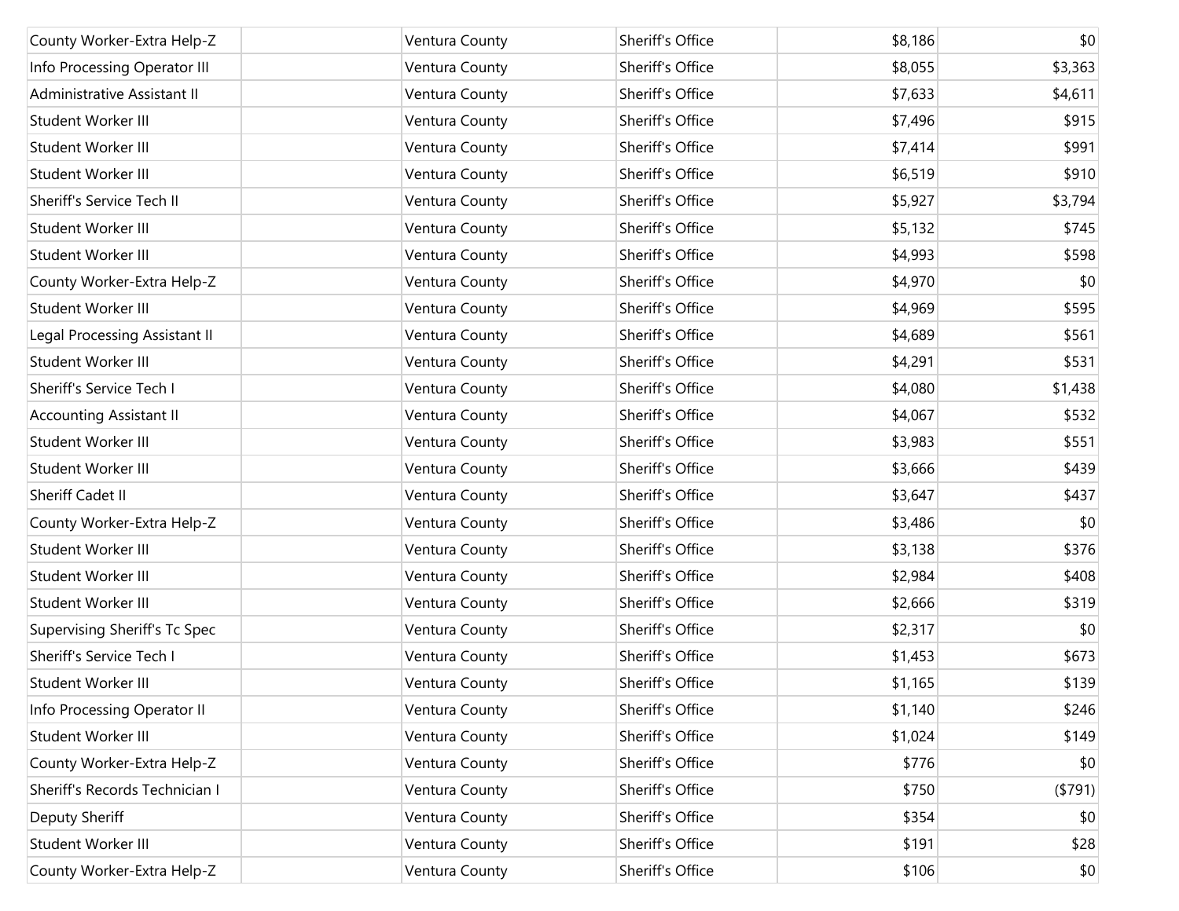| | | | | | |
|---|---|---|---|---|---|
| County Worker-Extra Help-Z | | Ventura County | Sheriff's Office | $8,186 | $0 |
| Info Processing Operator III | | Ventura County | Sheriff's Office | $8,055 | $3,363 |
| Administrative Assistant II | | Ventura County | Sheriff's Office | $7,633 | $4,611 |
| Student Worker III | | Ventura County | Sheriff's Office | $7,496 | $915 |
| Student Worker III | | Ventura County | Sheriff's Office | $7,414 | $991 |
| Student Worker III | | Ventura County | Sheriff's Office | $6,519 | $910 |
| Sheriff's Service Tech II | | Ventura County | Sheriff's Office | $5,927 | $3,794 |
| Student Worker III | | Ventura County | Sheriff's Office | $5,132 | $745 |
| Student Worker III | | Ventura County | Sheriff's Office | $4,993 | $598 |
| County Worker-Extra Help-Z | | Ventura County | Sheriff's Office | $4,970 | $0 |
| Student Worker III | | Ventura County | Sheriff's Office | $4,969 | $595 |
| Legal Processing Assistant II | | Ventura County | Sheriff's Office | $4,689 | $561 |
| Student Worker III | | Ventura County | Sheriff's Office | $4,291 | $531 |
| Sheriff's Service Tech I | | Ventura County | Sheriff's Office | $4,080 | $1,438 |
| Accounting Assistant II | | Ventura County | Sheriff's Office | $4,067 | $532 |
| Student Worker III | | Ventura County | Sheriff's Office | $3,983 | $551 |
| Student Worker III | | Ventura County | Sheriff's Office | $3,666 | $439 |
| Sheriff Cadet II | | Ventura County | Sheriff's Office | $3,647 | $437 |
| County Worker-Extra Help-Z | | Ventura County | Sheriff's Office | $3,486 | $0 |
| Student Worker III | | Ventura County | Sheriff's Office | $3,138 | $376 |
| Student Worker III | | Ventura County | Sheriff's Office | $2,984 | $408 |
| Student Worker III | | Ventura County | Sheriff's Office | $2,666 | $319 |
| Supervising Sheriff's Tc Spec | | Ventura County | Sheriff's Office | $2,317 | $0 |
| Sheriff's Service Tech I | | Ventura County | Sheriff's Office | $1,453 | $673 |
| Student Worker III | | Ventura County | Sheriff's Office | $1,165 | $139 |
| Info Processing Operator II | | Ventura County | Sheriff's Office | $1,140 | $246 |
| Student Worker III | | Ventura County | Sheriff's Office | $1,024 | $149 |
| County Worker-Extra Help-Z | | Ventura County | Sheriff's Office | $776 | $0 |
| Sheriff's Records Technician I | | Ventura County | Sheriff's Office | $750 | ($791) |
| Deputy Sheriff | | Ventura County | Sheriff's Office | $354 | $0 |
| Student Worker III | | Ventura County | Sheriff's Office | $191 | $28 |
| County Worker-Extra Help-Z | | Ventura County | Sheriff's Office | $106 | $0 |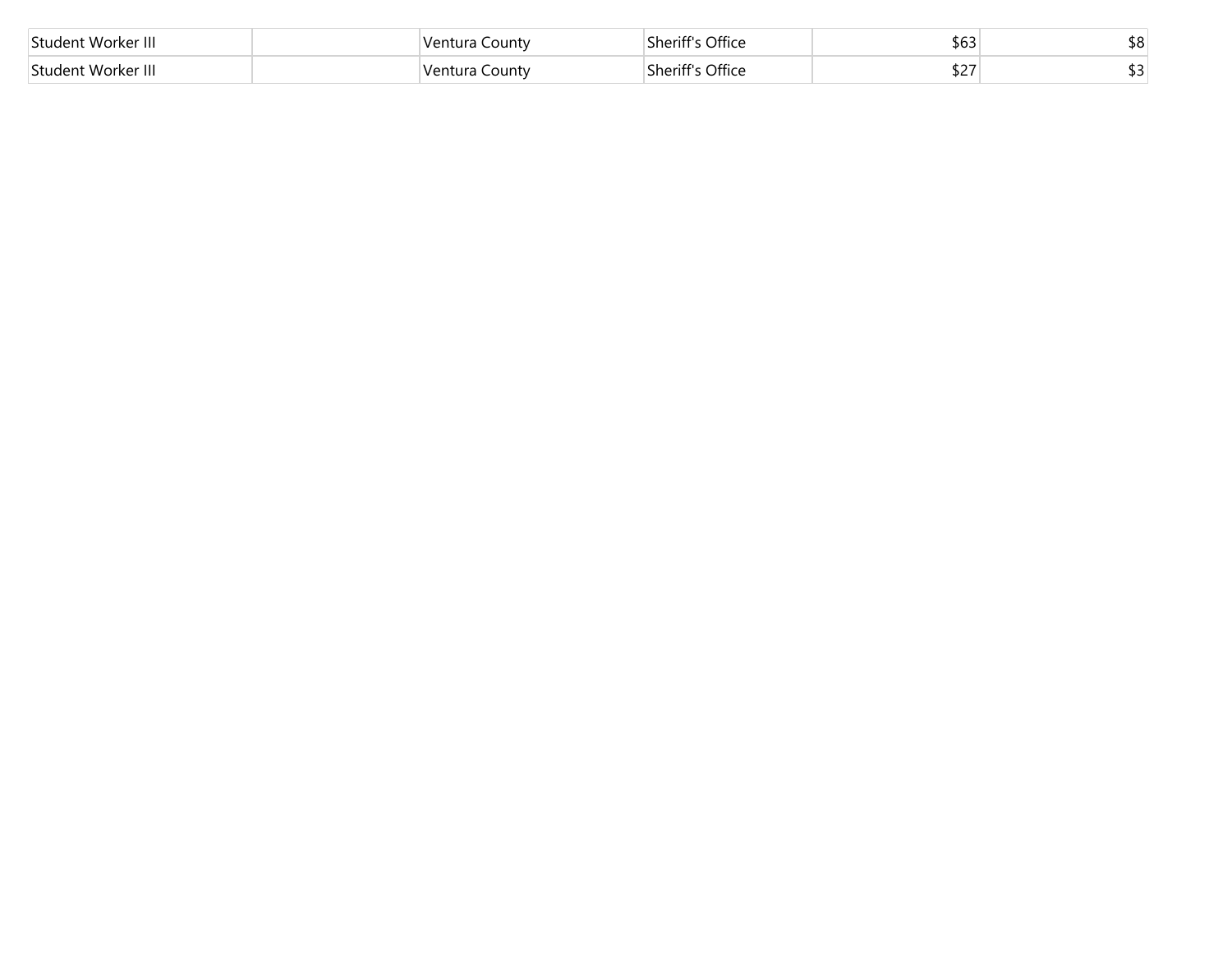| | | | | | |
|---|---|---|---|---|---|
| Student Worker III | | Ventura County | Sheriff's Office | $63 | $8 |
| Student Worker III | | Ventura County | Sheriff's Office | $27 | $3 |